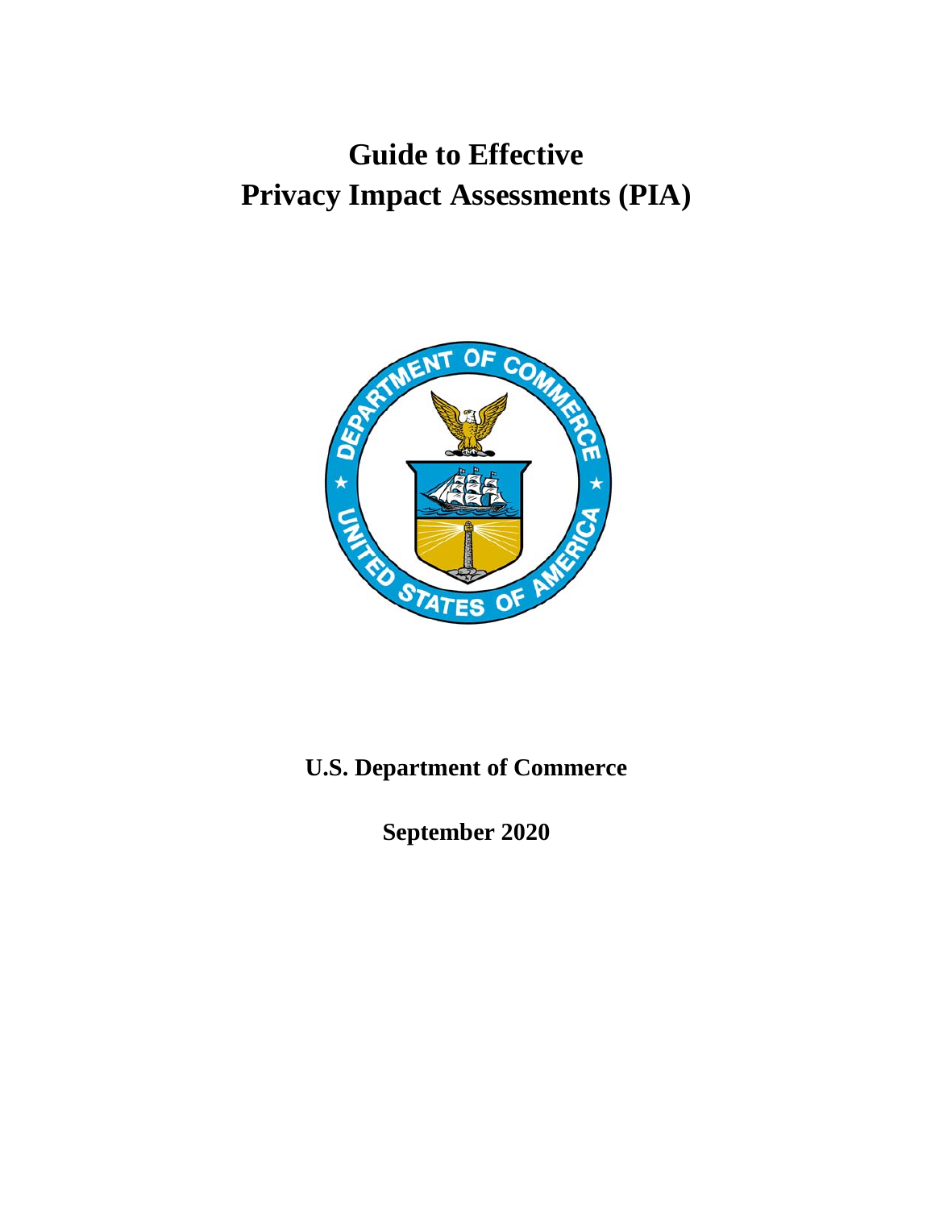# Guide to Effective Privacy Impact Assessments (PIA)

**U.S. Department of Commerce**

**September 2020**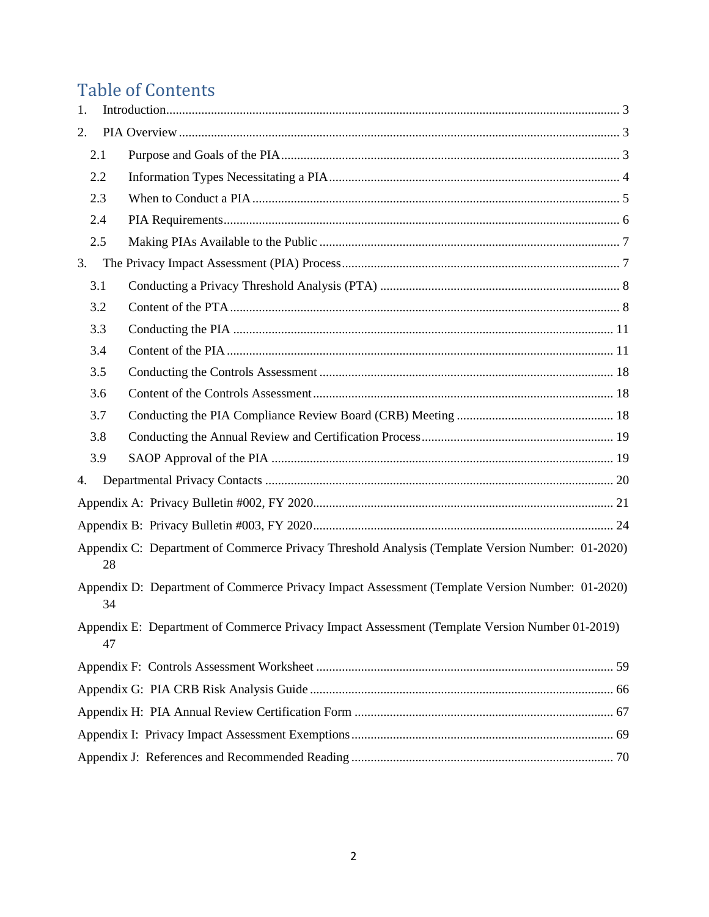# Table of Contents

1. Introduction ... 3
2. PIA Overview ... 3
   - 2.1 Purpose and Goals of the PIA ... 3
   - 2.2 Information Types Necessitating a PIA ... 4
   - 2.3 When to Conduct a PIA ... 5
   - 2.4 PIA Requirements ... 6
   - 2.5 Making PIAs Available to the Public ... 7
3. The Privacy Impact Assessment (PIA) Process ... 7
   - 3.1 Conducting a Privacy Threshold Analysis (PTA) ... 8
   - 3.2 Content of the PTA ... 8
   - 3.3 Conducting the PIA ... 11
   - 3.4 Content of the PIA ... 11
   - 3.5 Conducting the Controls Assessment ... 18
   - 3.6 Content of the Controls Assessment ... 18
   - 3.7 Conducting the PIA Compliance Review Board (CRB) Meeting ... 18
   - 3.8 Conducting the Annual Review and Certification Process ... 19
   - 3.9 SAOP Approval of the PIA ... 19
4. Departmental Privacy Contacts ... 20

Appendix A: Privacy Bulletin #002, FY 2020 ... 21

Appendix B: Privacy Bulletin #003, FY 2020 ... 24

Appendix C: Department of Commerce Privacy Threshold Analysis (Template Version Number: 01-2020) 28

Appendix D: Department of Commerce Privacy Impact Assessment (Template Version Number: 01-2020) 34

Appendix E: Department of Commerce Privacy Impact Assessment (Template Version Number 01-2019) 47

Appendix F: Controls Assessment Worksheet ... 59

Appendix G: PIA CRB Risk Analysis Guide ... 66

Appendix H: PIA Annual Review Certification Form ... 67

Appendix I: Privacy Impact Assessment Exemptions ... 69

Appendix J: References and Recommended Reading ... 70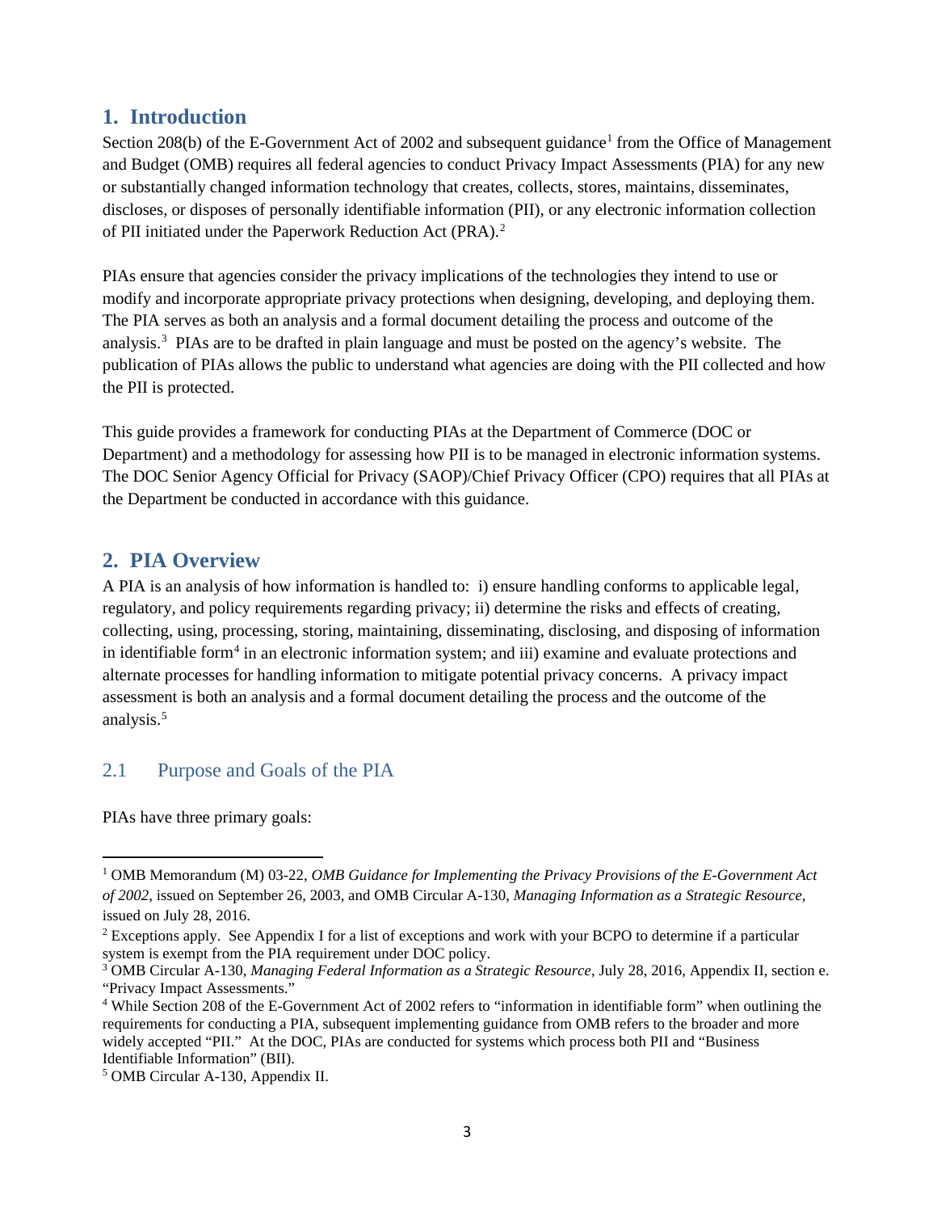## 1. Introduction

Section 208(b) of the E-Government Act of 2002 and subsequent guidance[1] from the Office of Management and Budget (OMB) requires all federal agencies to conduct Privacy Impact Assessments (PIA) for any new or substantially changed information technology that creates, collects, stores, maintains, disseminates, discloses, or disposes of personally identifiable information (PII), or any electronic information collection of PII initiated under the Paperwork Reduction Act (PRA).[2]

PIAs ensure that agencies consider the privacy implications of the technologies they intend to use or modify and incorporate appropriate privacy protections when designing, developing, and deploying them. The PIA serves as both an analysis and a formal document detailing the process and outcome of the analysis.[3] PIAs are to be drafted in plain language and must be posted on the agency's website. The publication of PIAs allows the public to understand what agencies are doing with the PII collected and how the PII is protected.

This guide provides a framework for conducting PIAs at the Department of Commerce (DOC or Department) and a methodology for assessing how PII is to be managed in electronic information systems. The DOC Senior Agency Official for Privacy (SAOP)/Chief Privacy Officer (CPO) requires that all PIAs at the Department be conducted in accordance with this guidance.

## 2. PIA Overview

A PIA is an analysis of how information is handled to: i) ensure handling conforms to applicable legal, regulatory, and policy requirements regarding privacy; ii) determine the risks and effects of creating, collecting, using, processing, storing, maintaining, disseminating, disclosing, and disposing of information in identifiable form[4] in an electronic information system; and iii) examine and evaluate protections and alternate processes for handling information to mitigate potential privacy concerns. A privacy impact assessment is both an analysis and a formal document detailing the process and the outcome of the analysis.[5]

### 2.1 Purpose and Goals of the PIA

PIAs have three primary goals:

---

[1] OMB Memorandum (M) 03-22, *OMB Guidance for Implementing the Privacy Provisions of the E-Government Act of 2002*, issued on September 26, 2003, and OMB Circular A-130, *Managing Information as a Strategic Resource*, issued on July 28, 2016.

[2] Exceptions apply. See Appendix I for a list of exceptions and work with your BCPO to determine if a particular system is exempt from the PIA requirement under DOC policy.

[3] OMB Circular A-130, *Managing Federal Information as a Strategic Resource*, July 28, 2016, Appendix II, section e. "Privacy Impact Assessments."

[4] While Section 208 of the E-Government Act of 2002 refers to "information in identifiable form" when outlining the requirements for conducting a PIA, subsequent implementing guidance from OMB refers to the broader and more widely accepted "PII." At the DOC, PIAs are conducted for systems which process both PII and "Business Identifiable Information" (BII).

[5] OMB Circular A-130, Appendix II.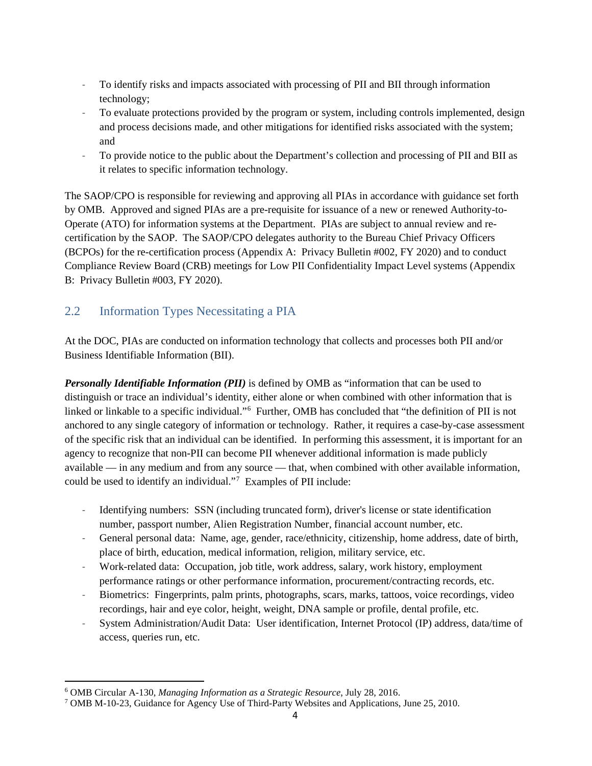- To identify risks and impacts associated with processing of PII and BII through information technology;
- To evaluate protections provided by the program or system, including controls implemented, design and process decisions made, and other mitigations for identified risks associated with the system; and
- To provide notice to the public about the Department's collection and processing of PII and BII as it relates to specific information technology.

The SAOP/CPO is responsible for reviewing and approving all PIAs in accordance with guidance set forth by OMB. Approved and signed PIAs are a pre-requisite for issuance of a new or renewed Authority-to-Operate (ATO) for information systems at the Department. PIAs are subject to annual review and re-certification by the SAOP. The SAOP/CPO delegates authority to the Bureau Chief Privacy Officers (BCPOs) for the re-certification process (Appendix A: Privacy Bulletin #002, FY 2020) and to conduct Compliance Review Board (CRB) meetings for Low PII Confidentiality Impact Level systems (Appendix B: Privacy Bulletin #003, FY 2020).

## 2.2 Information Types Necessitating a PIA

At the DOC, PIAs are conducted on information technology that collects and processes both PII and/or Business Identifiable Information (BII).

***Personally Identifiable Information (PII)*** is defined by OMB as "information that can be used to distinguish or trace an individual's identity, either alone or when combined with other information that is linked or linkable to a specific individual."[6] Further, OMB has concluded that "the definition of PII is not anchored to any single category of information or technology. Rather, it requires a case-by-case assessment of the specific risk that an individual can be identified. In performing this assessment, it is important for an agency to recognize that non-PII can become PII whenever additional information is made publicly available — in any medium and from any source — that, when combined with other available information, could be used to identify an individual."[7] Examples of PII include:

- Identifying numbers: SSN (including truncated form), driver's license or state identification number, passport number, Alien Registration Number, financial account number, etc.
- General personal data: Name, age, gender, race/ethnicity, citizenship, home address, date of birth, place of birth, education, medical information, religion, military service, etc.
- Work-related data: Occupation, job title, work address, salary, work history, employment performance ratings or other performance information, procurement/contracting records, etc.
- Biometrics: Fingerprints, palm prints, photographs, scars, marks, tattoos, voice recordings, video recordings, hair and eye color, height, weight, DNA sample or profile, dental profile, etc.
- System Administration/Audit Data: User identification, Internet Protocol (IP) address, data/time of access, queries run, etc.

---

[6] OMB Circular A-130, *Managing Information as a Strategic Resource*, July 28, 2016.

[7] OMB M-10-23, Guidance for Agency Use of Third-Party Websites and Applications, June 25, 2010.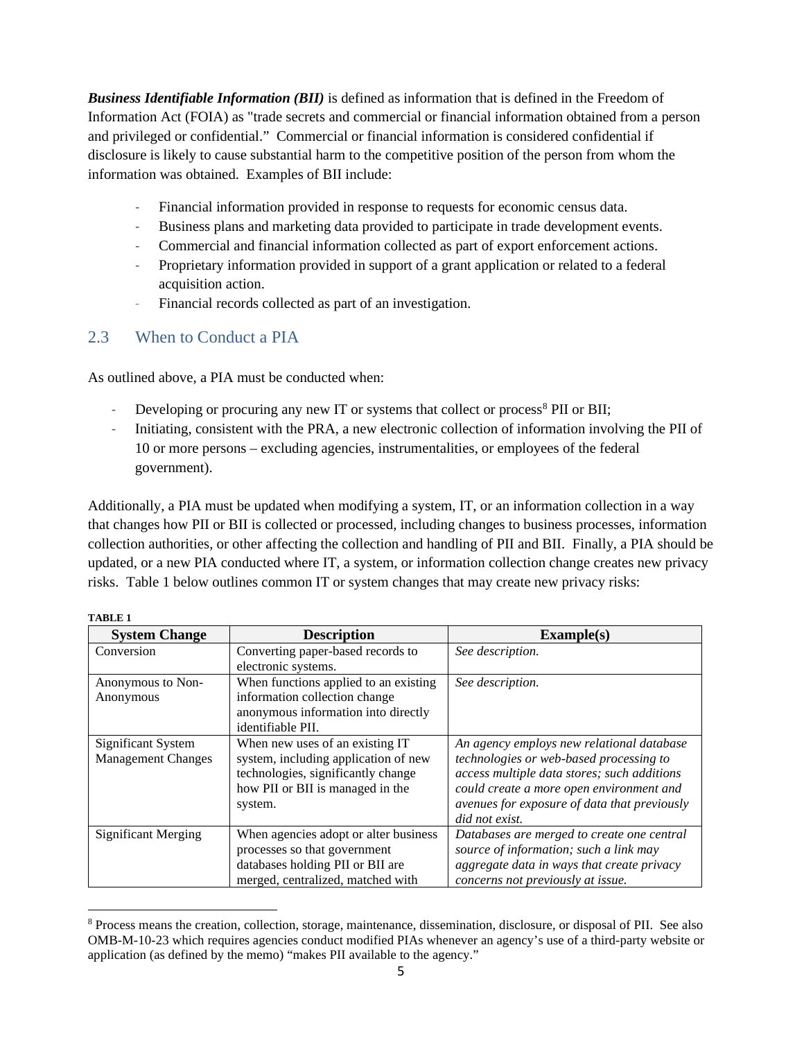***Business Identifiable Information (BII)*** is defined as information that is defined in the Freedom of Information Act (FOIA) as "trade secrets and commercial or financial information obtained from a person and privileged or confidential." Commercial or financial information is considered confidential if disclosure is likely to cause substantial harm to the competitive position of the person from whom the information was obtained. Examples of BII include:

- Financial information provided in response to requests for economic census data.
- Business plans and marketing data provided to participate in trade development events.
- Commercial and financial information collected as part of export enforcement actions.
- Proprietary information provided in support of a grant application or related to a federal acquisition action.
- Financial records collected as part of an investigation.

## 2.3 When to Conduct a PIA

As outlined above, a PIA must be conducted when:

- Developing or procuring any new IT or systems that collect or process[8] PII or BII;
- Initiating, consistent with the PRA, a new electronic collection of information involving the PII of 10 or more persons – excluding agencies, instrumentalities, or employees of the federal government).

Additionally, a PIA must be updated when modifying a system, IT, or an information collection in a way that changes how PII or BII is collected or processed, including changes to business processes, information collection authorities, or other affecting the collection and handling of PII and BII. Finally, a PIA should be updated, or a new PIA conducted where IT, a system, or information collection change creates new privacy risks. Table 1 below outlines common IT or system changes that may create new privacy risks:

**TABLE 1**

| System Change | Description | Example(s) |
|---|---|---|
| Conversion | Converting paper-based records to electronic systems. | *See description.* |
| Anonymous to Non-Anonymous | When functions applied to an existing information collection change anonymous information into directly identifiable PII. | *See description.* |
| Significant System Management Changes | When new uses of an existing IT system, including application of new technologies, significantly change how PII or BII is managed in the system. | *An agency employs new relational database technologies or web-based processing to access multiple data stores; such additions could create a more open environment and avenues for exposure of data that previously did not exist.* |
| Significant Merging | When agencies adopt or alter business processes so that government databases holding PII or BII are merged, centralized, matched with | *Databases are merged to create one central source of information; such a link may aggregate data in ways that create privacy concerns not previously at issue.* |

[8] Process means the creation, collection, storage, maintenance, dissemination, disclosure, or disposal of PII. See also OMB-M-10-23 which requires agencies conduct modified PIAs whenever an agency's use of a third-party website or application (as defined by the memo) "makes PII available to the agency."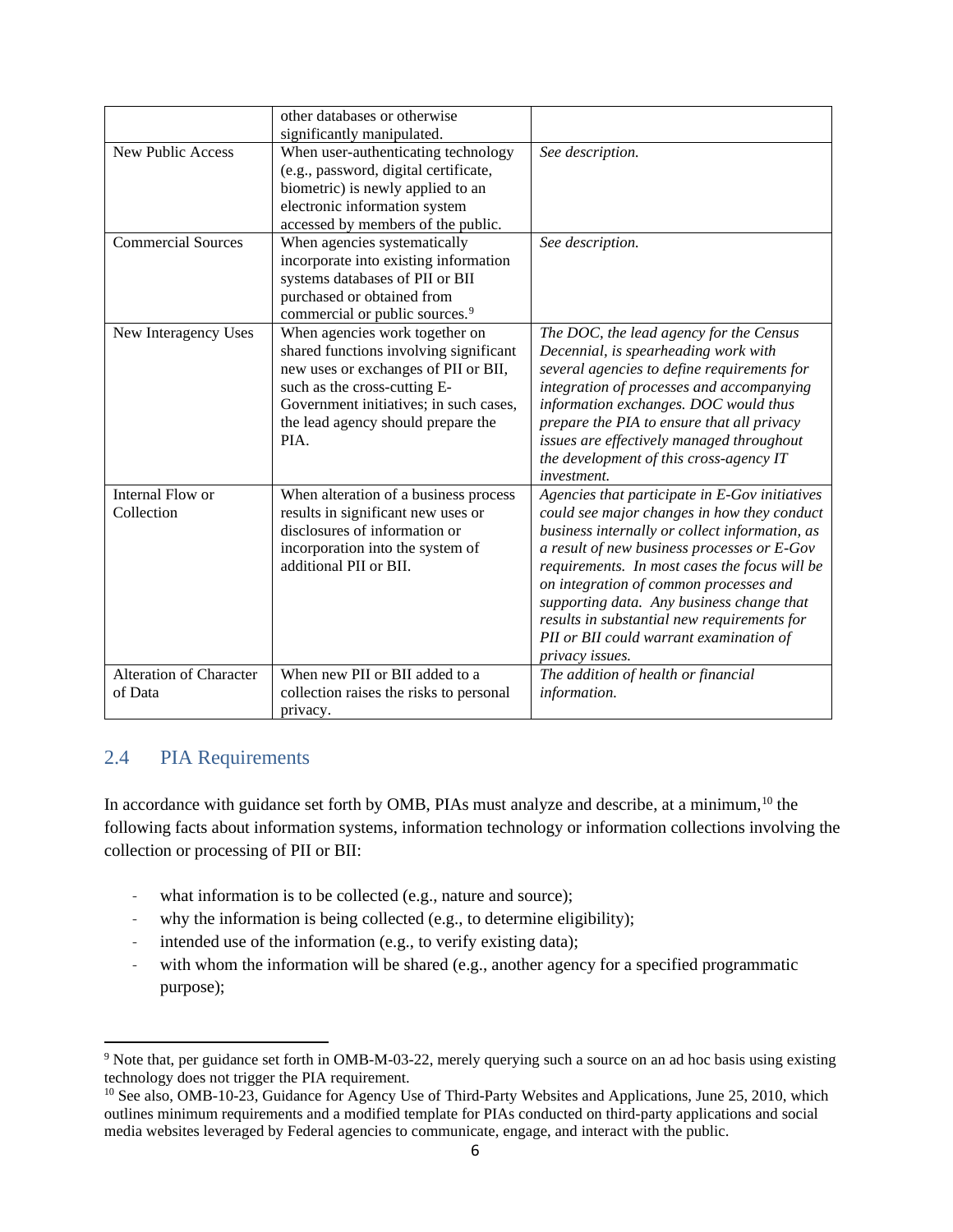| | | |
|---|---|---|
| | other databases or otherwise significantly manipulated. | |
| New Public Access | When user-authenticating technology (e.g., password, digital certificate, biometric) is newly applied to an electronic information system accessed by members of the public. | *See description.* |
| Commercial Sources | When agencies systematically incorporate into existing information systems databases of PII or BII purchased or obtained from commercial or public sources.[9] | *See description.* |
| New Interagency Uses | When agencies work together on shared functions involving significant new uses or exchanges of PII or BII, such as the cross-cutting E-Government initiatives; in such cases, the lead agency should prepare the PIA. | *The DOC, the lead agency for the Census Decennial, is spearheading work with several agencies to define requirements for integration of processes and accompanying information exchanges. DOC would thus prepare the PIA to ensure that all privacy issues are effectively managed throughout the development of this cross-agency IT investment.* |
| Internal Flow or Collection | When alteration of a business process results in significant new uses or disclosures of information or incorporation into the system of additional PII or BII. | *Agencies that participate in E-Gov initiatives could see major changes in how they conduct business internally or collect information, as a result of new business processes or E-Gov requirements. In most cases the focus will be on integration of common processes and supporting data. Any business change that results in substantial new requirements for PII or BII could warrant examination of privacy issues.* |
| Alteration of Character of Data | When new PII or BII added to a collection raises the risks to personal privacy. | *The addition of health or financial information.* |

## 2.4 PIA Requirements

In accordance with guidance set forth by OMB, PIAs must analyze and describe, at a minimum,[10] the following facts about information systems, information technology or information collections involving the collection or processing of PII or BII:

- what information is to be collected (e.g., nature and source);
- why the information is being collected (e.g., to determine eligibility);
- intended use of the information (e.g., to verify existing data);
- with whom the information will be shared (e.g., another agency for a specified programmatic purpose);

[9] Note that, per guidance set forth in OMB-M-03-22, merely querying such a source on an ad hoc basis using existing technology does not trigger the PIA requirement.

[10] See also, OMB-10-23, Guidance for Agency Use of Third-Party Websites and Applications, June 25, 2010, which outlines minimum requirements and a modified template for PIAs conducted on third-party applications and social media websites leveraged by Federal agencies to communicate, engage, and interact with the public.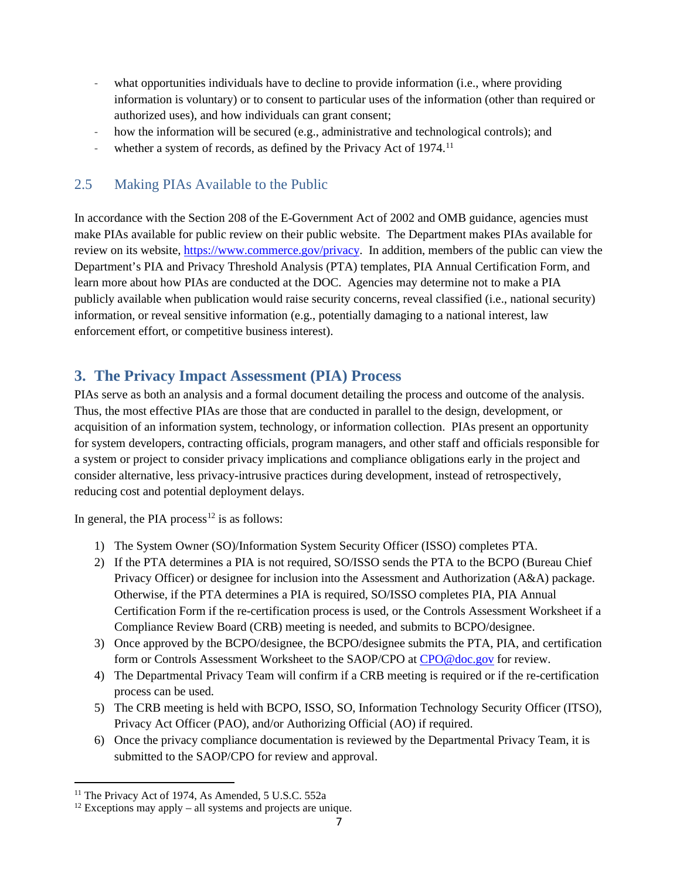- what opportunities individuals have to decline to provide information (i.e., where providing information is voluntary) or to consent to particular uses of the information (other than required or authorized uses), and how individuals can grant consent;
- how the information will be secured (e.g., administrative and technological controls); and
- whether a system of records, as defined by the Privacy Act of 1974.[11]

## 2.5 Making PIAs Available to the Public

In accordance with the Section 208 of the E-Government Act of 2002 and OMB guidance, agencies must make PIAs available for public review on their public website. The Department makes PIAs available for review on its website, https://www.commerce.gov/privacy. In addition, members of the public can view the Department's PIA and Privacy Threshold Analysis (PTA) templates, PIA Annual Certification Form, and learn more about how PIAs are conducted at the DOC. Agencies may determine not to make a PIA publicly available when publication would raise security concerns, reveal classified (i.e., national security) information, or reveal sensitive information (e.g., potentially damaging to a national interest, law enforcement effort, or competitive business interest).

# 3. The Privacy Impact Assessment (PIA) Process

PIAs serve as both an analysis and a formal document detailing the process and outcome of the analysis. Thus, the most effective PIAs are those that are conducted in parallel to the design, development, or acquisition of an information system, technology, or information collection. PIAs present an opportunity for system developers, contracting officials, program managers, and other staff and officials responsible for a system or project to consider privacy implications and compliance obligations early in the project and consider alternative, less privacy-intrusive practices during development, instead of retrospectively, reducing cost and potential deployment delays.

In general, the PIA process[12] is as follows:

1) The System Owner (SO)/Information System Security Officer (ISSO) completes PTA.
2) If the PTA determines a PIA is not required, SO/ISSO sends the PTA to the BCPO (Bureau Chief Privacy Officer) or designee for inclusion into the Assessment and Authorization (A&A) package. Otherwise, if the PTA determines a PIA is required, SO/ISSO completes PIA, PIA Annual Certification Form if the re-certification process is used, or the Controls Assessment Worksheet if a Compliance Review Board (CRB) meeting is needed, and submits to BCPO/designee.
3) Once approved by the BCPO/designee, the BCPO/designee submits the PTA, PIA, and certification form or Controls Assessment Worksheet to the SAOP/CPO at CPO@doc.gov for review.
4) The Departmental Privacy Team will confirm if a CRB meeting is required or if the re-certification process can be used.
5) The CRB meeting is held with BCPO, ISSO, SO, Information Technology Security Officer (ITSO), Privacy Act Officer (PAO), and/or Authorizing Official (AO) if required.
6) Once the privacy compliance documentation is reviewed by the Departmental Privacy Team, it is submitted to the SAOP/CPO for review and approval.

[11] The Privacy Act of 1974, As Amended, 5 U.S.C. 552a

[12] Exceptions may apply – all systems and projects are unique.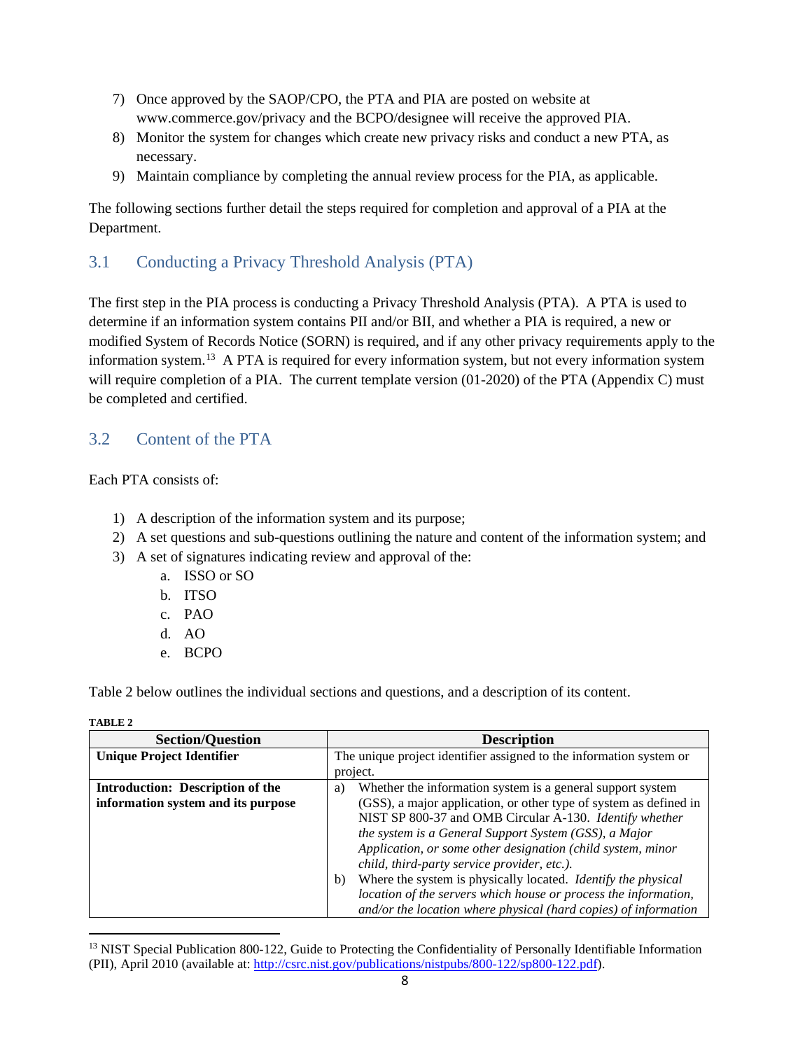7) Once approved by the SAOP/CPO, the PTA and PIA are posted on website at www.commerce.gov/privacy and the BCPO/designee will receive the approved PIA.
8) Monitor the system for changes which create new privacy risks and conduct a new PTA, as necessary.
9) Maintain compliance by completing the annual review process for the PIA, as applicable.

The following sections further detail the steps required for completion and approval of a PIA at the Department.

## 3.1 Conducting a Privacy Threshold Analysis (PTA)

The first step in the PIA process is conducting a Privacy Threshold Analysis (PTA). A PTA is used to determine if an information system contains PII and/or BII, and whether a PIA is required, a new or modified System of Records Notice (SORN) is required, and if any other privacy requirements apply to the information system.[13] A PTA is required for every information system, but not every information system will require completion of a PIA. The current template version (01-2020) of the PTA (Appendix C) must be completed and certified.

## 3.2 Content of the PTA

Each PTA consists of:

1) A description of the information system and its purpose;
2) A set questions and sub-questions outlining the nature and content of the information system; and
3) A set of signatures indicating review and approval of the:
    a. ISSO or SO
    b. ITSO
    c. PAO
    d. AO
    e. BCPO

Table 2 below outlines the individual sections and questions, and a description of its content.

**TABLE 2**

| Section/Question | Description |
|---|---|
| **Unique Project Identifier** | The unique project identifier assigned to the information system or project. |
| **Introduction: Description of the information system and its purpose** | a) Whether the information system is a general support system (GSS), a major application, or other type of system as defined in NIST SP 800-37 and OMB Circular A-130. *Identify whether the system is a General Support System (GSS), a Major Application, or some other designation (child system, minor child, third-party service provider, etc.).*<br>b) Where the system is physically located. *Identify the physical location of the servers which house or process the information, and/or the location where physical (hard copies) of information* |

[13] NIST Special Publication 800-122, Guide to Protecting the Confidentiality of Personally Identifiable Information (PII), April 2010 (available at: http://csrc.nist.gov/publications/nistpubs/800-122/sp800-122.pdf).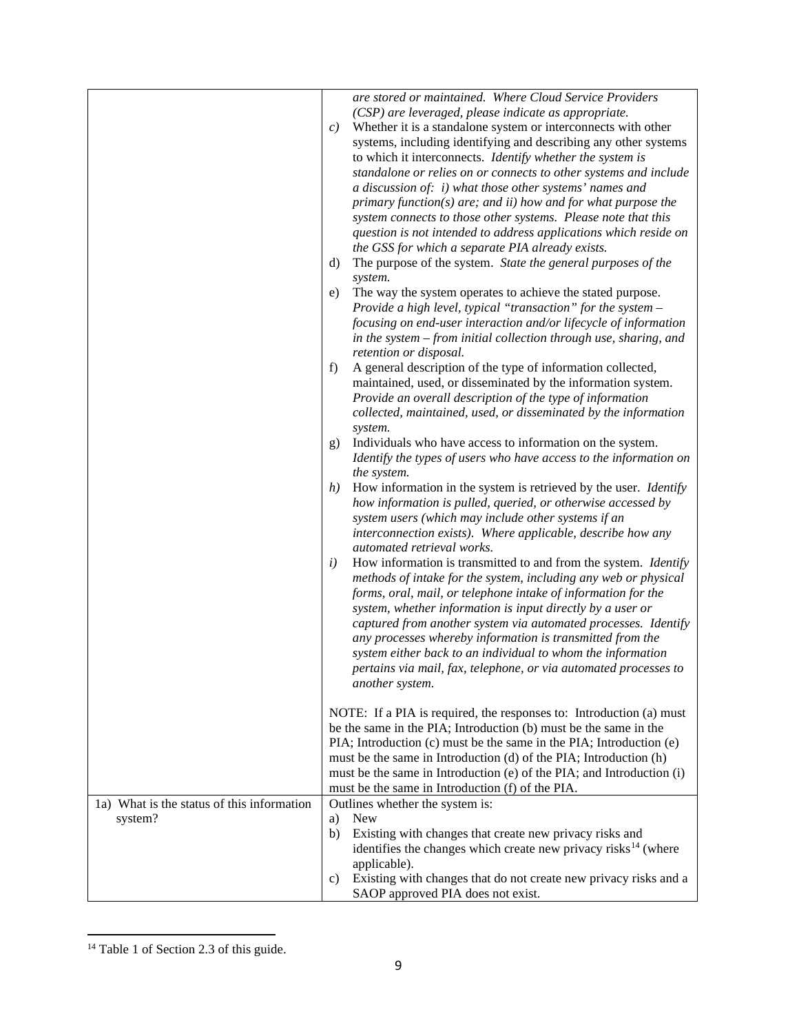| | |
|---|---|
| | *are stored or maintained. Where Cloud Service Providers (CSP) are leveraged, please indicate as appropriate.*<br>*c)* Whether it is a standalone system or interconnects with other systems, including identifying and describing any other systems to which it interconnects. *Identify whether the system is standalone or relies on or connects to other systems and include a discussion of: i) what those other systems' names and primary function(s) are; and ii) how and for what purpose the system connects to those other systems. Please note that this question is not intended to address applications which reside on the GSS for which a separate PIA already exists.*<br>d) The purpose of the system. *State the general purposes of the system.*<br>e) The way the system operates to achieve the stated purpose. *Provide a high level, typical "transaction" for the system – focusing on end-user interaction and/or lifecycle of information in the system – from initial collection through use, sharing, and retention or disposal.*<br>f) A general description of the type of information collected, maintained, used, or disseminated by the information system. *Provide an overall description of the type of information collected, maintained, used, or disseminated by the information system.*<br>g) Individuals who have access to information on the system. *Identify the types of users who have access to the information on the system.*<br>*h)* How information in the system is retrieved by the user. *Identify how information is pulled, queried, or otherwise accessed by system users (which may include other systems if an interconnection exists). Where applicable, describe how any automated retrieval works.*<br>*i)* How information is transmitted to and from the system. *Identify methods of intake for the system, including any web or physical forms, oral, mail, or telephone intake of information for the system, whether information is input directly by a user or captured from another system via automated processes. Identify any processes whereby information is transmitted from the system either back to an individual to whom the information pertains via mail, fax, telephone, or via automated processes to another system.*<br><br>NOTE: If a PIA is required, the responses to: Introduction (a) must be the same in the PIA; Introduction (b) must be the same in the PIA; Introduction (c) must be the same in the PIA; Introduction (e) must be the same in Introduction (d) of the PIA; Introduction (h) must be the same in Introduction (e) of the PIA; and Introduction (i) must be the same in Introduction (f) of the PIA. |
| 1a) What is the status of this information system? | Outlines whether the system is:<br>a) New<br>b) Existing with changes that create new privacy risks and identifies the changes which create new privacy risks[14] (where applicable).<br>c) Existing with changes that do not create new privacy risks and a SAOP approved PIA does not exist. |

[14] Table 1 of Section 2.3 of this guide.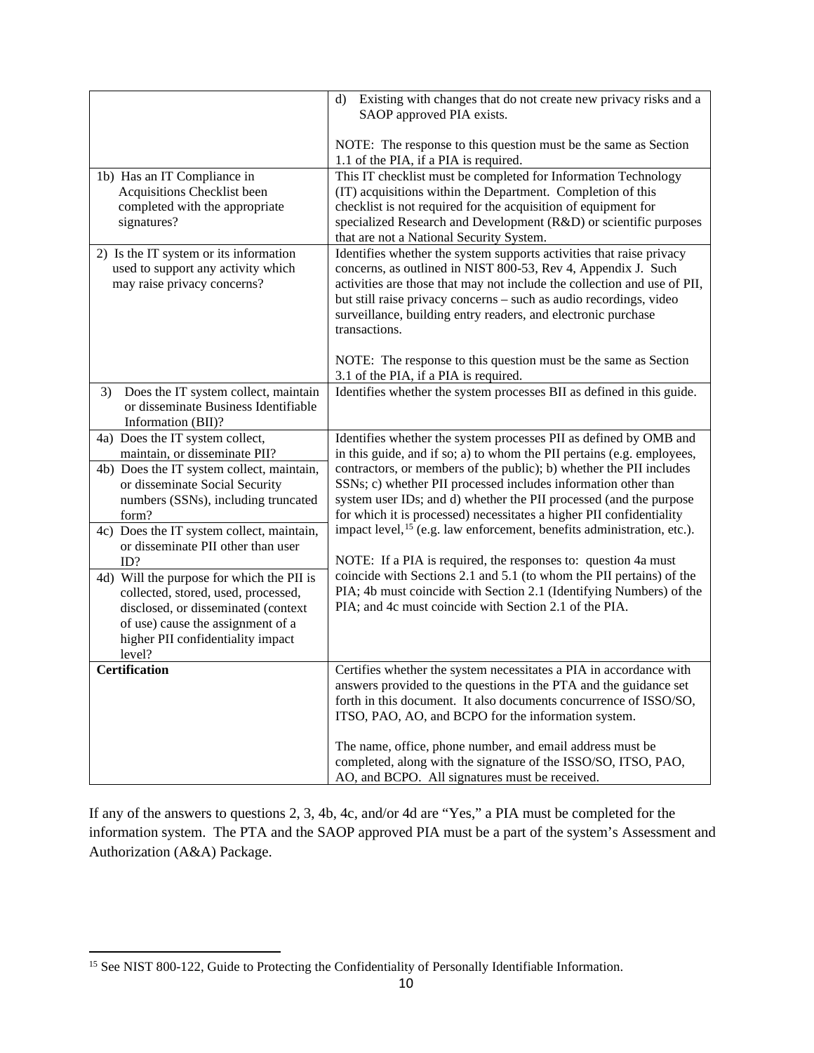| | |
|---|---|
| | d) Existing with changes that do not create new privacy risks and a SAOP approved PIA exists.<br><br>NOTE: The response to this question must be the same as Section 1.1 of the PIA, if a PIA is required. |
| 1b) Has an IT Compliance in Acquisitions Checklist been completed with the appropriate signatures? | This IT checklist must be completed for Information Technology (IT) acquisitions within the Department. Completion of this checklist is not required for the acquisition of equipment for specialized Research and Development (R&D) or scientific purposes that are not a National Security System. |
| 2) Is the IT system or its information used to support any activity which may raise privacy concerns? | Identifies whether the system supports activities that raise privacy concerns, as outlined in NIST 800-53, Rev 4, Appendix J. Such activities are those that may not include the collection and use of PII, but still raise privacy concerns – such as audio recordings, video surveillance, building entry readers, and electronic purchase transactions.<br><br>NOTE: The response to this question must be the same as Section 3.1 of the PIA, if a PIA is required. |
| 3) Does the IT system collect, maintain or disseminate Business Identifiable Information (BII)? | Identifies whether the system processes BII as defined in this guide. |
| 4a) Does the IT system collect, maintain, or disseminate PII?<br>4b) Does the IT system collect, maintain, or disseminate Social Security numbers (SSNs), including truncated form?<br>4c) Does the IT system collect, maintain, or disseminate PII other than user ID?<br>4d) Will the purpose for which the PII is collected, stored, used, processed, disclosed, or disseminated (context of use) cause the assignment of a higher PII confidentiality impact level? | Identifies whether the system processes PII as defined by OMB and in this guide, and if so; a) to whom the PII pertains (e.g. employees, contractors, or members of the public); b) whether the PII includes SSNs; c) whether PII processed includes information other than system user IDs; and d) whether the PII processed (and the purpose for which it is processed) necessitates a higher PII confidentiality impact level,[15] (e.g. law enforcement, benefits administration, etc.).<br><br>NOTE: If a PIA is required, the responses to: question 4a must coincide with Sections 2.1 and 5.1 (to whom the PII pertains) of the PIA; 4b must coincide with Section 2.1 (Identifying Numbers) of the PIA; and 4c must coincide with Section 2.1 of the PIA. |
| **Certification** | Certifies whether the system necessitates a PIA in accordance with answers provided to the questions in the PTA and the guidance set forth in this document. It also documents concurrence of ISSO/SO, ITSO, PAO, AO, and BCPO for the information system.<br><br>The name, office, phone number, and email address must be completed, along with the signature of the ISSO/SO, ITSO, PAO, AO, and BCPO. All signatures must be received. |

If any of the answers to questions 2, 3, 4b, 4c, and/or 4d are "Yes," a PIA must be completed for the information system. The PTA and the SAOP approved PIA must be a part of the system's Assessment and Authorization (A&A) Package.

[15] See NIST 800-122, Guide to Protecting the Confidentiality of Personally Identifiable Information.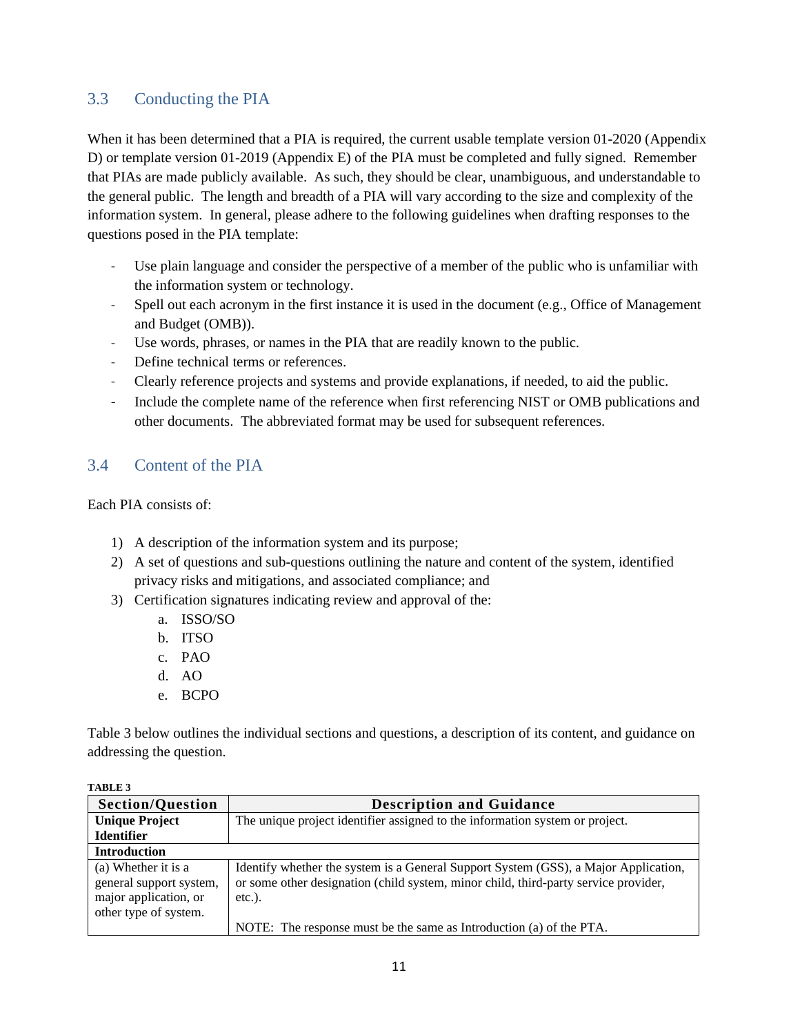## 3.3 Conducting the PIA

When it has been determined that a PIA is required, the current usable template version 01-2020 (Appendix D) or template version 01-2019 (Appendix E) of the PIA must be completed and fully signed. Remember that PIAs are made publicly available. As such, they should be clear, unambiguous, and understandable to the general public. The length and breadth of a PIA will vary according to the size and complexity of the information system. In general, please adhere to the following guidelines when drafting responses to the questions posed in the PIA template:

- Use plain language and consider the perspective of a member of the public who is unfamiliar with the information system or technology.
- Spell out each acronym in the first instance it is used in the document (e.g., Office of Management and Budget (OMB)).
- Use words, phrases, or names in the PIA that are readily known to the public.
- Define technical terms or references.
- Clearly reference projects and systems and provide explanations, if needed, to aid the public.
- Include the complete name of the reference when first referencing NIST or OMB publications and other documents. The abbreviated format may be used for subsequent references.

## 3.4 Content of the PIA

Each PIA consists of:

1) A description of the information system and its purpose;
2) A set of questions and sub-questions outlining the nature and content of the system, identified privacy risks and mitigations, and associated compliance; and
3) Certification signatures indicating review and approval of the:
   a. ISSO/SO
   b. ITSO
   c. PAO
   d. AO
   e. BCPO

Table 3 below outlines the individual sections and questions, a description of its content, and guidance on addressing the question.

**TABLE 3**

| Section/Question | Description and Guidance |
|---|---|
| **Unique Project Identifier** | The unique project identifier assigned to the information system or project. |
| **Introduction** | |
| (a) Whether it is a general support system, major application, or other type of system. | Identify whether the system is a General Support System (GSS), a Major Application, or some other designation (child system, minor child, third-party service provider, etc.).<br><br>NOTE: The response must be the same as Introduction (a) of the PTA. |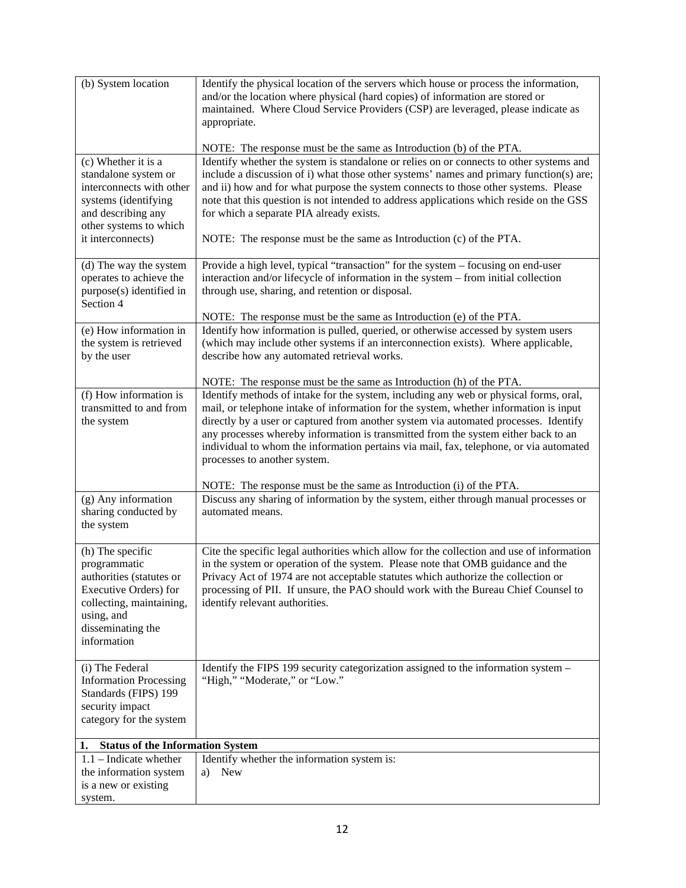| | |
|---|---|
| (b) System location | Identify the physical location of the servers which house or process the information, and/or the location where physical (hard copies) of information are stored or maintained. Where Cloud Service Providers (CSP) are leveraged, please indicate as appropriate.<br><br>NOTE: The response must be the same as Introduction (b) of the PTA. |
| (c) Whether it is a standalone system or interconnects with other systems (identifying and describing any other systems to which it interconnects) | Identify whether the system is standalone or relies on or connects to other systems and include a discussion of i) what those other systems' names and primary function(s) are; and ii) how and for what purpose the system connects to those other systems. Please note that this question is not intended to address applications which reside on the GSS for which a separate PIA already exists.<br><br>NOTE: The response must be the same as Introduction (c) of the PTA. |
| (d) The way the system operates to achieve the purpose(s) identified in Section 4 | Provide a high level, typical "transaction" for the system – focusing on end-user interaction and/or lifecycle of information in the system – from initial collection through use, sharing, and retention or disposal.<br><br>NOTE: The response must be the same as Introduction (e) of the PTA. |
| (e) How information in the system is retrieved by the user | Identify how information is pulled, queried, or otherwise accessed by system users (which may include other systems if an interconnection exists). Where applicable, describe how any automated retrieval works.<br><br>NOTE: The response must be the same as Introduction (h) of the PTA. |
| (f) How information is transmitted to and from the system | Identify methods of intake for the system, including any web or physical forms, oral, mail, or telephone intake of information for the system, whether information is input directly by a user or captured from another system via automated processes. Identify any processes whereby information is transmitted from the system either back to an individual to whom the information pertains via mail, fax, telephone, or via automated processes to another system.<br><br>NOTE: The response must be the same as Introduction (i) of the PTA. |
| (g) Any information sharing conducted by the system | Discuss any sharing of information by the system, either through manual processes or automated means. |
| (h) The specific programmatic authorities (statutes or Executive Orders) for collecting, maintaining, using, and disseminating the information | Cite the specific legal authorities which allow for the collection and use of information in the system or operation of the system. Please note that OMB guidance and the Privacy Act of 1974 are not acceptable statutes which authorize the collection or processing of PII. If unsure, the PAO should work with the Bureau Chief Counsel to identify relevant authorities. |
| (i) The Federal Information Processing Standards (FIPS) 199 security impact category for the system | Identify the FIPS 199 security categorization assigned to the information system – "High," "Moderate," or "Low." |
| **1. Status of the Information System** | |
| 1.1 – Indicate whether the information system is a new or existing system. | Identify whether the information system is:<br>a) New |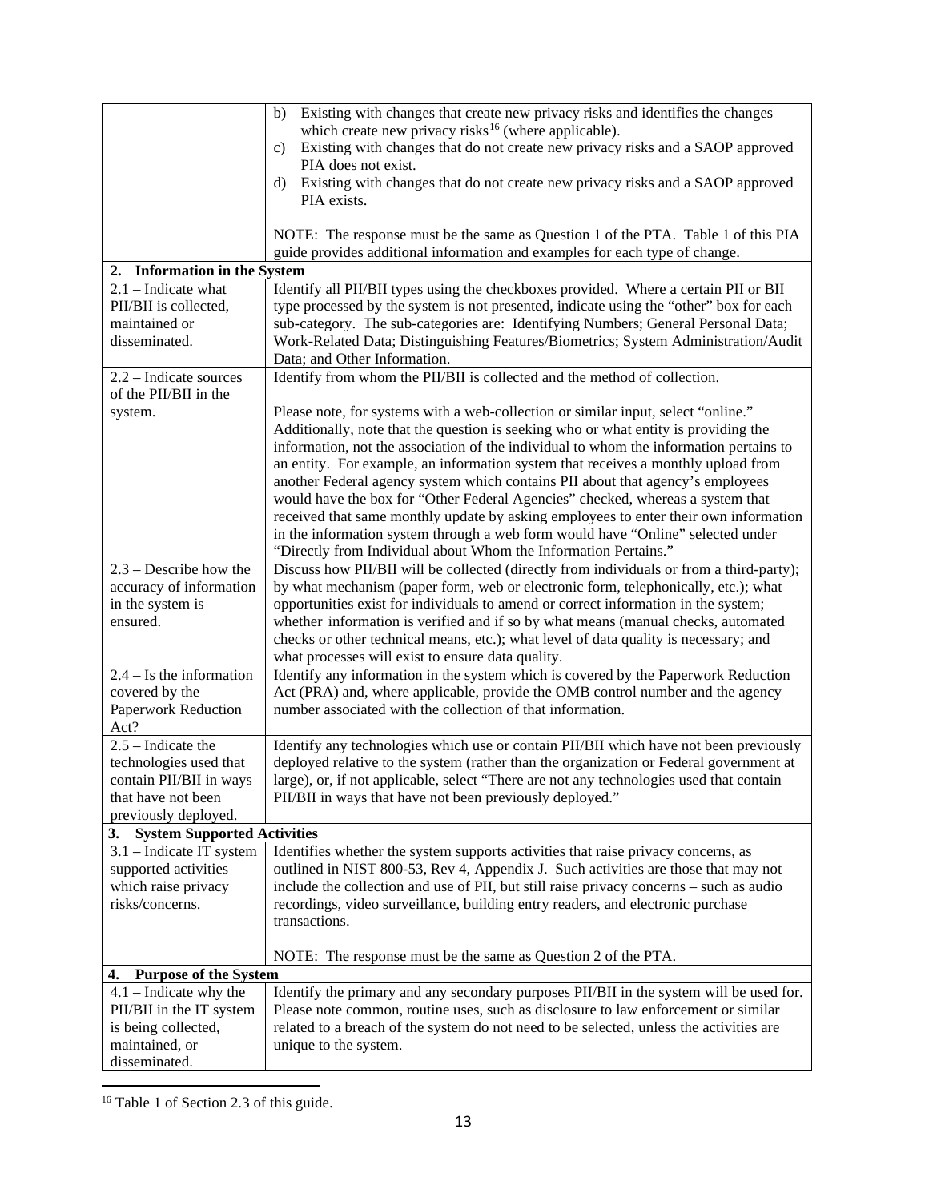| | |
|---|---|
| | b) Existing with changes that create new privacy risks and identifies the changes which create new privacy risks[16] (where applicable).<br>c) Existing with changes that do not create new privacy risks and a SAOP approved PIA does not exist.<br>d) Existing with changes that do not create new privacy risks and a SAOP approved PIA exists.<br><br>NOTE: The response must be the same as Question 1 of the PTA. Table 1 of this PIA guide provides additional information and examples for each type of change. |
| **2. Information in the System** | |
| 2.1 – Indicate what PII/BII is collected, maintained or disseminated. | Identify all PII/BII types using the checkboxes provided. Where a certain PII or BII type processed by the system is not presented, indicate using the "other" box for each sub-category. The sub-categories are: Identifying Numbers; General Personal Data; Work-Related Data; Distinguishing Features/Biometrics; System Administration/Audit Data; and Other Information. |
| 2.2 – Indicate sources of the PII/BII in the system. | Identify from whom the PII/BII is collected and the method of collection.<br><br>Please note, for systems with a web-collection or similar input, select "online." Additionally, note that the question is seeking who or what entity is providing the information, not the association of the individual to whom the information pertains to an entity. For example, an information system that receives a monthly upload from another Federal agency system which contains PII about that agency's employees would have the box for "Other Federal Agencies" checked, whereas a system that received that same monthly update by asking employees to enter their own information in the information system through a web form would have "Online" selected under "Directly from Individual about Whom the Information Pertains." |
| 2.3 – Describe how the accuracy of information in the system is ensured. | Discuss how PII/BII will be collected (directly from individuals or from a third-party); by what mechanism (paper form, web or electronic form, telephonically, etc.); what opportunities exist for individuals to amend or correct information in the system; whether information is verified and if so by what means (manual checks, automated checks or other technical means, etc.); what level of data quality is necessary; and what processes will exist to ensure data quality. |
| 2.4 – Is the information covered by the Paperwork Reduction Act? | Identify any information in the system which is covered by the Paperwork Reduction Act (PRA) and, where applicable, provide the OMB control number and the agency number associated with the collection of that information. |
| 2.5 – Indicate the technologies used that contain PII/BII in ways that have not been previously deployed. | Identify any technologies which use or contain PII/BII which have not been previously deployed relative to the system (rather than the organization or Federal government at large), or, if not applicable, select "There are not any technologies used that contain PII/BII in ways that have not been previously deployed." |
| **3. System Supported Activities** | |
| 3.1 – Indicate IT system supported activities which raise privacy risks/concerns. | Identifies whether the system supports activities that raise privacy concerns, as outlined in NIST 800-53, Rev 4, Appendix J. Such activities are those that may not include the collection and use of PII, but still raise privacy concerns – such as audio recordings, video surveillance, building entry readers, and electronic purchase transactions.<br><br>NOTE: The response must be the same as Question 2 of the PTA. |
| **4. Purpose of the System** | |
| 4.1 – Indicate why the PII/BII in the IT system is being collected, maintained, or disseminated. | Identify the primary and any secondary purposes PII/BII in the system will be used for. Please note common, routine uses, such as disclosure to law enforcement or similar related to a breach of the system do not need to be selected, unless the activities are unique to the system. |

[16] Table 1 of Section 2.3 of this guide.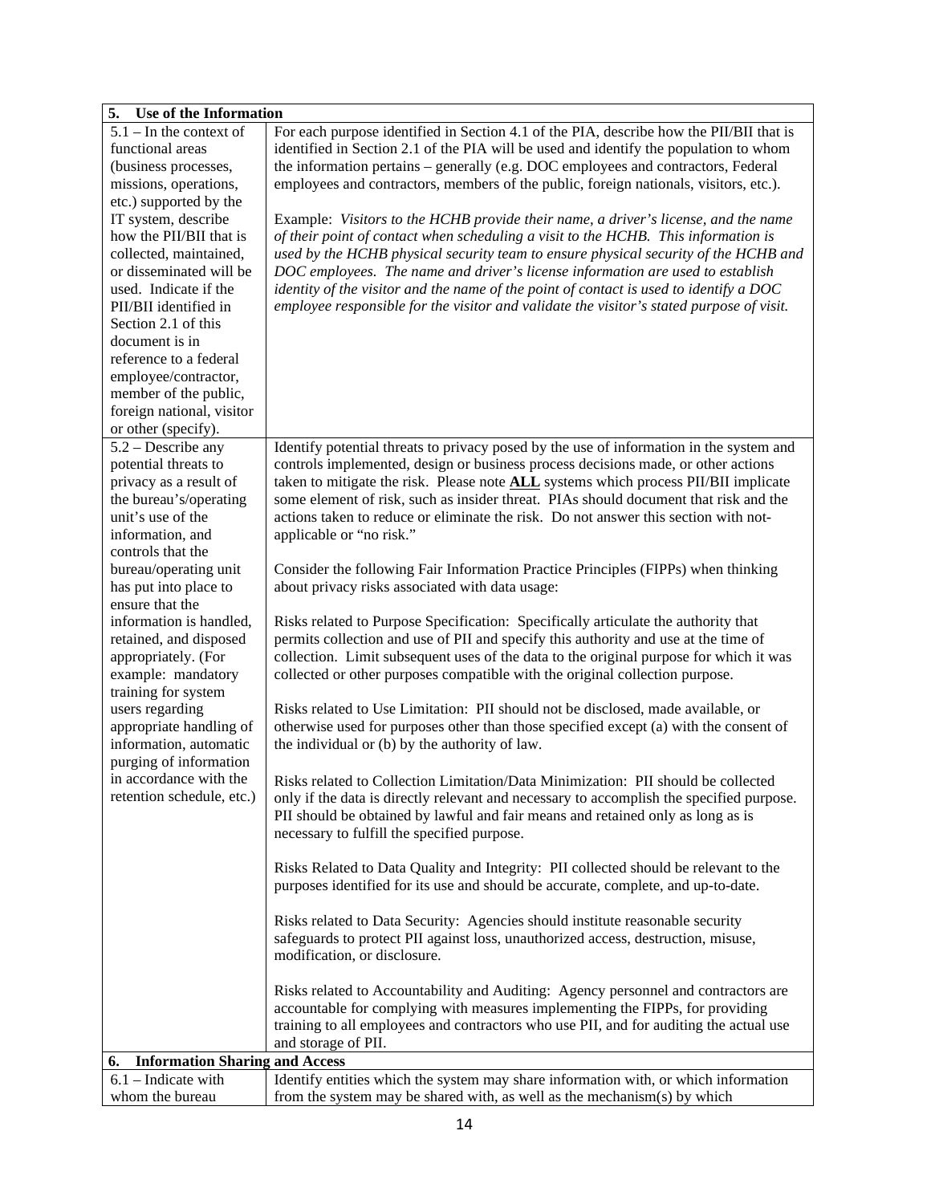| **5. Use of the Information** | |
|---|---|
| 5.1 – In the context of functional areas (business processes, missions, operations, etc.) supported by the IT system, describe how the PII/BII that is collected, maintained, or disseminated will be used. Indicate if the PII/BII identified in Section 2.1 of this document is in reference to a federal employee/contractor, member of the public, foreign national, visitor or other (specify). | For each purpose identified in Section 4.1 of the PIA, describe how the PII/BII that is identified in Section 2.1 of the PIA will be used and identify the population to whom the information pertains – generally (e.g. DOC employees and contractors, Federal employees and contractors, members of the public, foreign nationals, visitors, etc.).<br><br>Example: *Visitors to the HCHB provide their name, a driver's license, and the name of their point of contact when scheduling a visit to the HCHB. This information is used by the HCHB physical security team to ensure physical security of the HCHB and DOC employees. The name and driver's license information are used to establish identity of the visitor and the name of the point of contact is used to identify a DOC employee responsible for the visitor and validate the visitor's stated purpose of visit.* |
| 5.2 – Describe any potential threats to privacy as a result of the bureau's/operating unit's use of the information, and controls that the bureau/operating unit has put into place to ensure that the information is handled, retained, and disposed appropriately. (For example: mandatory training for system users regarding appropriate handling of information, automatic purging of information in accordance with the retention schedule, etc.) | Identify potential threats to privacy posed by the use of information in the system and controls implemented, design or business process decisions made, or other actions taken to mitigate the risk. Please note **ALL** systems which process PII/BII implicate some element of risk, such as insider threat. PIAs should document that risk and the actions taken to reduce or eliminate the risk. Do not answer this section with not-applicable or "no risk."<br><br>Consider the following Fair Information Practice Principles (FIPPs) when thinking about privacy risks associated with data usage:<br><br>Risks related to Purpose Specification: Specifically articulate the authority that permits collection and use of PII and specify this authority and use at the time of collection. Limit subsequent uses of the data to the original purpose for which it was collected or other purposes compatible with the original collection purpose.<br><br>Risks related to Use Limitation: PII should not be disclosed, made available, or otherwise used for purposes other than those specified except (a) with the consent of the individual or (b) by the authority of law.<br><br>Risks related to Collection Limitation/Data Minimization: PII should be collected only if the data is directly relevant and necessary to accomplish the specified purpose. PII should be obtained by lawful and fair means and retained only as long as is necessary to fulfill the specified purpose.<br><br>Risks Related to Data Quality and Integrity: PII collected should be relevant to the purposes identified for its use and should be accurate, complete, and up-to-date.<br><br>Risks related to Data Security: Agencies should institute reasonable security safeguards to protect PII against loss, unauthorized access, destruction, misuse, modification, or disclosure.<br><br>Risks related to Accountability and Auditing: Agency personnel and contractors are accountable for complying with measures implementing the FIPPs, for providing training to all employees and contractors who use PII, and for auditing the actual use and storage of PII. |
| **6. Information Sharing and Access** | |
| 6.1 – Indicate with whom the bureau | Identify entities which the system may share information with, or which information from the system may be shared with, as well as the mechanism(s) by which |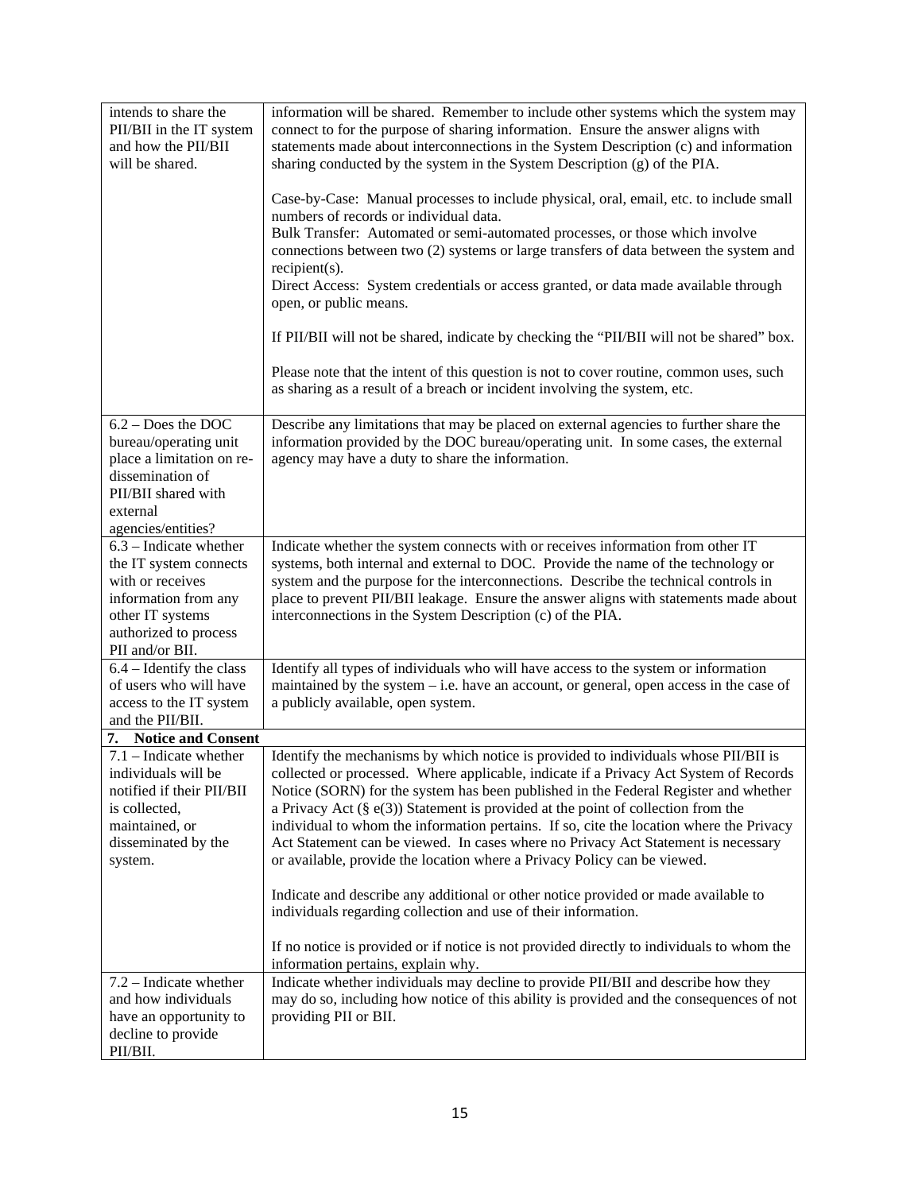| | |
|---|---|
| intends to share the PII/BII in the IT system and how the PII/BII will be shared. | information will be shared. Remember to include other systems which the system may connect to for the purpose of sharing information. Ensure the answer aligns with statements made about interconnections in the System Description (c) and information sharing conducted by the system in the System Description (g) of the PIA.<br><br>Case-by-Case: Manual processes to include physical, oral, email, etc. to include small numbers of records or individual data.<br>Bulk Transfer: Automated or semi-automated processes, or those which involve connections between two (2) systems or large transfers of data between the system and recipient(s).<br>Direct Access: System credentials or access granted, or data made available through open, or public means.<br><br>If PII/BII will not be shared, indicate by checking the "PII/BII will not be shared" box.<br><br>Please note that the intent of this question is not to cover routine, common uses, such as sharing as a result of a breach or incident involving the system, etc. |
| 6.2 – Does the DOC bureau/operating unit place a limitation on re-dissemination of PII/BII shared with external agencies/entities? | Describe any limitations that may be placed on external agencies to further share the information provided by the DOC bureau/operating unit. In some cases, the external agency may have a duty to share the information. |
| 6.3 – Indicate whether the IT system connects with or receives information from any other IT systems authorized to process PII and/or BII. | Indicate whether the system connects with or receives information from other IT systems, both internal and external to DOC. Provide the name of the technology or system and the purpose for the interconnections. Describe the technical controls in place to prevent PII/BII leakage. Ensure the answer aligns with statements made about interconnections in the System Description (c) of the PIA. |
| 6.4 – Identify the class of users who will have access to the IT system and the PII/BII. | Identify all types of individuals who will have access to the system or information maintained by the system – i.e. have an account, or general, open access in the case of a publicly available, open system. |
| **7. Notice and Consent** | |
| 7.1 – Indicate whether individuals will be notified if their PII/BII is collected, maintained, or disseminated by the system. | Identify the mechanisms by which notice is provided to individuals whose PII/BII is collected or processed. Where applicable, indicate if a Privacy Act System of Records Notice (SORN) for the system has been published in the Federal Register and whether a Privacy Act (§ e(3)) Statement is provided at the point of collection from the individual to whom the information pertains. If so, cite the location where the Privacy Act Statement can be viewed. In cases where no Privacy Act Statement is necessary or available, provide the location where a Privacy Policy can be viewed.<br><br>Indicate and describe any additional or other notice provided or made available to individuals regarding collection and use of their information.<br><br>If no notice is provided or if notice is not provided directly to individuals to whom the information pertains, explain why. |
| 7.2 – Indicate whether and how individuals have an opportunity to decline to provide PII/BII. | Indicate whether individuals may decline to provide PII/BII and describe how they may do so, including how notice of this ability is provided and the consequences of not providing PII or BII. |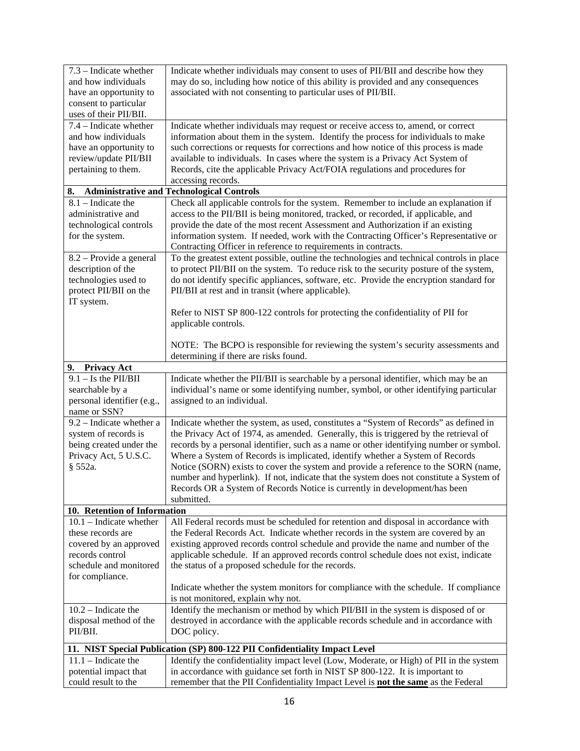| | |
|---|---|
| 7.3 – Indicate whether and how individuals have an opportunity to consent to particular uses of their PII/BII. | Indicate whether individuals may consent to uses of PII/BII and describe how they may do so, including how notice of this ability is provided and any consequences associated with not consenting to particular uses of PII/BII. |
| 7.4 – Indicate whether and how individuals have an opportunity to review/update PII/BII pertaining to them. | Indicate whether individuals may request or receive access to, amend, or correct information about them in the system. Identify the process for individuals to make such corrections or requests for corrections and how notice of this process is made available to individuals. In cases where the system is a Privacy Act System of Records, cite the applicable Privacy Act/FOIA regulations and procedures for accessing records. |
| **8. Administrative and Technological Controls** | |
| 8.1 – Indicate the administrative and technological controls for the system. | Check all applicable controls for the system. Remember to include an explanation if access to the PII/BII is being monitored, tracked, or recorded, if applicable, and provide the date of the most recent Assessment and Authorization if an existing information system. If needed, work with the Contracting Officer's Representative or Contracting Officer in reference to requirements in contracts. |
| 8.2 – Provide a general description of the technologies used to protect PII/BII on the IT system. | To the greatest extent possible, outline the technologies and technical controls in place to protect PII/BII on the system. To reduce risk to the security posture of the system, do not identify specific appliances, software, etc. Provide the encryption standard for PII/BII at rest and in transit (where applicable).<br><br>Refer to NIST SP 800-122 controls for protecting the confidentiality of PII for applicable controls.<br><br>NOTE: The BCPO is responsible for reviewing the system's security assessments and determining if there are risks found. |
| **9. Privacy Act** | |
| 9.1 – Is the PII/BII searchable by a personal identifier (e.g., name or SSN? | Indicate whether the PII/BII is searchable by a personal identifier, which may be an individual's name or some identifying number, symbol, or other identifying particular assigned to an individual. |
| 9.2 – Indicate whether a system of records is being created under the Privacy Act, 5 U.S.C. § 552a. | Indicate whether the system, as used, constitutes a "System of Records" as defined in the Privacy Act of 1974, as amended. Generally, this is triggered by the retrieval of records by a personal identifier, such as a name or other identifying number or symbol. Where a System of Records is implicated, identify whether a System of Records Notice (SORN) exists to cover the system and provide a reference to the SORN (name, number and hyperlink). If not, indicate that the system does not constitute a System of Records OR a System of Records Notice is currently in development/has been submitted. |
| **10. Retention of Information** | |
| 10.1 – Indicate whether these records are covered by an approved records control schedule and monitored for compliance. | All Federal records must be scheduled for retention and disposal in accordance with the Federal Records Act. Indicate whether records in the system are covered by an existing approved records control schedule and provide the name and number of the applicable schedule. If an approved records control schedule does not exist, indicate the status of a proposed schedule for the records.<br><br>Indicate whether the system monitors for compliance with the schedule. If compliance is not monitored, explain why not. |
| 10.2 – Indicate the disposal method of the PII/BII. | Identify the mechanism or method by which PII/BII in the system is disposed of or destroyed in accordance with the applicable records schedule and in accordance with DOC policy. |
| **11. NIST Special Publication (SP) 800-122 PII Confidentiality Impact Level** | |
| 11.1 – Indicate the potential impact that could result to the | Identify the confidentiality impact level (Low, Moderate, or High) of PII in the system in accordance with guidance set forth in NIST SP 800-122. It is important to remember that the PII Confidentiality Impact Level is **not the same** as the Federal |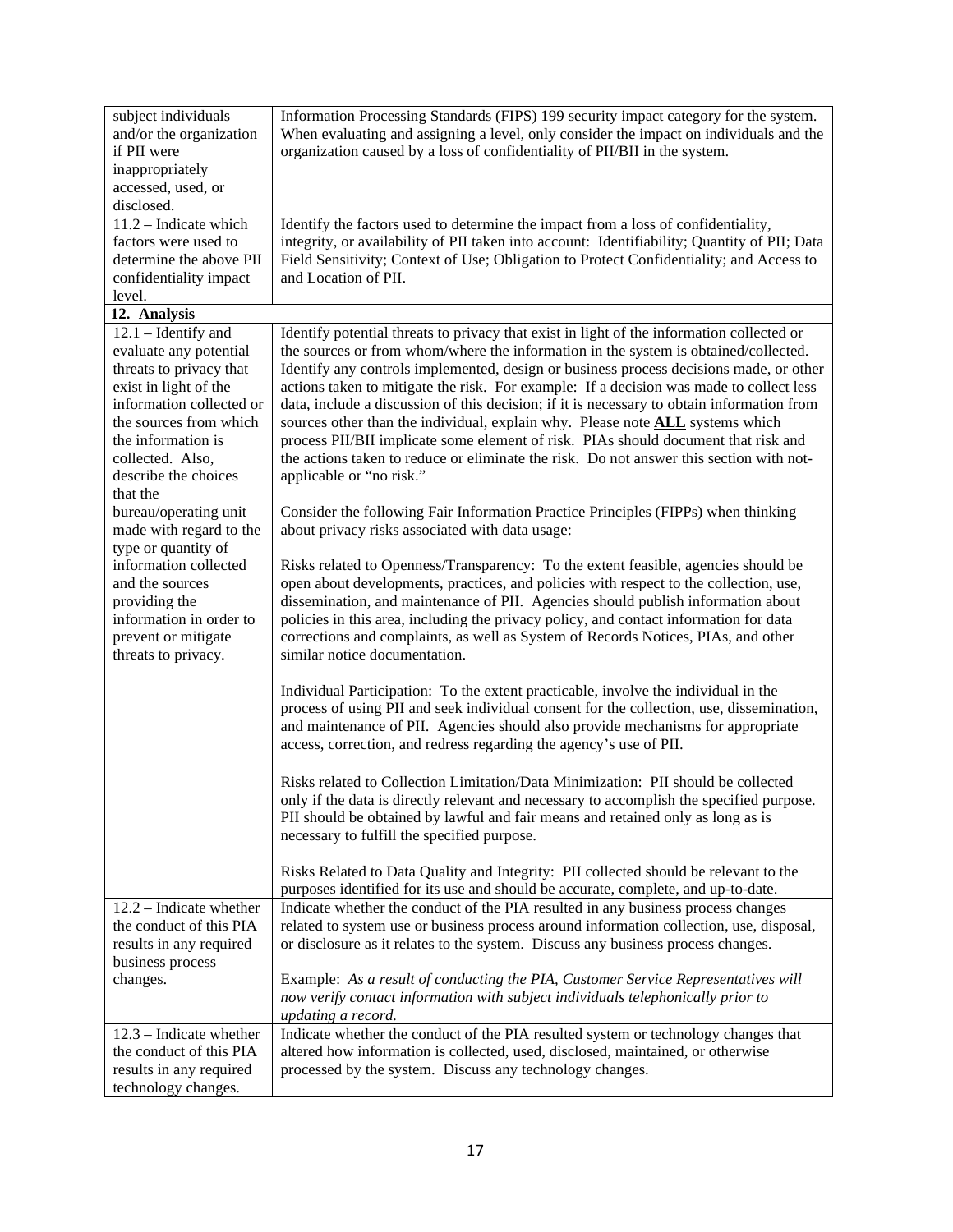| | |
|---|---|
| subject individuals and/or the organization if PII were inappropriately accessed, used, or disclosed. | Information Processing Standards (FIPS) 199 security impact category for the system. When evaluating and assigning a level, only consider the impact on individuals and the organization caused by a loss of confidentiality of PII/BII in the system. |
| 11.2 – Indicate which factors were used to determine the above PII confidentiality impact level. | Identify the factors used to determine the impact from a loss of confidentiality, integrity, or availability of PII taken into account: Identifiability; Quantity of PII; Data Field Sensitivity; Context of Use; Obligation to Protect Confidentiality; and Access to and Location of PII. |
| **12. Analysis** | |
| 12.1 – Identify and evaluate any potential threats to privacy that exist in light of the information collected or the sources from which the information is collected. Also, describe the choices that the bureau/operating unit made with regard to the type or quantity of information collected and the sources providing the information in order to prevent or mitigate threats to privacy. | Identify potential threats to privacy that exist in light of the information collected or the sources or from whom/where the information in the system is obtained/collected. Identify any controls implemented, design or business process decisions made, or other actions taken to mitigate the risk. For example: If a decision was made to collect less data, include a discussion of this decision; if it is necessary to obtain information from sources other than the individual, explain why. Please note **ALL** systems which process PII/BII implicate some element of risk. PIAs should document that risk and the actions taken to reduce or eliminate the risk. Do not answer this section with not-applicable or "no risk."<br><br>Consider the following Fair Information Practice Principles (FIPPs) when thinking about privacy risks associated with data usage:<br><br>Risks related to Openness/Transparency: To the extent feasible, agencies should be open about developments, practices, and policies with respect to the collection, use, dissemination, and maintenance of PII. Agencies should publish information about policies in this area, including the privacy policy, and contact information for data corrections and complaints, as well as System of Records Notices, PIAs, and other similar notice documentation.<br><br>Individual Participation: To the extent practicable, involve the individual in the process of using PII and seek individual consent for the collection, use, dissemination, and maintenance of PII. Agencies should also provide mechanisms for appropriate access, correction, and redress regarding the agency's use of PII.<br><br>Risks related to Collection Limitation/Data Minimization: PII should be collected only if the data is directly relevant and necessary to accomplish the specified purpose. PII should be obtained by lawful and fair means and retained only as long as is necessary to fulfill the specified purpose.<br><br>Risks Related to Data Quality and Integrity: PII collected should be relevant to the purposes identified for its use and should be accurate, complete, and up-to-date. |
| 12.2 – Indicate whether the conduct of this PIA results in any required business process changes. | Indicate whether the conduct of the PIA resulted in any business process changes related to system use or business process around information collection, use, disposal, or disclosure as it relates to the system. Discuss any business process changes.<br><br>Example: *As a result of conducting the PIA, Customer Service Representatives will now verify contact information with subject individuals telephonically prior to updating a record.* |
| 12.3 – Indicate whether the conduct of this PIA results in any required technology changes. | Indicate whether the conduct of the PIA resulted system or technology changes that altered how information is collected, used, disclosed, maintained, or otherwise processed by the system. Discuss any technology changes. |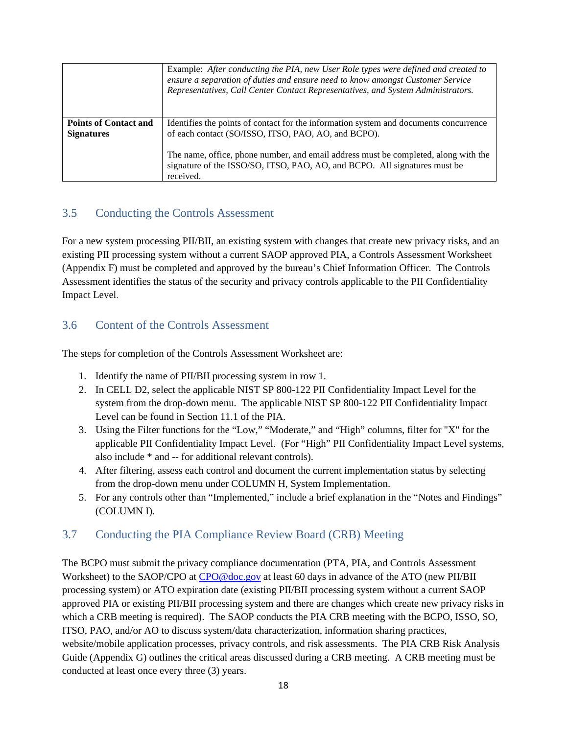| | |
|---|---|
| | Example: *After conducting the PIA, new User Role types were defined and created to ensure a separation of duties and ensure need to know amongst Customer Service Representatives, Call Center Contact Representatives, and System Administrators.* |
| **Points of Contact and Signatures** | Identifies the points of contact for the information system and documents concurrence of each contact (SO/ISSO, ITSO, PAO, AO, and BCPO).<br><br>The name, office, phone number, and email address must be completed, along with the signature of the ISSO/SO, ITSO, PAO, AO, and BCPO. All signatures must be received. |

## 3.5 Conducting the Controls Assessment

For a new system processing PII/BII, an existing system with changes that create new privacy risks, and an existing PII processing system without a current SAOP approved PIA, a Controls Assessment Worksheet (Appendix F) must be completed and approved by the bureau's Chief Information Officer. The Controls Assessment identifies the status of the security and privacy controls applicable to the PII Confidentiality Impact Level.

## 3.6 Content of the Controls Assessment

The steps for completion of the Controls Assessment Worksheet are:

1. Identify the name of PII/BII processing system in row 1.
2. In CELL D2, select the applicable NIST SP 800-122 PII Confidentiality Impact Level for the system from the drop-down menu. The applicable NIST SP 800-122 PII Confidentiality Impact Level can be found in Section 11.1 of the PIA.
3. Using the Filter functions for the "Low," "Moderate," and "High" columns, filter for "X" for the applicable PII Confidentiality Impact Level. (For "High" PII Confidentiality Impact Level systems, also include * and -- for additional relevant controls).
4. After filtering, assess each control and document the current implementation status by selecting from the drop-down menu under COLUMN H, System Implementation.
5. For any controls other than "Implemented," include a brief explanation in the "Notes and Findings" (COLUMN I).

## 3.7 Conducting the PIA Compliance Review Board (CRB) Meeting

The BCPO must submit the privacy compliance documentation (PTA, PIA, and Controls Assessment Worksheet) to the SAOP/CPO at CPO@doc.gov at least 60 days in advance of the ATO (new PII/BII processing system) or ATO expiration date (existing PII/BII processing system without a current SAOP approved PIA or existing PII/BII processing system and there are changes which create new privacy risks in which a CRB meeting is required). The SAOP conducts the PIA CRB meeting with the BCPO, ISSO, SO, ITSO, PAO, and/or AO to discuss system/data characterization, information sharing practices, website/mobile application processes, privacy controls, and risk assessments. The PIA CRB Risk Analysis Guide (Appendix G) outlines the critical areas discussed during a CRB meeting. A CRB meeting must be conducted at least once every three (3) years.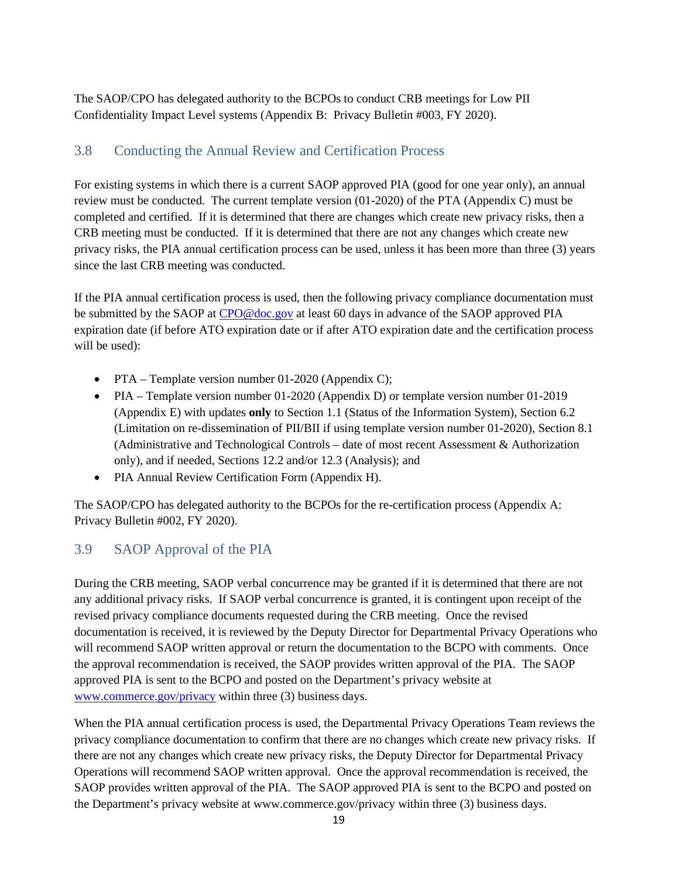The SAOP/CPO has delegated authority to the BCPOs to conduct CRB meetings for Low PII Confidentiality Impact Level systems (Appendix B: Privacy Bulletin #003, FY 2020).

## 3.8 Conducting the Annual Review and Certification Process

For existing systems in which there is a current SAOP approved PIA (good for one year only), an annual review must be conducted. The current template version (01-2020) of the PTA (Appendix C) must be completed and certified. If it is determined that there are changes which create new privacy risks, then a CRB meeting must be conducted. If it is determined that there are not any changes which create new privacy risks, the PIA annual certification process can be used, unless it has been more than three (3) years since the last CRB meeting was conducted.

If the PIA annual certification process is used, then the following privacy compliance documentation must be submitted by the SAOP at CPO@doc.gov at least 60 days in advance of the SAOP approved PIA expiration date (if before ATO expiration date or if after ATO expiration date and the certification process will be used):

- PTA – Template version number 01-2020 (Appendix C);
- PIA – Template version number 01-2020 (Appendix D) or template version number 01-2019 (Appendix E) with updates **only** to Section 1.1 (Status of the Information System), Section 6.2 (Limitation on re-dissemination of PII/BII if using template version number 01-2020), Section 8.1 (Administrative and Technological Controls – date of most recent Assessment & Authorization only), and if needed, Sections 12.2 and/or 12.3 (Analysis); and
- PIA Annual Review Certification Form (Appendix H).

The SAOP/CPO has delegated authority to the BCPOs for the re-certification process (Appendix A: Privacy Bulletin #002, FY 2020).

## 3.9 SAOP Approval of the PIA

During the CRB meeting, SAOP verbal concurrence may be granted if it is determined that there are not any additional privacy risks. If SAOP verbal concurrence is granted, it is contingent upon receipt of the revised privacy compliance documents requested during the CRB meeting. Once the revised documentation is received, it is reviewed by the Deputy Director for Departmental Privacy Operations who will recommend SAOP written approval or return the documentation to the BCPO with comments. Once the approval recommendation is received, the SAOP provides written approval of the PIA. The SAOP approved PIA is sent to the BCPO and posted on the Department's privacy website at www.commerce.gov/privacy within three (3) business days.

When the PIA annual certification process is used, the Departmental Privacy Operations Team reviews the privacy compliance documentation to confirm that there are no changes which create new privacy risks. If there are not any changes which create new privacy risks, the Deputy Director for Departmental Privacy Operations will recommend SAOP written approval. Once the approval recommendation is received, the SAOP provides written approval of the PIA. The SAOP approved PIA is sent to the BCPO and posted on the Department's privacy website at www.commerce.gov/privacy within three (3) business days.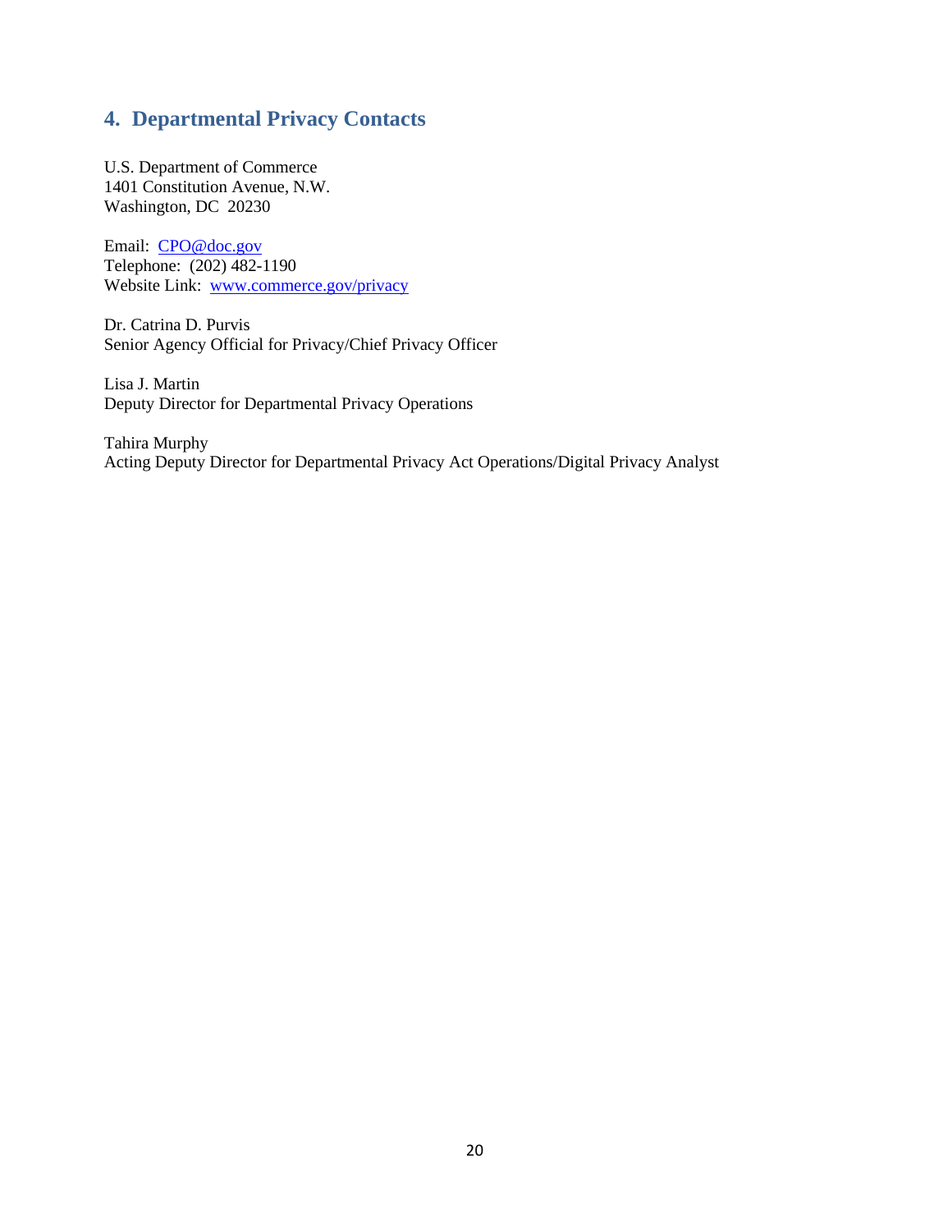## 4. Departmental Privacy Contacts

U.S. Department of Commerce
1401 Constitution Avenue, N.W.
Washington, DC 20230

Email: [CPO@doc.gov](mailto:CPO@doc.gov)
Telephone: (202) 482-1190
Website Link: [www.commerce.gov/privacy](http://www.commerce.gov/privacy)

Dr. Catrina D. Purvis
Senior Agency Official for Privacy/Chief Privacy Officer

Lisa J. Martin
Deputy Director for Departmental Privacy Operations

Tahira Murphy
Acting Deputy Director for Departmental Privacy Act Operations/Digital Privacy Analyst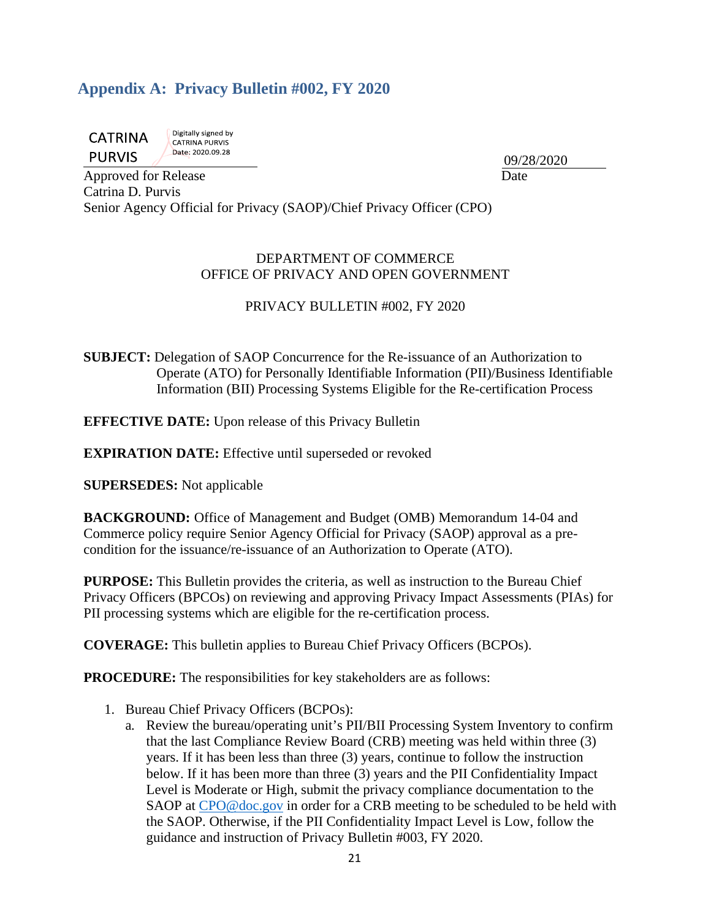## Appendix A: Privacy Bulletin #002, FY 2020

CATRINA PURVIS Digitally signed by CATRINA PURVIS Date: 2020.09.28

Approved for Release
Catrina D. Purvis
Senior Agency Official for Privacy (SAOP)/Chief Privacy Officer (CPO)

09/28/2020
Date

DEPARTMENT OF COMMERCE
OFFICE OF PRIVACY AND OPEN GOVERNMENT

PRIVACY BULLETIN #002, FY 2020

**SUBJECT:** Delegation of SAOP Concurrence for the Re-issuance of an Authorization to Operate (ATO) for Personally Identifiable Information (PII)/Business Identifiable Information (BII) Processing Systems Eligible for the Re-certification Process

**EFFECTIVE DATE:** Upon release of this Privacy Bulletin

**EXPIRATION DATE:** Effective until superseded or revoked

**SUPERSEDES:** Not applicable

**BACKGROUND:** Office of Management and Budget (OMB) Memorandum 14-04 and Commerce policy require Senior Agency Official for Privacy (SAOP) approval as a pre-condition for the issuance/re-issuance of an Authorization to Operate (ATO).

**PURPOSE:** This Bulletin provides the criteria, as well as instruction to the Bureau Chief Privacy Officers (BPCOs) on reviewing and approving Privacy Impact Assessments (PIAs) for PII processing systems which are eligible for the re-certification process.

**COVERAGE:** This bulletin applies to Bureau Chief Privacy Officers (BCPOs).

**PROCEDURE:** The responsibilities for key stakeholders are as follows:

1. Bureau Chief Privacy Officers (BCPOs):
   a. Review the bureau/operating unit's PII/BII Processing System Inventory to confirm that the last Compliance Review Board (CRB) meeting was held within three (3) years. If it has been less than three (3) years, continue to follow the instruction below. If it has been more than three (3) years and the PII Confidentiality Impact Level is Moderate or High, submit the privacy compliance documentation to the SAOP at CPO@doc.gov in order for a CRB meeting to be scheduled to be held with the SAOP. Otherwise, if the PII Confidentiality Impact Level is Low, follow the guidance and instruction of Privacy Bulletin #003, FY 2020.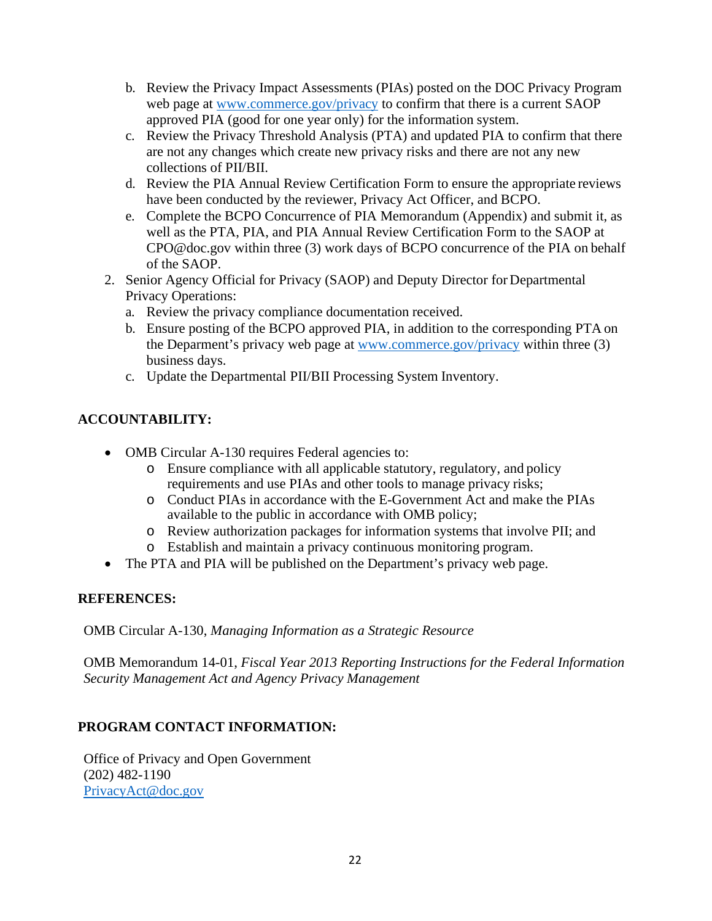b. Review the Privacy Impact Assessments (PIAs) posted on the DOC Privacy Program web page at [www.commerce.gov/privacy](http://www.commerce.gov/privacy) to confirm that there is a current SAOP approved PIA (good for one year only) for the information system.
   c. Review the Privacy Threshold Analysis (PTA) and updated PIA to confirm that there are not any changes which create new privacy risks and there are not any new collections of PII/BII.
   d. Review the PIA Annual Review Certification Form to ensure the appropriate reviews have been conducted by the reviewer, Privacy Act Officer, and BCPO.
   e. Complete the BCPO Concurrence of PIA Memorandum (Appendix) and submit it, as well as the PTA, PIA, and PIA Annual Review Certification Form to the SAOP at CPO@doc.gov within three (3) work days of BCPO concurrence of the PIA on behalf of the SAOP.

2. Senior Agency Official for Privacy (SAOP) and Deputy Director for Departmental Privacy Operations:
   a. Review the privacy compliance documentation received.
   b. Ensure posting of the BCPO approved PIA, in addition to the corresponding PTA on the Deparment's privacy web page at [www.commerce.gov/privacy](http://www.commerce.gov/privacy) within three (3) business days.
   c. Update the Departmental PII/BII Processing System Inventory.

**ACCOUNTABILITY:**

- OMB Circular A-130 requires Federal agencies to:
  - Ensure compliance with all applicable statutory, regulatory, and policy requirements and use PIAs and other tools to manage privacy risks;
  - Conduct PIAs in accordance with the E-Government Act and make the PIAs available to the public in accordance with OMB policy;
  - Review authorization packages for information systems that involve PII; and
  - Establish and maintain a privacy continuous monitoring program.
- The PTA and PIA will be published on the Department's privacy web page.

**REFERENCES:**

OMB Circular A-130, *Managing Information as a Strategic Resource*

OMB Memorandum 14-01, *Fiscal Year 2013 Reporting Instructions for the Federal Information Security Management Act and Agency Privacy Management*

**PROGRAM CONTACT INFORMATION:**

Office of Privacy and Open Government
(202) 482-1190
[PrivacyAct@doc.gov](mailto:PrivacyAct@doc.gov)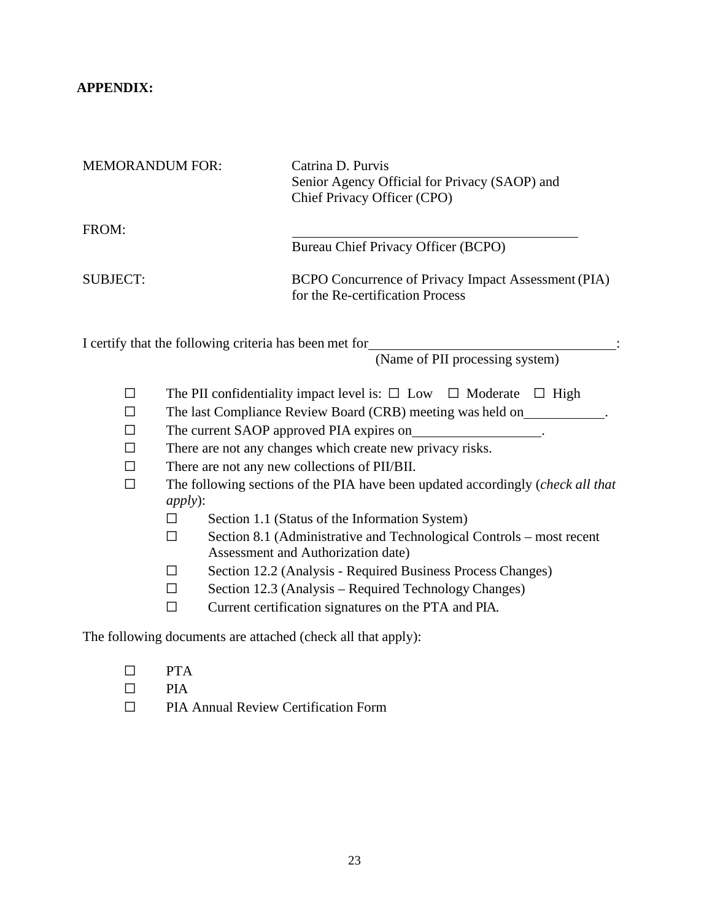**APPENDIX:**

| | |
|---|---|
| MEMORANDUM FOR: | Catrina D. Purvis<br>Senior Agency Official for Privacy (SAOP) and<br>Chief Privacy Officer (CPO) |
| FROM: | \_\_\_\_\_\_\_\_\_\_\_\_\_\_\_\_\_\_\_\_\_\_\_\_\_\_\_\_\_\_\_\_\_\_\_\_<br>Bureau Chief Privacy Officer (BCPO) |
| SUBJECT: | BCPO Concurrence of Privacy Impact Assessment (PIA) for the Re-certification Process |

I certify that the following criteria has been met for \_\_\_\_\_\_\_\_\_\_\_\_\_\_\_\_\_\_\_\_\_\_\_\_\_\_\_\_\_\_:
(Name of PII processing system)

- ☐ The PII confidentiality impact level is: ☐ Low ☐ Moderate ☐ High
- ☐ The last Compliance Review Board (CRB) meeting was held on\_\_\_\_\_\_\_\_\_\_\_\_.
- ☐ The current SAOP approved PIA expires on\_\_\_\_\_\_\_\_\_\_\_\_\_\_\_\_\_\_\_\_.
- ☐ There are not any changes which create new privacy risks.
- ☐ There are not any new collections of PII/BII.
- ☐ The following sections of the PIA have been updated accordingly (*check all that apply*):
  - ☐ Section 1.1 (Status of the Information System)
  - ☐ Section 8.1 (Administrative and Technological Controls – most recent Assessment and Authorization date)
  - ☐ Section 12.2 (Analysis - Required Business Process Changes)
  - ☐ Section 12.3 (Analysis – Required Technology Changes)
  - ☐ Current certification signatures on the PTA and PIA.

The following documents are attached (check all that apply):

- ☐ PTA
- ☐ PIA
- ☐ PIA Annual Review Certification Form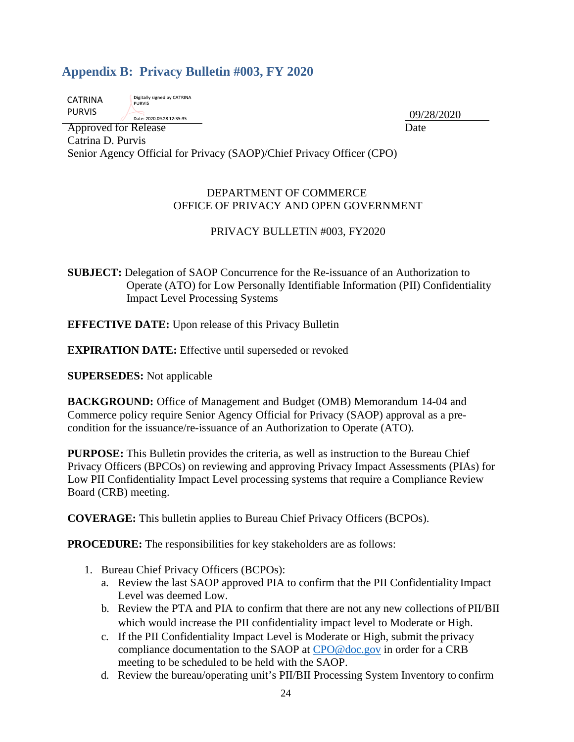## Appendix B: Privacy Bulletin #003, FY 2020

CATRINA PURVIS — Digitally signed by CATRINA PURVIS Date: 2020.09.28 12:35:35

Approved for Release
Catrina D. Purvis
Senior Agency Official for Privacy (SAOP)/Chief Privacy Officer (CPO)

09/28/2020
Date

DEPARTMENT OF COMMERCE
OFFICE OF PRIVACY AND OPEN GOVERNMENT

PRIVACY BULLETIN #003, FY2020

**SUBJECT:** Delegation of SAOP Concurrence for the Re-issuance of an Authorization to Operate (ATO) for Low Personally Identifiable Information (PII) Confidentiality Impact Level Processing Systems

**EFFECTIVE DATE:** Upon release of this Privacy Bulletin

**EXPIRATION DATE:** Effective until superseded or revoked

**SUPERSEDES:** Not applicable

**BACKGROUND:** Office of Management and Budget (OMB) Memorandum 14-04 and Commerce policy require Senior Agency Official for Privacy (SAOP) approval as a pre-condition for the issuance/re-issuance of an Authorization to Operate (ATO).

**PURPOSE:** This Bulletin provides the criteria, as well as instruction to the Bureau Chief Privacy Officers (BPCOs) on reviewing and approving Privacy Impact Assessments (PIAs) for Low PII Confidentiality Impact Level processing systems that require a Compliance Review Board (CRB) meeting.

**COVERAGE:** This bulletin applies to Bureau Chief Privacy Officers (BCPOs).

**PROCEDURE:** The responsibilities for key stakeholders are as follows:

1. Bureau Chief Privacy Officers (BCPOs):
   a. Review the last SAOP approved PIA to confirm that the PII Confidentiality Impact Level was deemed Low.
   b. Review the PTA and PIA to confirm that there are not any new collections of PII/BII which would increase the PII confidentiality impact level to Moderate or High.
   c. If the PII Confidentiality Impact Level is Moderate or High, submit the privacy compliance documentation to the SAOP at CPO@doc.gov in order for a CRB meeting to be scheduled to be held with the SAOP.
   d. Review the bureau/operating unit's PII/BII Processing System Inventory to confirm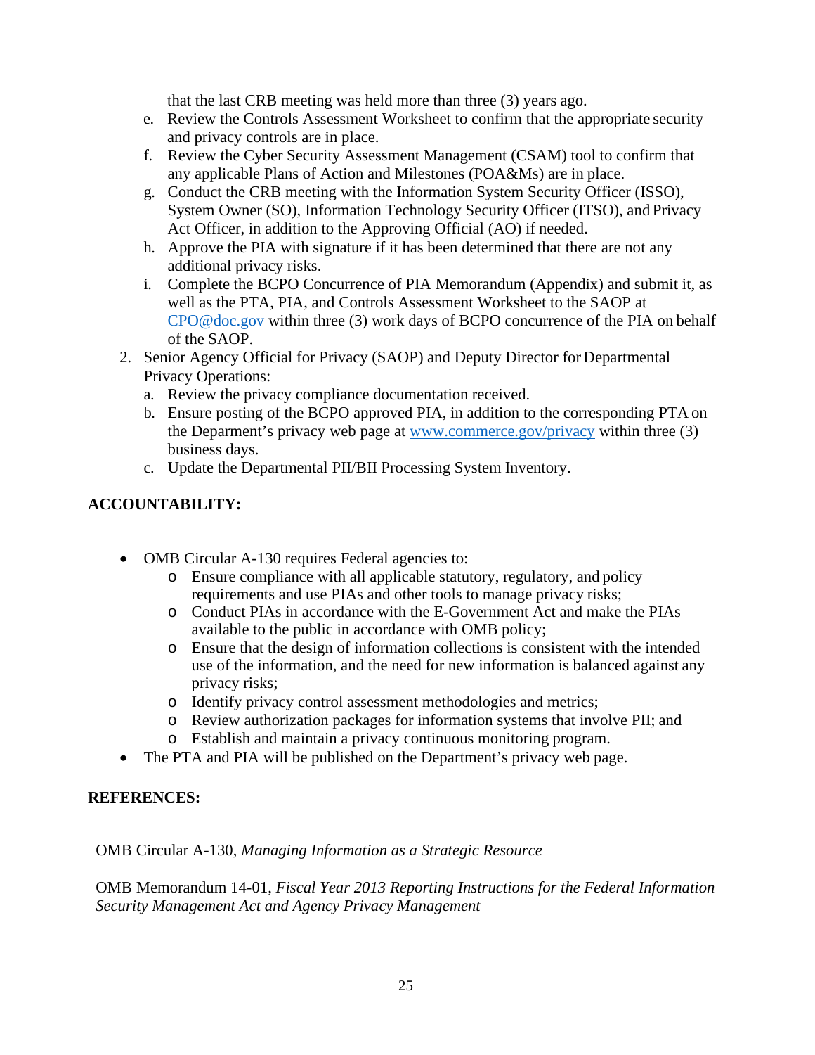that the last CRB meeting was held more than three (3) years ago.

e. Review the Controls Assessment Worksheet to confirm that the appropriate security and privacy controls are in place.
f. Review the Cyber Security Assessment Management (CSAM) tool to confirm that any applicable Plans of Action and Milestones (POA&Ms) are in place.
g. Conduct the CRB meeting with the Information System Security Officer (ISSO), System Owner (SO), Information Technology Security Officer (ITSO), and Privacy Act Officer, in addition to the Approving Official (AO) if needed.
h. Approve the PIA with signature if it has been determined that there are not any additional privacy risks.
i. Complete the BCPO Concurrence of PIA Memorandum (Appendix) and submit it, as well as the PTA, PIA, and Controls Assessment Worksheet to the SAOP at CPO@doc.gov within three (3) work days of BCPO concurrence of the PIA on behalf of the SAOP.

2. Senior Agency Official for Privacy (SAOP) and Deputy Director for Departmental Privacy Operations:
   a. Review the privacy compliance documentation received.
   b. Ensure posting of the BCPO approved PIA, in addition to the corresponding PTA on the Deparment's privacy web page at www.commerce.gov/privacy within three (3) business days.
   c. Update the Departmental PII/BII Processing System Inventory.

**ACCOUNTABILITY:**

- OMB Circular A-130 requires Federal agencies to:
  - Ensure compliance with all applicable statutory, regulatory, and policy requirements and use PIAs and other tools to manage privacy risks;
  - Conduct PIAs in accordance with the E-Government Act and make the PIAs available to the public in accordance with OMB policy;
  - Ensure that the design of information collections is consistent with the intended use of the information, and the need for new information is balanced against any privacy risks;
  - Identify privacy control assessment methodologies and metrics;
  - Review authorization packages for information systems that involve PII; and
  - Establish and maintain a privacy continuous monitoring program.
- The PTA and PIA will be published on the Department's privacy web page.

**REFERENCES:**

OMB Circular A-130, *Managing Information as a Strategic Resource*

OMB Memorandum 14-01, *Fiscal Year 2013 Reporting Instructions for the Federal Information Security Management Act and Agency Privacy Management*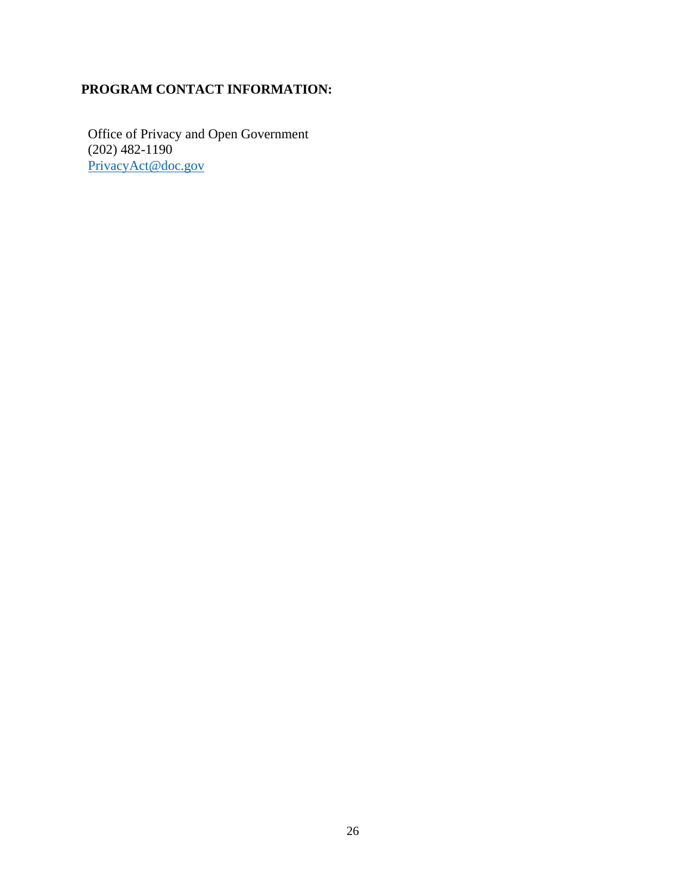**PROGRAM CONTACT INFORMATION:**

Office of Privacy and Open Government
(202) 482-1190
[PrivacyAct@doc.gov](mailto:PrivacyAct@doc.gov)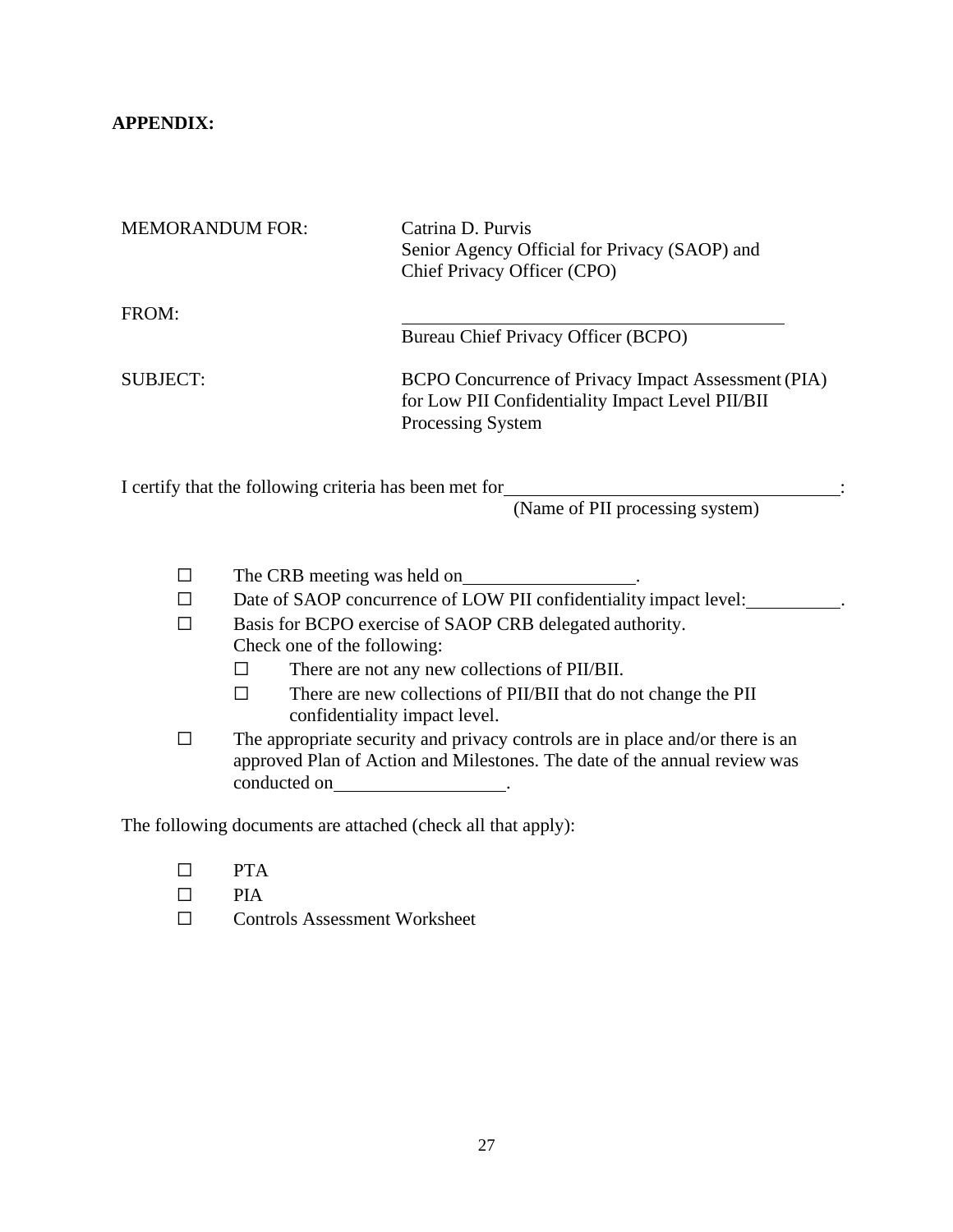**APPENDIX:**

MEMORANDUM FOR: Catrina D. Purvis
Senior Agency Official for Privacy (SAOP) and
Chief Privacy Officer (CPO)

FROM: \_\_\_\_\_\_\_\_\_\_\_\_\_\_\_\_\_\_\_\_\_\_\_\_\_\_\_\_\_\_\_\_\_\_\_\_
Bureau Chief Privacy Officer (BCPO)

SUBJECT: BCPO Concurrence of Privacy Impact Assessment (PIA) for Low PII Confidentiality Impact Level PII/BII Processing System

I certify that the following criteria has been met for\_\_\_\_\_\_\_\_\_\_\_\_\_\_\_\_\_\_\_\_\_\_\_\_\_\_\_\_\_\_\_\_:
(Name of PII processing system)

- ☐ The CRB meeting was held on\_\_\_\_\_\_\_\_\_\_\_\_\_\_\_\_.
- ☐ Date of SAOP concurrence of LOW PII confidentiality impact level:\_\_\_\_\_\_\_\_\_\_.
- ☐ Basis for BCPO exercise of SAOP CRB delegated authority.
  Check one of the following:
  - ☐ There are not any new collections of PII/BII.
  - ☐ There are new collections of PII/BII that do not change the PII confidentiality impact level.
- ☐ The appropriate security and privacy controls are in place and/or there is an approved Plan of Action and Milestones. The date of the annual review was conducted on\_\_\_\_\_\_\_\_\_\_\_\_\_\_\_\_.

The following documents are attached (check all that apply):

- ☐ PTA
- ☐ PIA
- ☐ Controls Assessment Worksheet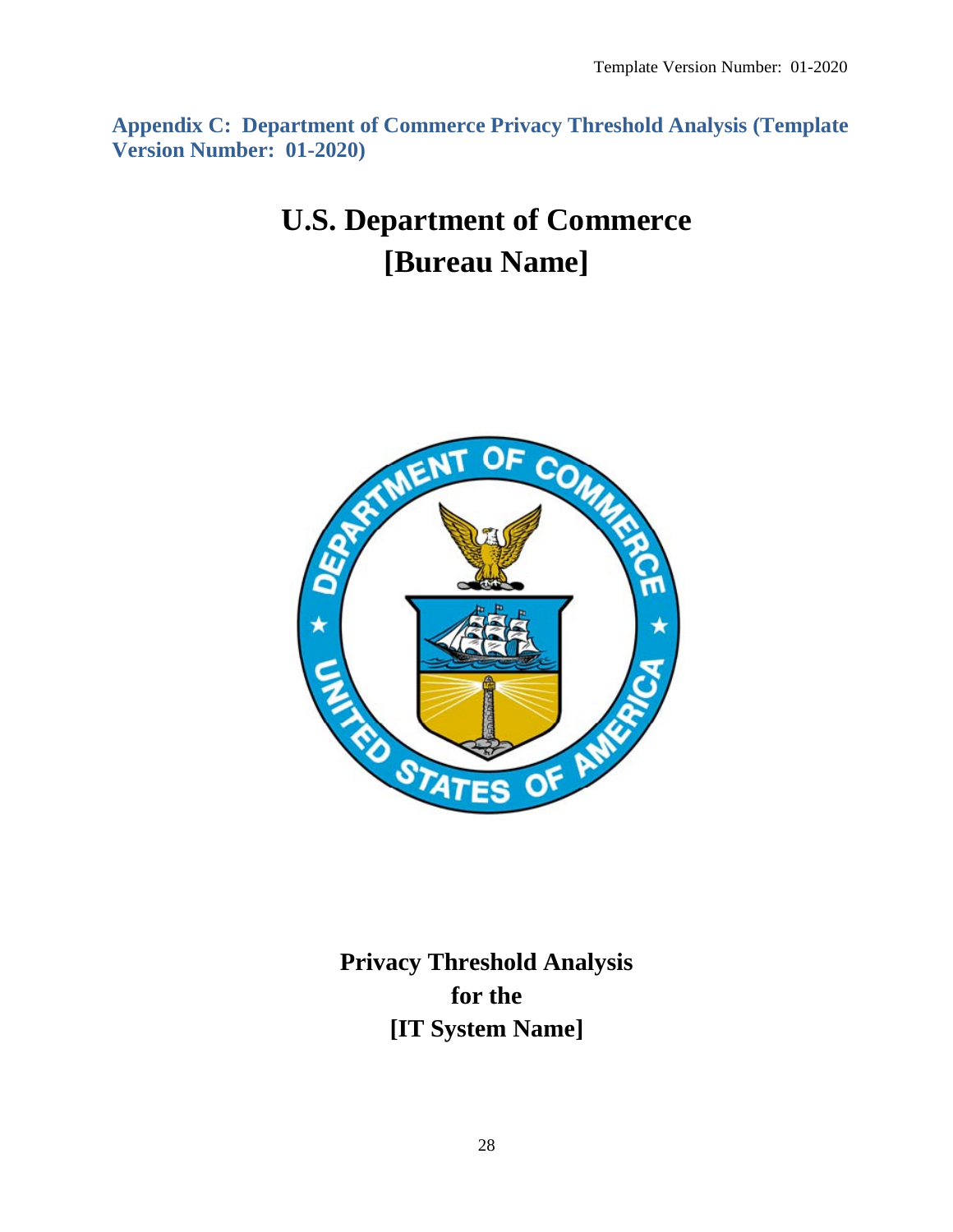## Appendix C: Department of Commerce Privacy Threshold Analysis (Template Version Number: 01-2020)

# U.S. Department of Commerce
# [Bureau Name]

**Privacy Threshold Analysis**
**for the**
**[IT System Name]**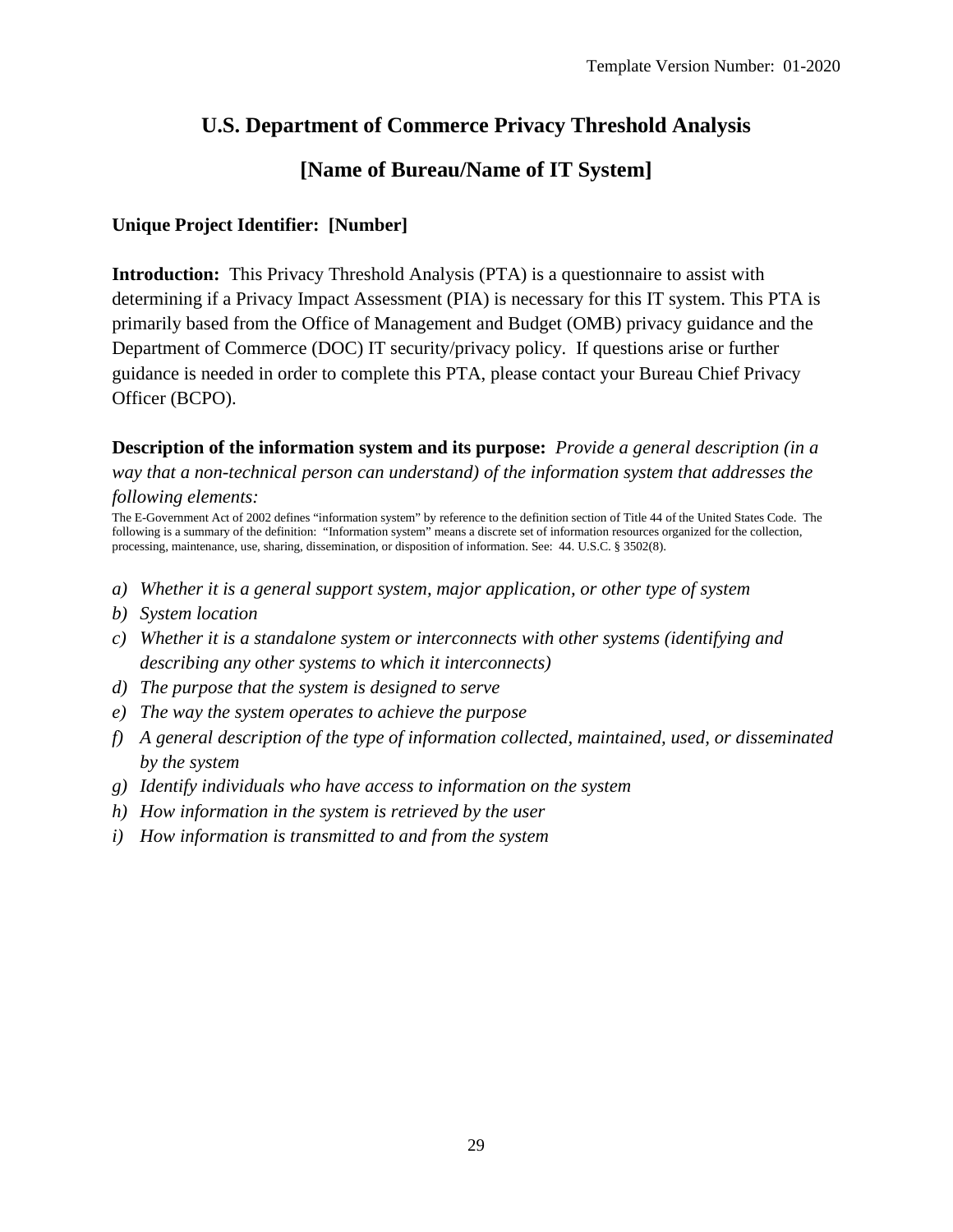Template Version Number: 01-2020

# U.S. Department of Commerce Privacy Threshold Analysis

## [Name of Bureau/Name of IT System]

**Unique Project Identifier: [Number]**

**Introduction:** This Privacy Threshold Analysis (PTA) is a questionnaire to assist with determining if a Privacy Impact Assessment (PIA) is necessary for this IT system. This PTA is primarily based from the Office of Management and Budget (OMB) privacy guidance and the Department of Commerce (DOC) IT security/privacy policy. If questions arise or further guidance is needed in order to complete this PTA, please contact your Bureau Chief Privacy Officer (BCPO).

**Description of the information system and its purpose:** *Provide a general description (in a way that a non-technical person can understand) of the information system that addresses the following elements:*

The E-Government Act of 2002 defines "information system" by reference to the definition section of Title 44 of the United States Code. The following is a summary of the definition: "Information system" means a discrete set of information resources organized for the collection, processing, maintenance, use, sharing, dissemination, or disposition of information. See: 44. U.S.C. § 3502(8).

*a) Whether it is a general support system, major application, or other type of system*
*b) System location*
*c) Whether it is a standalone system or interconnects with other systems (identifying and describing any other systems to which it interconnects)*
*d) The purpose that the system is designed to serve*
*e) The way the system operates to achieve the purpose*
*f) A general description of the type of information collected, maintained, used, or disseminated by the system*
*g) Identify individuals who have access to information on the system*
*h) How information in the system is retrieved by the user*
*i) How information is transmitted to and from the system*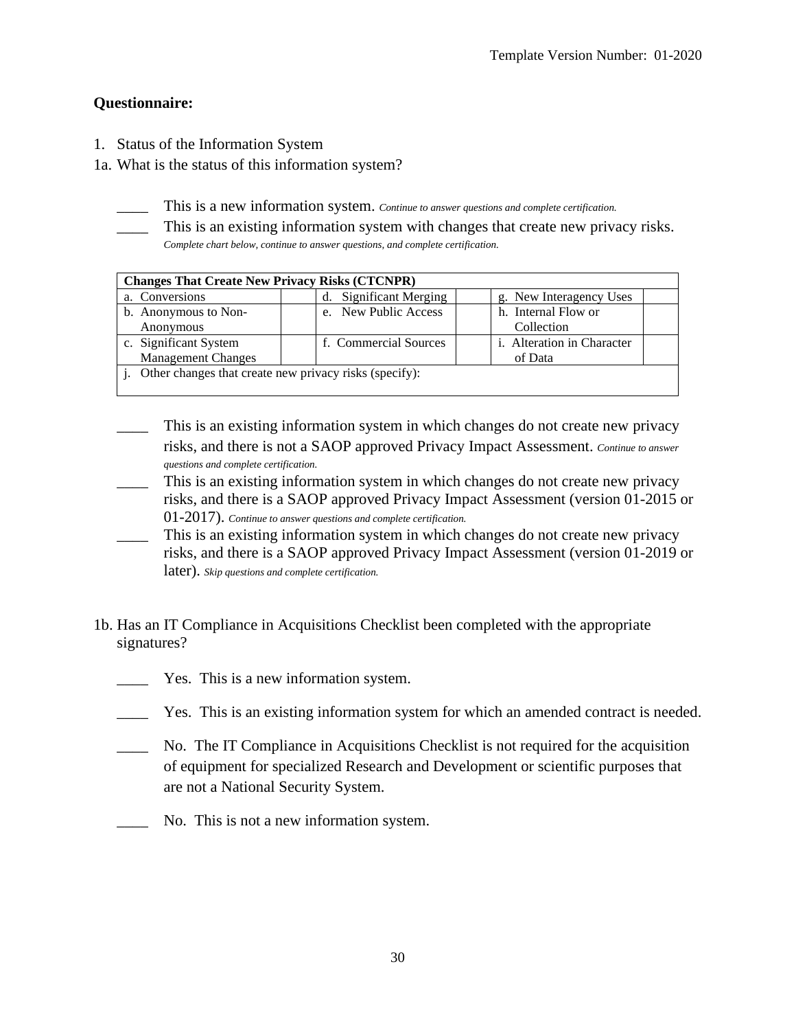**Questionnaire:**

1. Status of the Information System

1a. What is the status of this information system?

____ This is a new information system. *Continue to answer questions and complete certification.*

____ This is an existing information system with changes that create new privacy risks. *Complete chart below, continue to answer questions, and complete certification.*

| **Changes That Create New Privacy Risks (CTCNPR)** | | | | | |
|---|---|---|---|---|---|
| a. Conversions | | d. Significant Merging | | g. New Interagency Uses | |
| b. Anonymous to Non-Anonymous | | e. New Public Access | | h. Internal Flow or Collection | |
| c. Significant System Management Changes | | f. Commercial Sources | | i. Alteration in Character of Data | |
| j. Other changes that create new privacy risks (specify): | | | | | |

____ This is an existing information system in which changes do not create new privacy risks, and there is not a SAOP approved Privacy Impact Assessment. *Continue to answer questions and complete certification.*

____ This is an existing information system in which changes do not create new privacy risks, and there is a SAOP approved Privacy Impact Assessment (version 01-2015 or 01-2017). *Continue to answer questions and complete certification.*

____ This is an existing information system in which changes do not create new privacy risks, and there is a SAOP approved Privacy Impact Assessment (version 01-2019 or later). *Skip questions and complete certification.*

1b. Has an IT Compliance in Acquisitions Checklist been completed with the appropriate signatures?

____ Yes. This is a new information system.

____ Yes. This is an existing information system for which an amended contract is needed.

____ No. The IT Compliance in Acquisitions Checklist is not required for the acquisition of equipment for specialized Research and Development or scientific purposes that are not a National Security System.

____ No. This is not a new information system.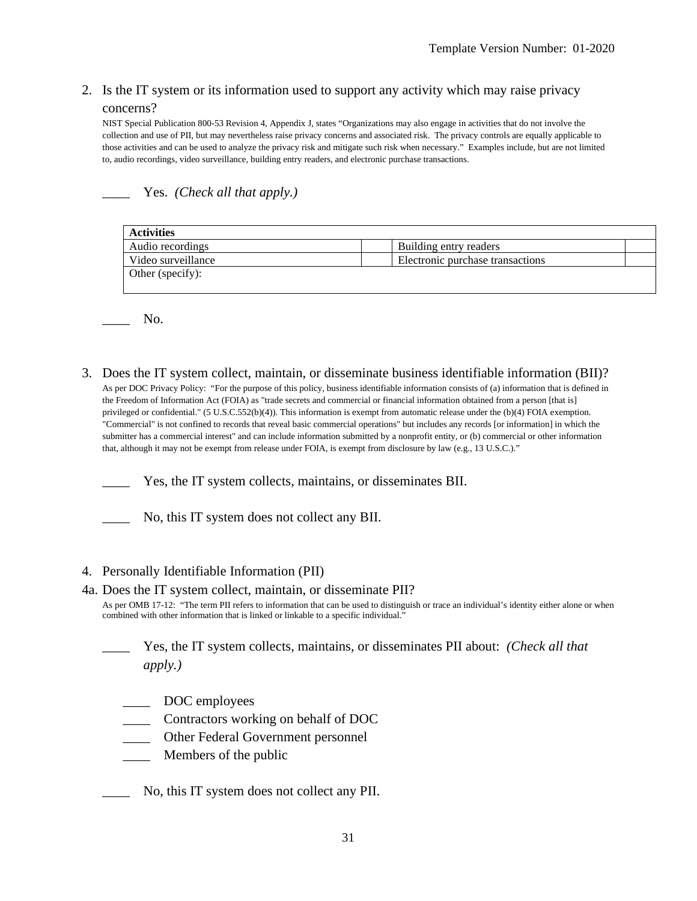2. Is the IT system or its information used to support any activity which may raise privacy concerns?

NIST Special Publication 800-53 Revision 4, Appendix J, states "Organizations may also engage in activities that do not involve the collection and use of PII, but may nevertheless raise privacy concerns and associated risk. The privacy controls are equally applicable to those activities and can be used to analyze the privacy risk and mitigate such risk when necessary." Examples include, but are not limited to, audio recordings, video surveillance, building entry readers, and electronic purchase transactions.

____ Yes. *(Check all that apply.)*

| **Activities** | | | |
|---|---|---|---|
| Audio recordings | | Building entry readers | |
| Video surveillance | | Electronic purchase transactions | |
| Other (specify): | | | |

____ No.

3. Does the IT system collect, maintain, or disseminate business identifiable information (BII)?

As per DOC Privacy Policy: "For the purpose of this policy, business identifiable information consists of (a) information that is defined in the Freedom of Information Act (FOIA) as "trade secrets and commercial or financial information obtained from a person [that is] privileged or confidential." (5 U.S.C.552(b)(4)). This information is exempt from automatic release under the (b)(4) FOIA exemption. "Commercial" is not confined to records that reveal basic commercial operations" but includes any records [or information] in which the submitter has a commercial interest" and can include information submitted by a nonprofit entity, or (b) commercial or other information that, although it may not be exempt from release under FOIA, is exempt from disclosure by law (e.g., 13 U.S.C.)."

____ Yes, the IT system collects, maintains, or disseminates BII.

____ No, this IT system does not collect any BII.

4. Personally Identifiable Information (PII)

4a. Does the IT system collect, maintain, or disseminate PII?

As per OMB 17-12: "The term PII refers to information that can be used to distinguish or trace an individual's identity either alone or when combined with other information that is linked or linkable to a specific individual."

____ Yes, the IT system collects, maintains, or disseminates PII about: *(Check all that apply.)*

- ____ DOC employees
- ____ Contractors working on behalf of DOC
- ____ Other Federal Government personnel
- ____ Members of the public

____ No, this IT system does not collect any PII.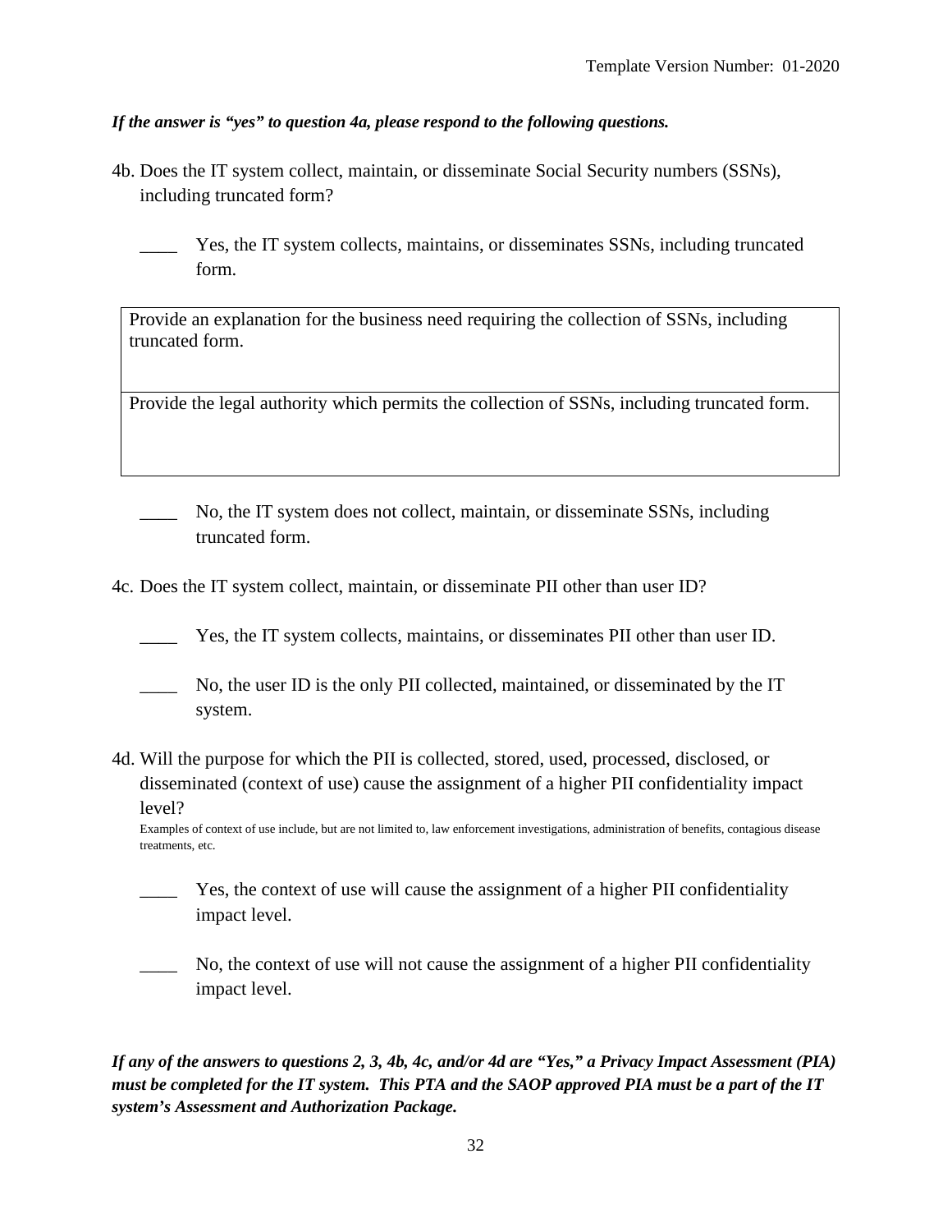*If the answer is "yes" to question 4a, please respond to the following questions.*

4b. Does the IT system collect, maintain, or disseminate Social Security numbers (SSNs), including truncated form?

____ Yes, the IT system collects, maintains, or disseminates SSNs, including truncated form.

| Provide an explanation for the business need requiring the collection of SSNs, including truncated form. |
|---|
| Provide the legal authority which permits the collection of SSNs, including truncated form. |

____ No, the IT system does not collect, maintain, or disseminate SSNs, including truncated form.

4c. Does the IT system collect, maintain, or disseminate PII other than user ID?

____ Yes, the IT system collects, maintains, or disseminates PII other than user ID.

____ No, the user ID is the only PII collected, maintained, or disseminated by the IT system.

4d. Will the purpose for which the PII is collected, stored, used, processed, disclosed, or disseminated (context of use) cause the assignment of a higher PII confidentiality impact level?

Examples of context of use include, but are not limited to, law enforcement investigations, administration of benefits, contagious disease treatments, etc.

____ Yes, the context of use will cause the assignment of a higher PII confidentiality impact level.

____ No, the context of use will not cause the assignment of a higher PII confidentiality impact level.

***If any of the answers to questions 2, 3, 4b, 4c, and/or 4d are "Yes," a Privacy Impact Assessment (PIA) must be completed for the IT system. This PTA and the SAOP approved PIA must be a part of the IT system's Assessment and Authorization Package.***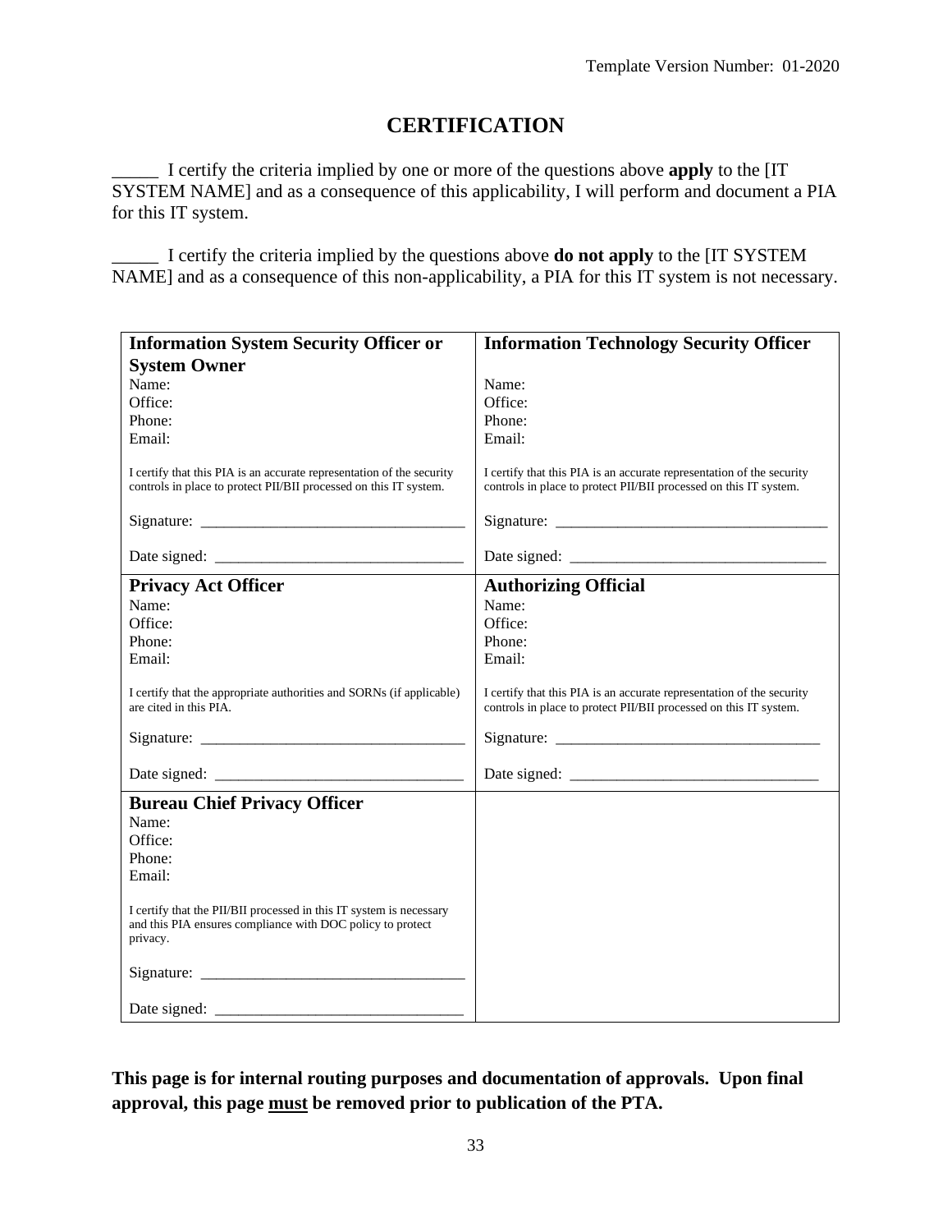# CERTIFICATION

_____ I certify the criteria implied by one or more of the questions above **apply** to the [IT SYSTEM NAME] and as a consequence of this applicability, I will perform and document a PIA for this IT system.

_____ I certify the criteria implied by the questions above **do not apply** to the [IT SYSTEM NAME] and as a consequence of this non-applicability, a PIA for this IT system is not necessary.

| **Information System Security Officer or System Owner** | **Information Technology Security Officer** |
|---|---|
| Name:<br>Office:<br>Phone:<br>Email:<br><br>I certify that this PIA is an accurate representation of the security controls in place to protect PII/BII processed on this IT system.<br><br>Signature: _________________________________<br><br>Date signed: _______________________________ | Name:<br>Office:<br>Phone:<br>Email:<br><br>I certify that this PIA is an accurate representation of the security controls in place to protect PII/BII processed on this IT system.<br><br>Signature: __________________________________<br><br>Date signed: _______________________________ |
| **Privacy Act Officer**<br>Name:<br>Office:<br>Phone:<br>Email:<br><br>I certify that the appropriate authorities and SORNs (if applicable) are cited in this PIA.<br><br>Signature: _________________________________<br><br>Date signed: _______________________________ | **Authorizing Official**<br>Name:<br>Office:<br>Phone:<br>Email:<br><br>I certify that this PIA is an accurate representation of the security controls in place to protect PII/BII processed on this IT system.<br><br>Signature: _________________________________<br><br>Date signed: _______________________________ |
| **Bureau Chief Privacy Officer**<br>Name:<br>Office:<br>Phone:<br>Email:<br><br>I certify that the PII/BII processed in this IT system is necessary and this PIA ensures compliance with DOC policy to protect privacy.<br><br>Signature: _________________________________<br><br>Date signed: _______________________________ | |

**This page is for internal routing purposes and documentation of approvals. Upon final approval, this page <u>must</u> be removed prior to publication of the PTA.**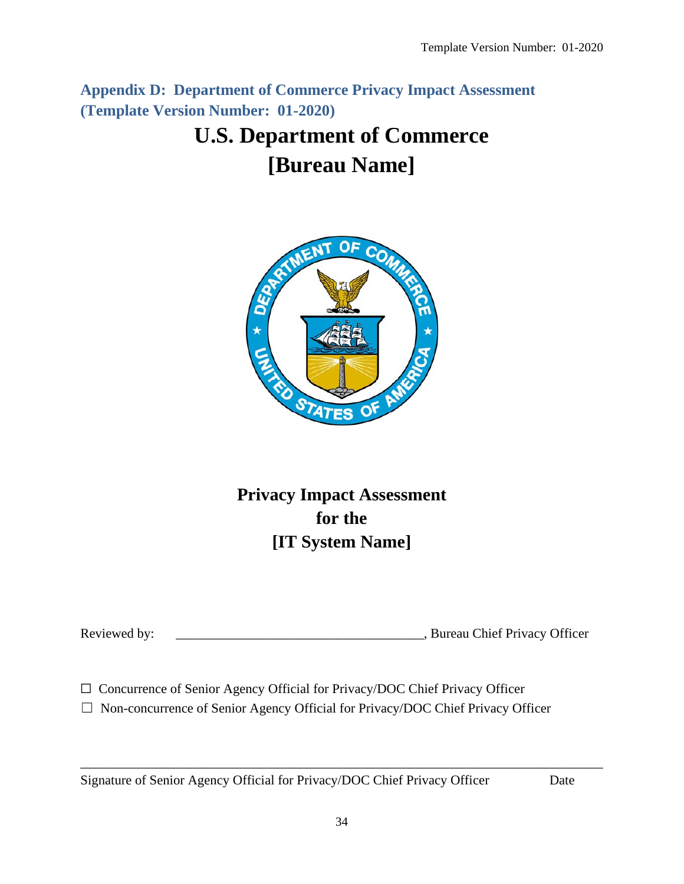## Appendix D: Department of Commerce Privacy Impact Assessment (Template Version Number: 01-2020)

# U.S. Department of Commerce
# [Bureau Name]

# Privacy Impact Assessment for the [IT System Name]

Reviewed by: ____________________________________, Bureau Chief Privacy Officer

☐ Concurrence of Senior Agency Official for Privacy/DOC Chief Privacy Officer

☐ Non-concurrence of Senior Agency Official for Privacy/DOC Chief Privacy Officer

_______________________________________________________________________________

Signature of Senior Agency Official for Privacy/DOC Chief Privacy Officer          Date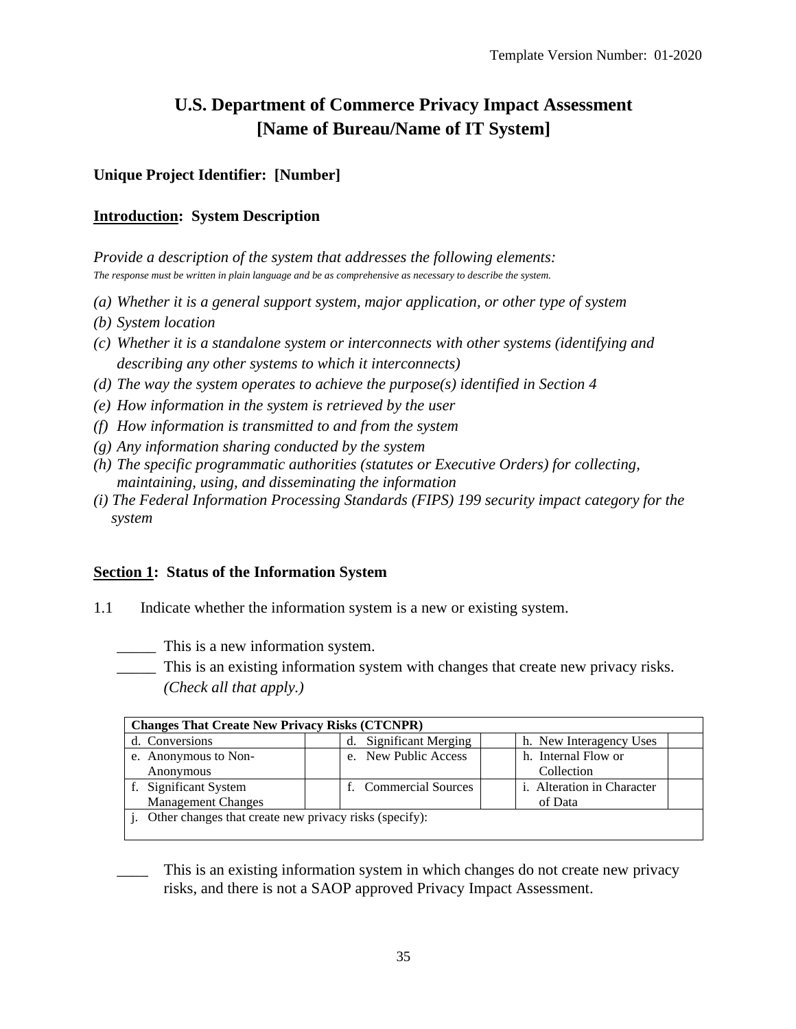# U.S. Department of Commerce Privacy Impact Assessment [Name of Bureau/Name of IT System]

**Unique Project Identifier: [Number]**

**<u>Introduction</u>: System Description**

*Provide a description of the system that addresses the following elements:*
*The response must be written in plain language and be as comprehensive as necessary to describe the system.*

*(a) Whether it is a general support system, major application, or other type of system*
*(b) System location*
*(c) Whether it is a standalone system or interconnects with other systems (identifying and describing any other systems to which it interconnects)*
*(d) The way the system operates to achieve the purpose(s) identified in Section 4*
*(e) How information in the system is retrieved by the user*
*(f) How information is transmitted to and from the system*
*(g) Any information sharing conducted by the system*
*(h) The specific programmatic authorities (statutes or Executive Orders) for collecting, maintaining, using, and disseminating the information*
*(i) The Federal Information Processing Standards (FIPS) 199 security impact category for the system*

**<u>Section 1</u>: Status of the Information System**

1.1 Indicate whether the information system is a new or existing system.

_____ This is a new information system.
_____ This is an existing information system with changes that create new privacy risks. *(Check all that apply.)*

| **Changes That Create New Privacy Risks (CTCNPR)** | | | | | |
|---|---|---|---|---|---|
| d. Conversions | | d. Significant Merging | | h. New Interagency Uses | |
| e. Anonymous to Non-Anonymous | | e. New Public Access | | h. Internal Flow or Collection | |
| f. Significant System Management Changes | | f. Commercial Sources | | i. Alteration in Character of Data | |
| j. Other changes that create new privacy risks (specify): | | | | | |

____ This is an existing information system in which changes do not create new privacy risks, and there is not a SAOP approved Privacy Impact Assessment.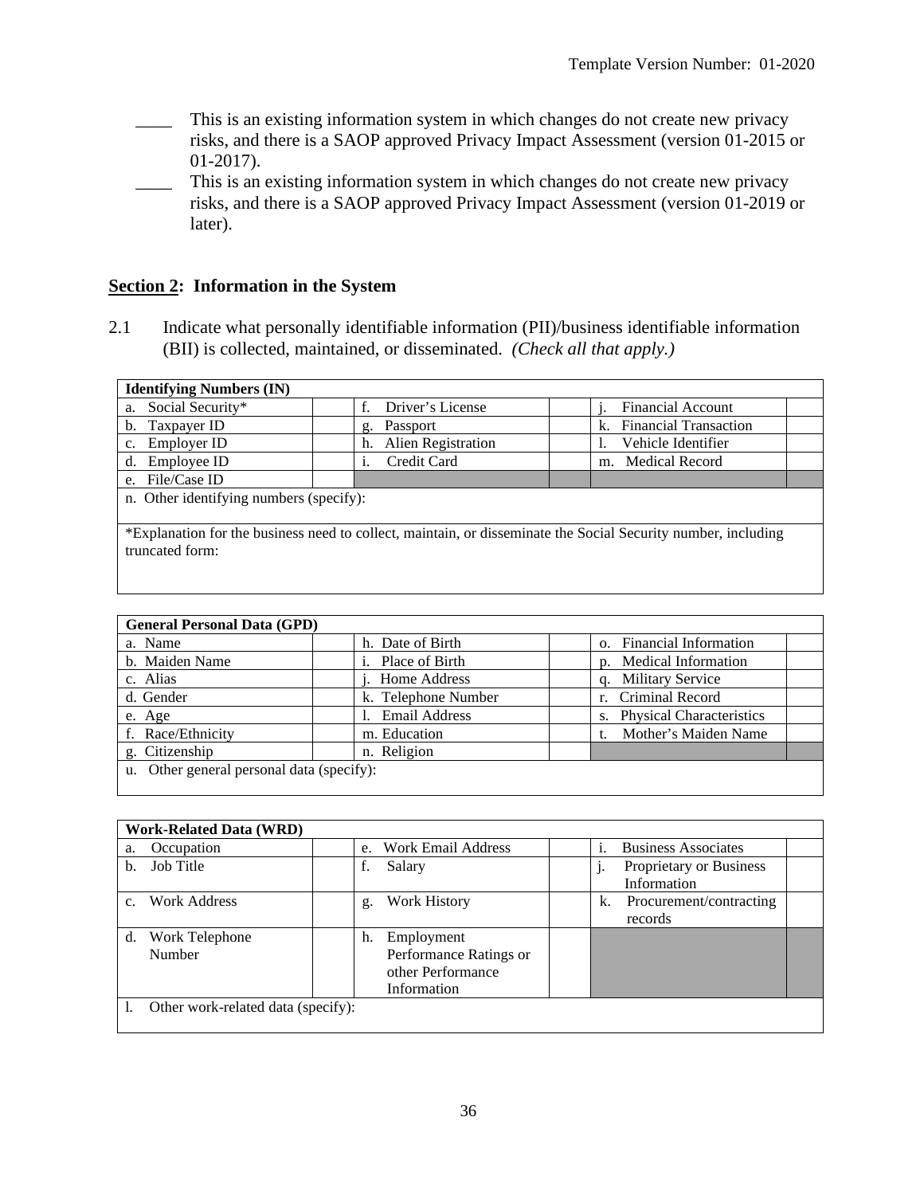____ This is an existing information system in which changes do not create new privacy risks, and there is a SAOP approved Privacy Impact Assessment (version 01-2015 or 01-2017).

____ This is an existing information system in which changes do not create new privacy risks, and there is a SAOP approved Privacy Impact Assessment (version 01-2019 or later).

## **Section 2**: Information in the System

2.1 Indicate what personally identifiable information (PII)/business identifiable information (BII) is collected, maintained, or disseminated. *(Check all that apply.)*

| **Identifying Numbers (IN)** | | | | | |
|---|---|---|---|---|---|
| a. Social Security* | | f. Driver's License | | j. Financial Account | |
| b. Taxpayer ID | | g. Passport | | k. Financial Transaction | |
| c. Employer ID | | h. Alien Registration | | l. Vehicle Identifier | |
| d. Employee ID | | i. Credit Card | | m. Medical Record | |
| e. File/Case ID | | | | | |
| n. Other identifying numbers (specify): | | | | | |
| *Explanation for the business need to collect, maintain, or disseminate the Social Security number, including truncated form: | | | | | |

| **General Personal Data (GPD)** | | | | | |
|---|---|---|---|---|---|
| a. Name | | h. Date of Birth | | o. Financial Information | |
| b. Maiden Name | | i. Place of Birth | | p. Medical Information | |
| c. Alias | | j. Home Address | | q. Military Service | |
| d. Gender | | k. Telephone Number | | r. Criminal Record | |
| e. Age | | l. Email Address | | s. Physical Characteristics | |
| f. Race/Ethnicity | | m. Education | | t. Mother's Maiden Name | |
| g. Citizenship | | n. Religion | | | |
| u. Other general personal data (specify): | | | | | |

| **Work-Related Data (WRD)** | | | | | |
|---|---|---|---|---|---|
| a. Occupation | | e. Work Email Address | | i. Business Associates | |
| b. Job Title | | f. Salary | | j. Proprietary or Business Information | |
| c. Work Address | | g. Work History | | k. Procurement/contracting records | |
| d. Work Telephone Number | | h. Employment Performance Ratings or other Performance Information | | | |
| l. Other work-related data (specify): | | | | | |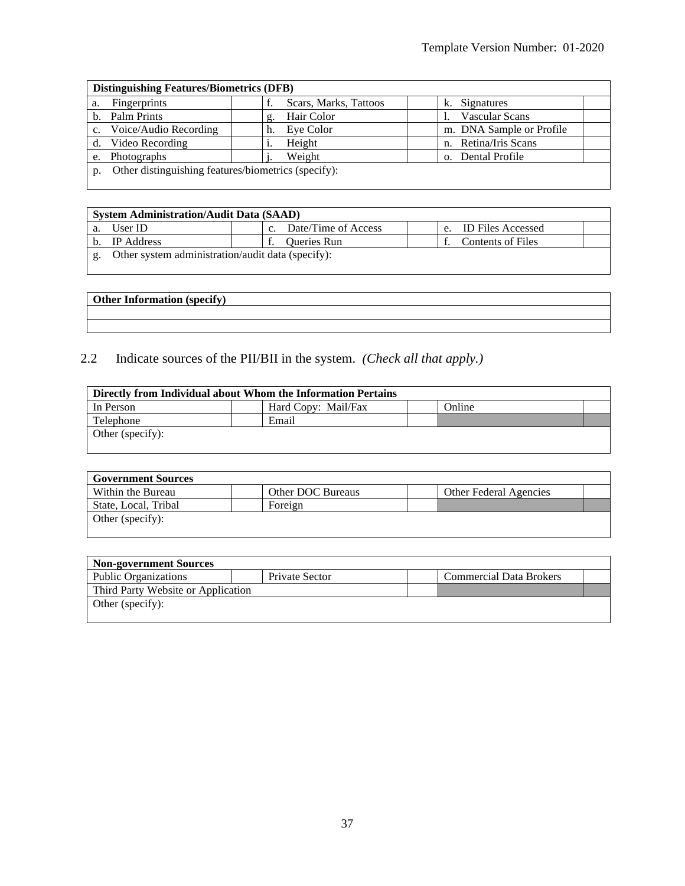| Distinguishing Features/Biometrics (DFB) | | | | | |
|---|---|---|---|---|---|
| a. Fingerprints | | f. Scars, Marks, Tattoos | | k. Signatures | |
| b. Palm Prints | | g. Hair Color | | l. Vascular Scans | |
| c. Voice/Audio Recording | | h. Eye Color | | m. DNA Sample or Profile | |
| d. Video Recording | | i. Height | | n. Retina/Iris Scans | |
| e. Photographs | | j. Weight | | o. Dental Profile | |
| p. Other distinguishing features/biometrics (specify): | | | | | |

| System Administration/Audit Data (SAAD) | | | | | |
|---|---|---|---|---|---|
| a. User ID | | c. Date/Time of Access | | e. ID Files Accessed | |
| b. IP Address | | f. Queries Run | | f. Contents of Files | |
| g. Other system administration/audit data (specify): | | | | | |

| Other Information (specify) |
|---|
| |
| |

2.2 Indicate sources of the PII/BII in the system. *(Check all that apply.)*

| Directly from Individual about Whom the Information Pertains | | | | | |
|---|---|---|---|---|---|
| In Person | | Hard Copy: Mail/Fax | | Online | |
| Telephone | | Email | | | |
| Other (specify): | | | | | |

| Government Sources | | | | | |
|---|---|---|---|---|---|
| Within the Bureau | | Other DOC Bureaus | | Other Federal Agencies | |
| State, Local, Tribal | | Foreign | | | |
| Other (specify): | | | | | |

| Non-government Sources | | | | | |
|---|---|---|---|---|---|
| Public Organizations | | Private Sector | | Commercial Data Brokers | |
| Third Party Website or Application | | | | | |
| Other (specify): | | | | | |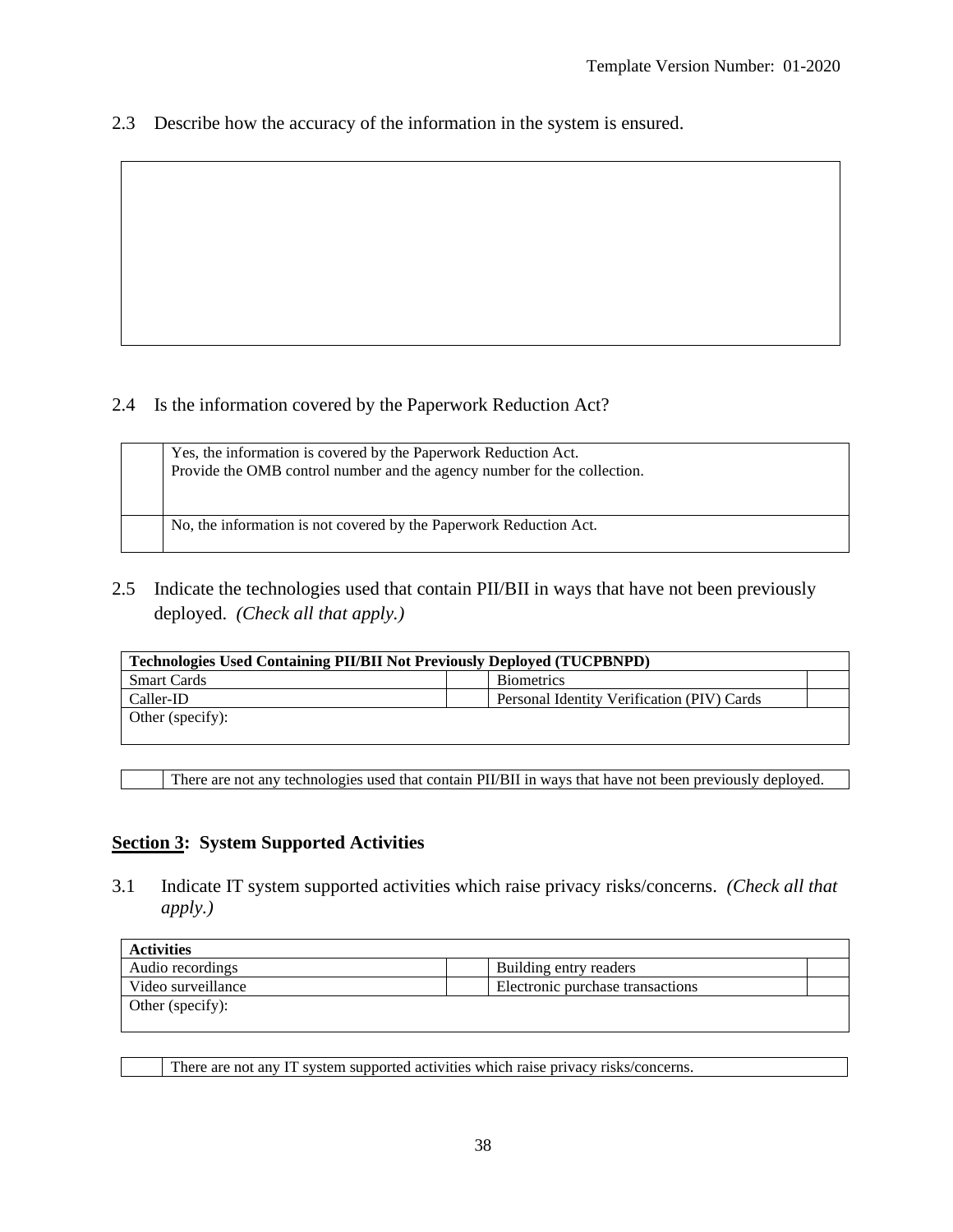2.3 Describe how the accuracy of the information in the system is ensured.

| |
|---|
| |

2.4 Is the information covered by the Paperwork Reduction Act?

| | |
|---|---|
| | Yes, the information is covered by the Paperwork Reduction Act.<br>Provide the OMB control number and the agency number for the collection. |
| | No, the information is not covered by the Paperwork Reduction Act. |

2.5 Indicate the technologies used that contain PII/BII in ways that have not been previously deployed. *(Check all that apply.)*

| **Technologies Used Containing PII/BII Not Previously Deployed (TUCPBNPD)** | | | |
|---|---|---|---|
| Smart Cards | | Biometrics | |
| Caller-ID | | Personal Identity Verification (PIV) Cards | |
| Other (specify): | | | |

| | |
|---|---|
| | There are not any technologies used that contain PII/BII in ways that have not been previously deployed. |

## Section 3: System Supported Activities

3.1 Indicate IT system supported activities which raise privacy risks/concerns. *(Check all that apply.)*

| **Activities** | | | |
|---|---|---|---|
| Audio recordings | | Building entry readers | |
| Video surveillance | | Electronic purchase transactions | |
| Other (specify): | | | |

| | |
|---|---|
| | There are not any IT system supported activities which raise privacy risks/concerns. |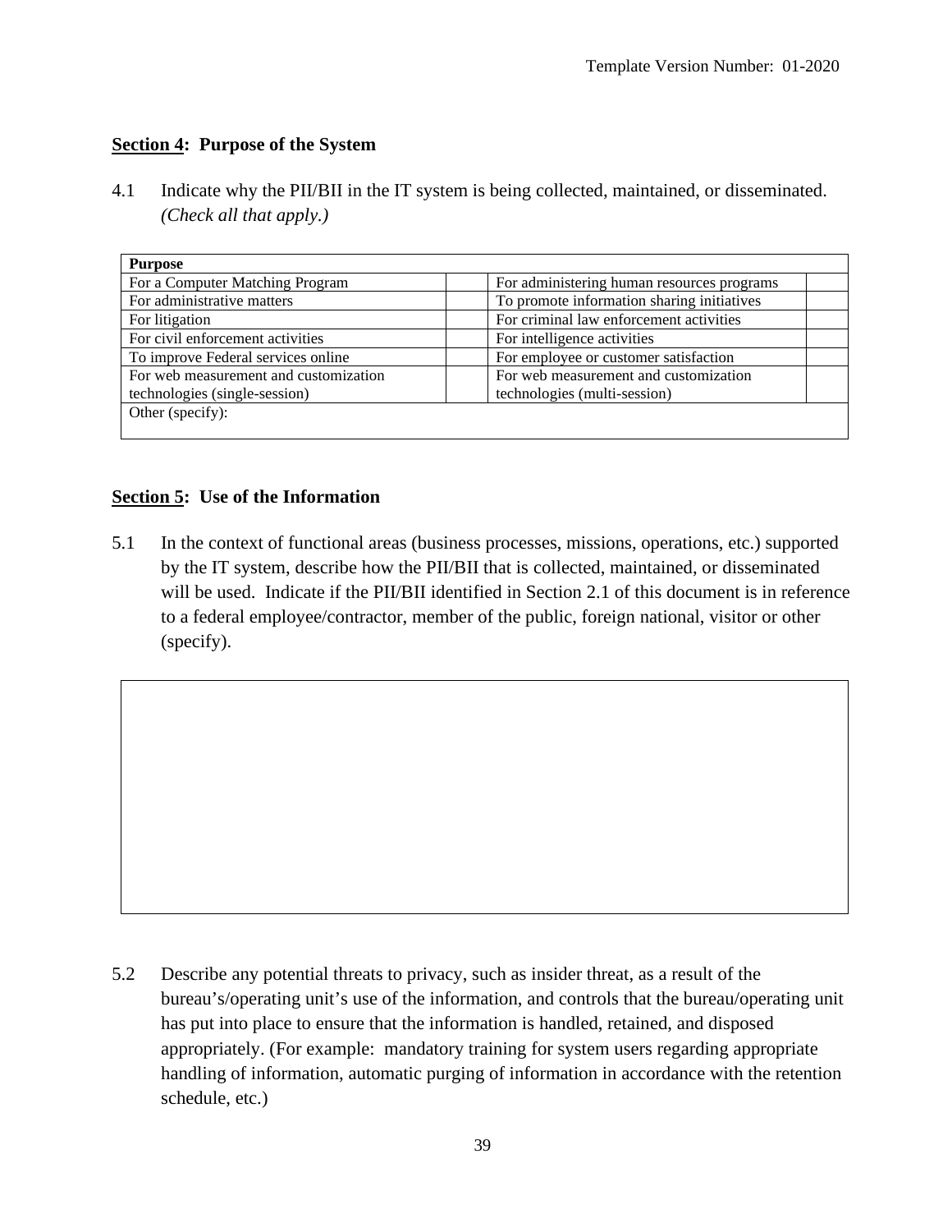## **Section 4**: Purpose of the System

4.1 Indicate why the PII/BII in the IT system is being collected, maintained, or disseminated. *(Check all that apply.)*

| **Purpose** | | | |
|---|---|---|---|
| For a Computer Matching Program | | For administering human resources programs | |
| For administrative matters | | To promote information sharing initiatives | |
| For litigation | | For criminal law enforcement activities | |
| For civil enforcement activities | | For intelligence activities | |
| To improve Federal services online | | For employee or customer satisfaction | |
| For web measurement and customization technologies (single-session) | | For web measurement and customization technologies (multi-session) | |
| Other (specify): | | | |

## **Section 5**: Use of the Information

5.1 In the context of functional areas (business processes, missions, operations, etc.) supported by the IT system, describe how the PII/BII that is collected, maintained, or disseminated will be used. Indicate if the PII/BII identified in Section 2.1 of this document is in reference to a federal employee/contractor, member of the public, foreign national, visitor or other (specify).

| |
|---|
| |

5.2 Describe any potential threats to privacy, such as insider threat, as a result of the bureau's/operating unit's use of the information, and controls that the bureau/operating unit has put into place to ensure that the information is handled, retained, and disposed appropriately. (For example: mandatory training for system users regarding appropriate handling of information, automatic purging of information in accordance with the retention schedule, etc.)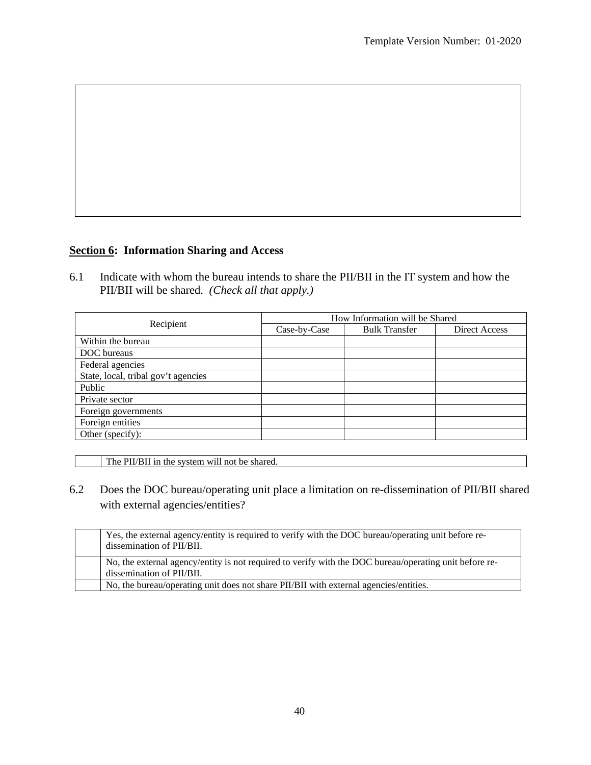## **Section 6: Information Sharing and Access**

6.1 Indicate with whom the bureau intends to share the PII/BII in the IT system and how the PII/BII will be shared. *(Check all that apply.)*

| Recipient | How Information will be Shared | | |
|---|---|---|---|
| | Case-by-Case | Bulk Transfer | Direct Access |
| Within the bureau | | | |
| DOC bureaus | | | |
| Federal agencies | | | |
| State, local, tribal gov't agencies | | | |
| Public | | | |
| Private sector | | | |
| Foreign governments | | | |
| Foreign entities | | | |
| Other (specify): | | | |

| | |
|---|---|
| | The PII/BII in the system will not be shared. |

6.2 Does the DOC bureau/operating unit place a limitation on re-dissemination of PII/BII shared with external agencies/entities?

| | |
|---|---|
| | Yes, the external agency/entity is required to verify with the DOC bureau/operating unit before re-dissemination of PII/BII. |
| | No, the external agency/entity is not required to verify with the DOC bureau/operating unit before re-dissemination of PII/BII. |
| | No, the bureau/operating unit does not share PII/BII with external agencies/entities. |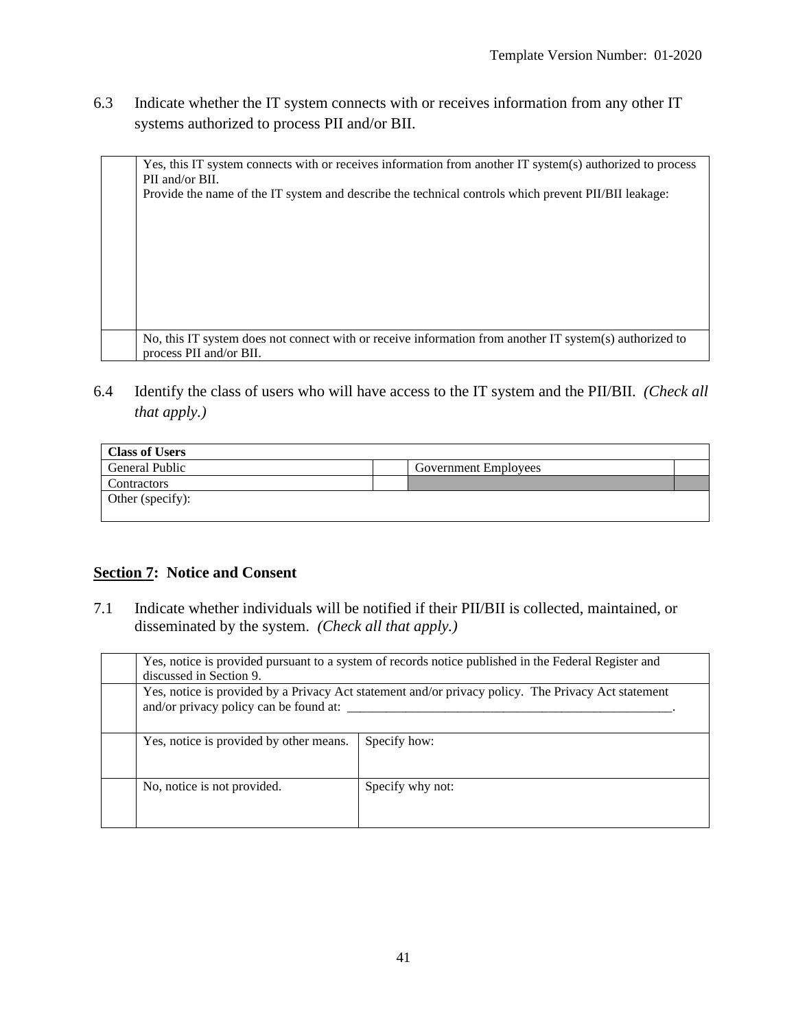6.3 Indicate whether the IT system connects with or receives information from any other IT systems authorized to process PII and/or BII.

| | |
|---|---|
| | Yes, this IT system connects with or receives information from another IT system(s) authorized to process PII and/or BII.<br>Provide the name of the IT system and describe the technical controls which prevent PII/BII leakage: |
| | No, this IT system does not connect with or receive information from another IT system(s) authorized to process PII and/or BII. |

6.4 Identify the class of users who will have access to the IT system and the PII/BII. *(Check all that apply.)*

| Class of Users | | | |
|---|---|---|---|
| General Public | | Government Employees | |
| Contractors | | | |
| Other (specify): | | | |

## Section 7: Notice and Consent

7.1 Indicate whether individuals will be notified if their PII/BII is collected, maintained, or disseminated by the system. *(Check all that apply.)*

| | | |
|---|---|---|
| | Yes, notice is provided pursuant to a system of records notice published in the Federal Register and discussed in Section 9. | |
| | Yes, notice is provided by a Privacy Act statement and/or privacy policy. The Privacy Act statement and/or privacy policy can be found at: ___________________________________________________. | |
| | Yes, notice is provided by other means. | Specify how: |
| | No, notice is not provided. | Specify why not: |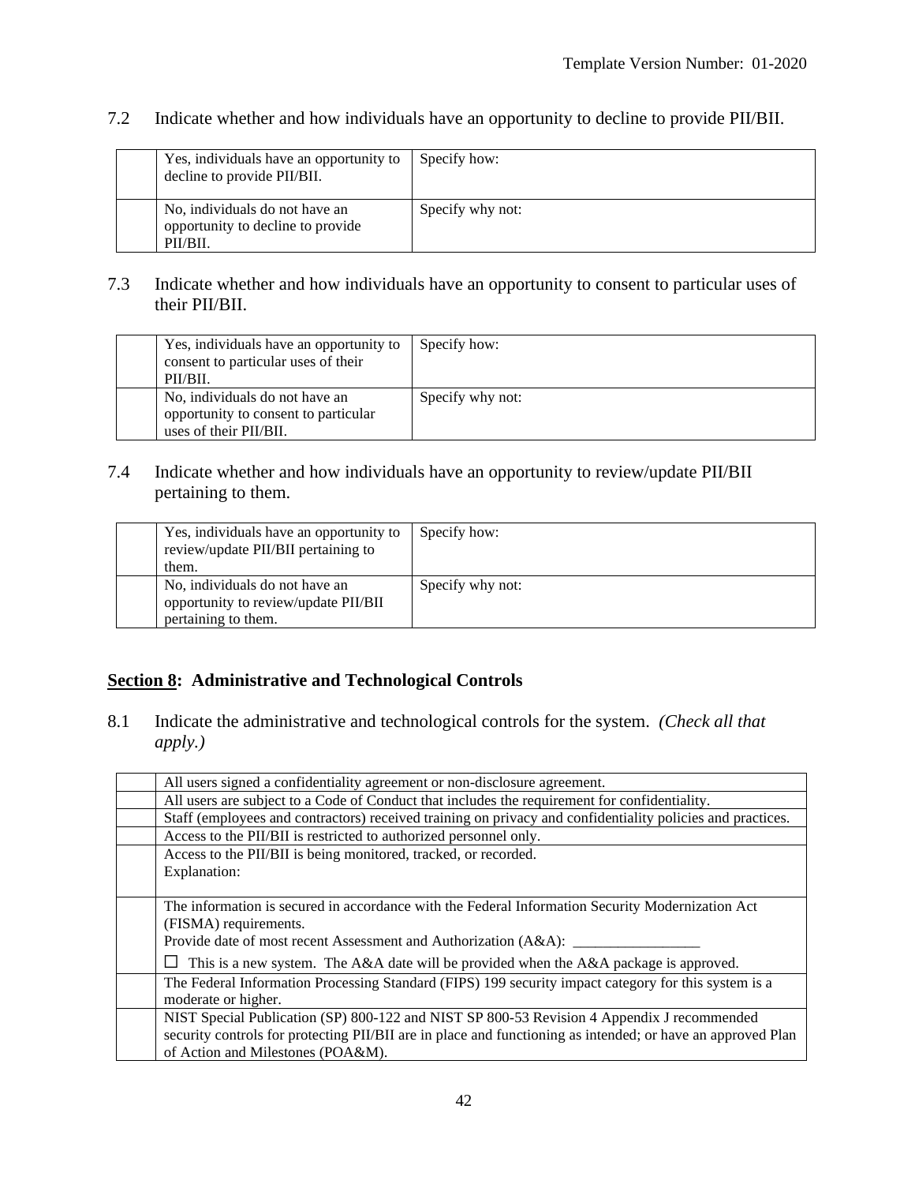7.2 Indicate whether and how individuals have an opportunity to decline to provide PII/BII.

| | | |
|---|---|---|
| | Yes, individuals have an opportunity to decline to provide PII/BII. | Specify how: |
| | No, individuals do not have an opportunity to decline to provide PII/BII. | Specify why not: |

7.3 Indicate whether and how individuals have an opportunity to consent to particular uses of their PII/BII.

| | | |
|---|---|---|
| | Yes, individuals have an opportunity to consent to particular uses of their PII/BII. | Specify how: |
| | No, individuals do not have an opportunity to consent to particular uses of their PII/BII. | Specify why not: |

7.4 Indicate whether and how individuals have an opportunity to review/update PII/BII pertaining to them.

| | | |
|---|---|---|
| | Yes, individuals have an opportunity to review/update PII/BII pertaining to them. | Specify how: |
| | No, individuals do not have an opportunity to review/update PII/BII pertaining to them. | Specify why not: |

## <u>Section 8</u>: Administrative and Technological Controls

8.1 Indicate the administrative and technological controls for the system. *(Check all that apply.)*

| | |
|---|---|
| | All users signed a confidentiality agreement or non-disclosure agreement. |
| | All users are subject to a Code of Conduct that includes the requirement for confidentiality. |
| | Staff (employees and contractors) received training on privacy and confidentiality policies and practices. |
| | Access to the PII/BII is restricted to authorized personnel only. |
| | Access to the PII/BII is being monitored, tracked, or recorded.<br>Explanation: |
| | The information is secured in accordance with the Federal Information Security Modernization Act (FISMA) requirements.<br>Provide date of most recent Assessment and Authorization (A&A): ________________<br>☐ This is a new system. The A&A date will be provided when the A&A package is approved. |
| | The Federal Information Processing Standard (FIPS) 199 security impact category for this system is a moderate or higher. |
| | NIST Special Publication (SP) 800-122 and NIST SP 800-53 Revision 4 Appendix J recommended security controls for protecting PII/BII are in place and functioning as intended; or have an approved Plan of Action and Milestones (POA&M). |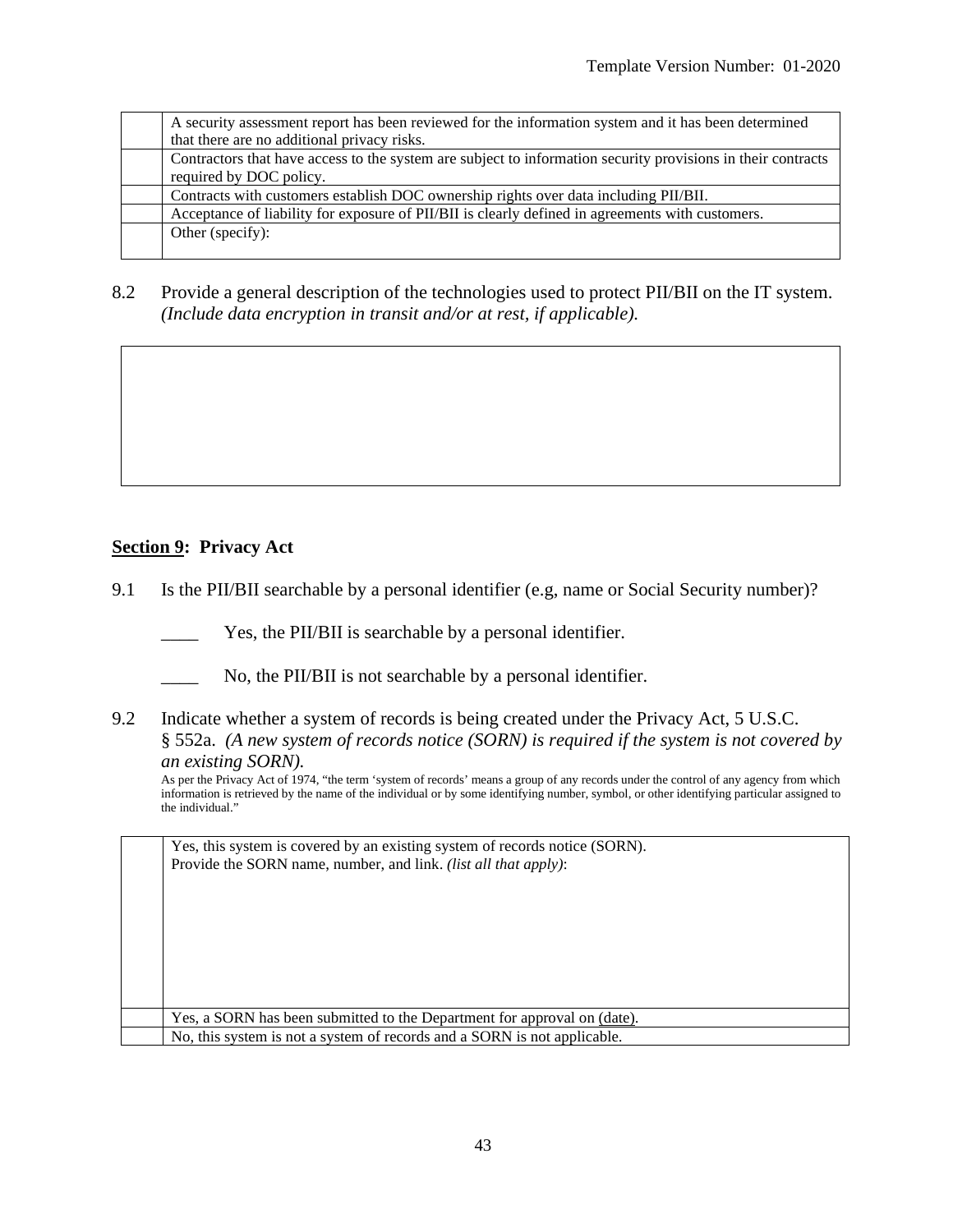| | |
|---|---|
| | A security assessment report has been reviewed for the information system and it has been determined that there are no additional privacy risks. |
| | Contractors that have access to the system are subject to information security provisions in their contracts required by DOC policy. |
| | Contracts with customers establish DOC ownership rights over data including PII/BII. |
| | Acceptance of liability for exposure of PII/BII is clearly defined in agreements with customers. |
| | Other (specify): |

8.2 Provide a general description of the technologies used to protect PII/BII on the IT system. *(Include data encryption in transit and/or at rest, if applicable).*

| |
|---|
| |

## **Section 9**: Privacy Act

9.1 Is the PII/BII searchable by a personal identifier (e.g, name or Social Security number)?

____ Yes, the PII/BII is searchable by a personal identifier.

____ No, the PII/BII is not searchable by a personal identifier.

9.2 Indicate whether a system of records is being created under the Privacy Act, 5 U.S.C. § 552a. *(A new system of records notice (SORN) is required if the system is not covered by an existing SORN).*

As per the Privacy Act of 1974, "the term 'system of records' means a group of any records under the control of any agency from which information is retrieved by the name of the individual or by some identifying number, symbol, or other identifying particular assigned to the individual."

| | |
|---|---|
| | Yes, this system is covered by an existing system of records notice (SORN).<br>Provide the SORN name, number, and link. *(list all that apply)*: |
| | Yes, a SORN has been submitted to the Department for approval on (date). |
| | No, this system is not a system of records and a SORN is not applicable. |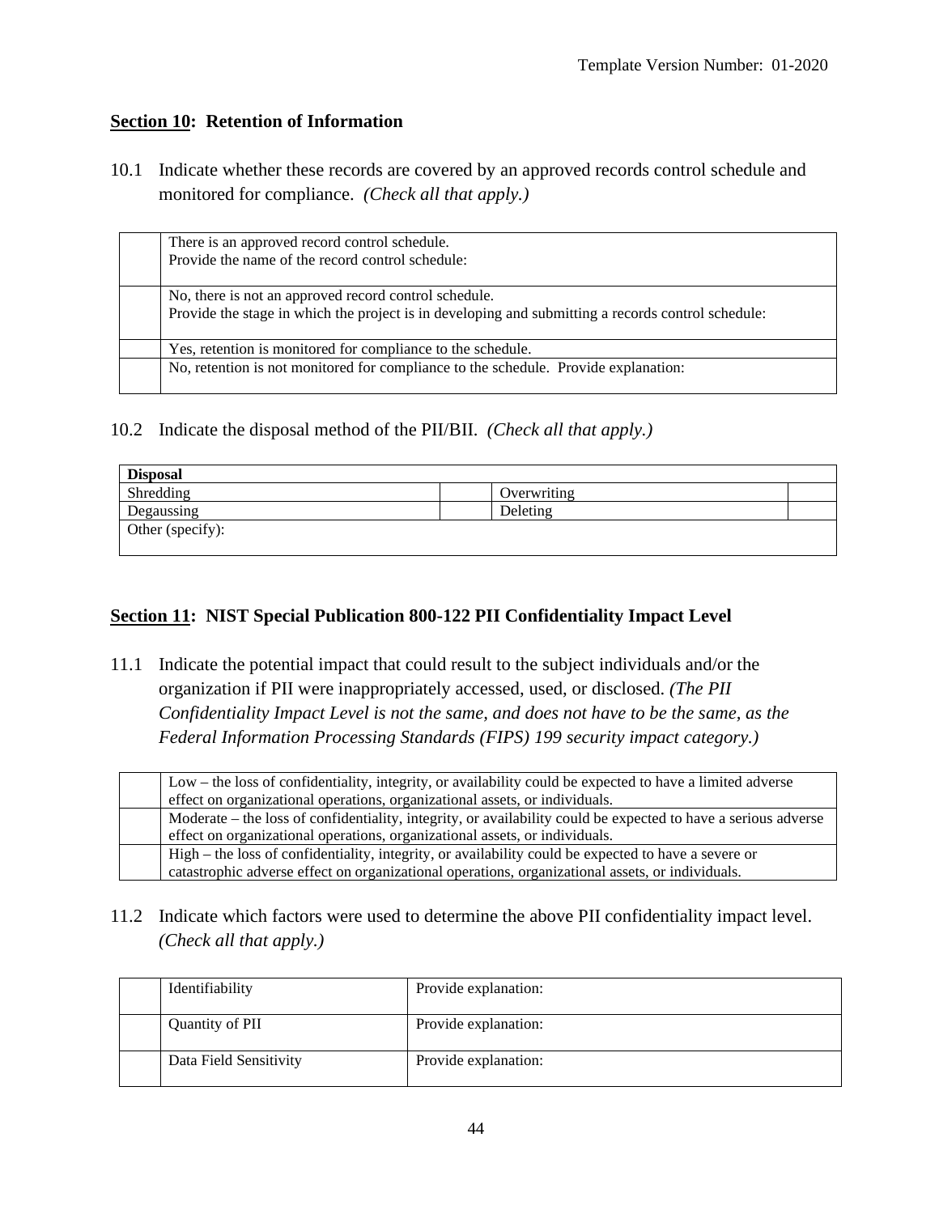## **Section 10**: Retention of Information

10.1 Indicate whether these records are covered by an approved records control schedule and monitored for compliance. *(Check all that apply.)*

| | |
|---|---|
| | There is an approved record control schedule.<br>Provide the name of the record control schedule: |
| | No, there is not an approved record control schedule.<br>Provide the stage in which the project is in developing and submitting a records control schedule: |
| | Yes, retention is monitored for compliance to the schedule. |
| | No, retention is not monitored for compliance to the schedule. Provide explanation: |

10.2 Indicate the disposal method of the PII/BII. *(Check all that apply.)*

| **Disposal** | | | |
|---|---|---|---|
| Shredding | | Overwriting | |
| Degaussing | | Deleting | |
| Other (specify): | | | |

## **Section 11**: NIST Special Publication 800-122 PII Confidentiality Impact Level

11.1 Indicate the potential impact that could result to the subject individuals and/or the organization if PII were inappropriately accessed, used, or disclosed. *(The PII Confidentiality Impact Level is not the same, and does not have to be the same, as the Federal Information Processing Standards (FIPS) 199 security impact category.)*

| | |
|---|---|
| | Low – the loss of confidentiality, integrity, or availability could be expected to have a limited adverse effect on organizational operations, organizational assets, or individuals. |
| | Moderate – the loss of confidentiality, integrity, or availability could be expected to have a serious adverse effect on organizational operations, organizational assets, or individuals. |
| | High – the loss of confidentiality, integrity, or availability could be expected to have a severe or catastrophic adverse effect on organizational operations, organizational assets, or individuals. |

11.2 Indicate which factors were used to determine the above PII confidentiality impact level. *(Check all that apply.)*

| | | |
|---|---|---|
| | Identifiability | Provide explanation: |
| | Quantity of PII | Provide explanation: |
| | Data Field Sensitivity | Provide explanation: |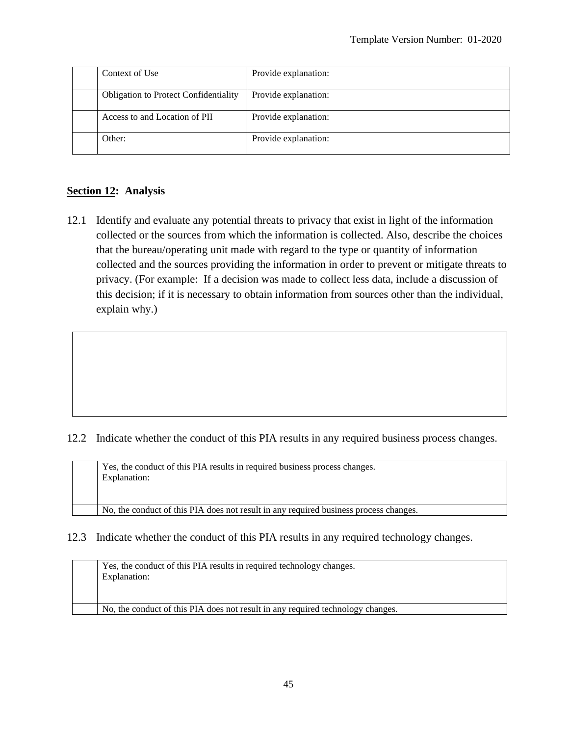| | | |
|---|---|---|
| | Context of Use | Provide explanation: |
| | Obligation to Protect Confidentiality | Provide explanation: |
| | Access to and Location of PII | Provide explanation: |
| | Other: | Provide explanation: |

## Section 12: Analysis

12.1 Identify and evaluate any potential threats to privacy that exist in light of the information collected or the sources from which the information is collected. Also, describe the choices that the bureau/operating unit made with regard to the type or quantity of information collected and the sources providing the information in order to prevent or mitigate threats to privacy. (For example: If a decision was made to collect less data, include a discussion of this decision; if it is necessary to obtain information from sources other than the individual, explain why.)

| |
|---|
| |

12.2 Indicate whether the conduct of this PIA results in any required business process changes.

| | |
|---|---|
| | Yes, the conduct of this PIA results in required business process changes.<br>Explanation: |
| | No, the conduct of this PIA does not result in any required business process changes. |

12.3 Indicate whether the conduct of this PIA results in any required technology changes.

| | |
|---|---|
| | Yes, the conduct of this PIA results in required technology changes.<br>Explanation: |
| | No, the conduct of this PIA does not result in any required technology changes. |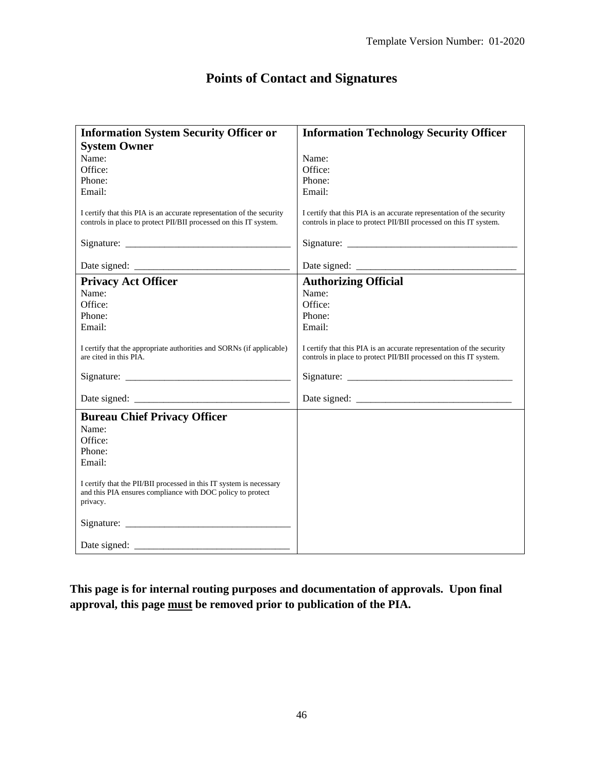# Points of Contact and Signatures

| **Information System Security Officer or System Owner** | **Information Technology Security Officer** |
|---|---|
| Name:<br>Office:<br>Phone:<br>Email:<br><br>I certify that this PIA is an accurate representation of the security controls in place to protect PII/BII processed on this IT system.<br><br>Signature: ______________________________<br><br>Date signed: ____________________________ | Name:<br>Office:<br>Phone:<br>Email:<br><br>I certify that this PIA is an accurate representation of the security controls in place to protect PII/BII processed on this IT system.<br><br>Signature: ______________________________<br><br>Date signed: ____________________________ |
| **Privacy Act Officer**<br>Name:<br>Office:<br>Phone:<br>Email:<br><br>I certify that the appropriate authorities and SORNs (if applicable) are cited in this PIA.<br><br>Signature: ______________________________<br><br>Date signed: ____________________________ | **Authorizing Official**<br>Name:<br>Office:<br>Phone:<br>Email:<br><br>I certify that this PIA is an accurate representation of the security controls in place to protect PII/BII processed on this IT system.<br><br>Signature: ______________________________<br><br>Date signed: ____________________________ |
| **Bureau Chief Privacy Officer**<br>Name:<br>Office:<br>Phone:<br>Email:<br><br>I certify that the PII/BII processed in this IT system is necessary and this PIA ensures compliance with DOC policy to protect privacy.<br><br>Signature: ______________________________<br><br>Date signed: ____________________________ | |

**This page is for internal routing purposes and documentation of approvals. Upon final approval, this page <u>must</u> be removed prior to publication of the PIA.**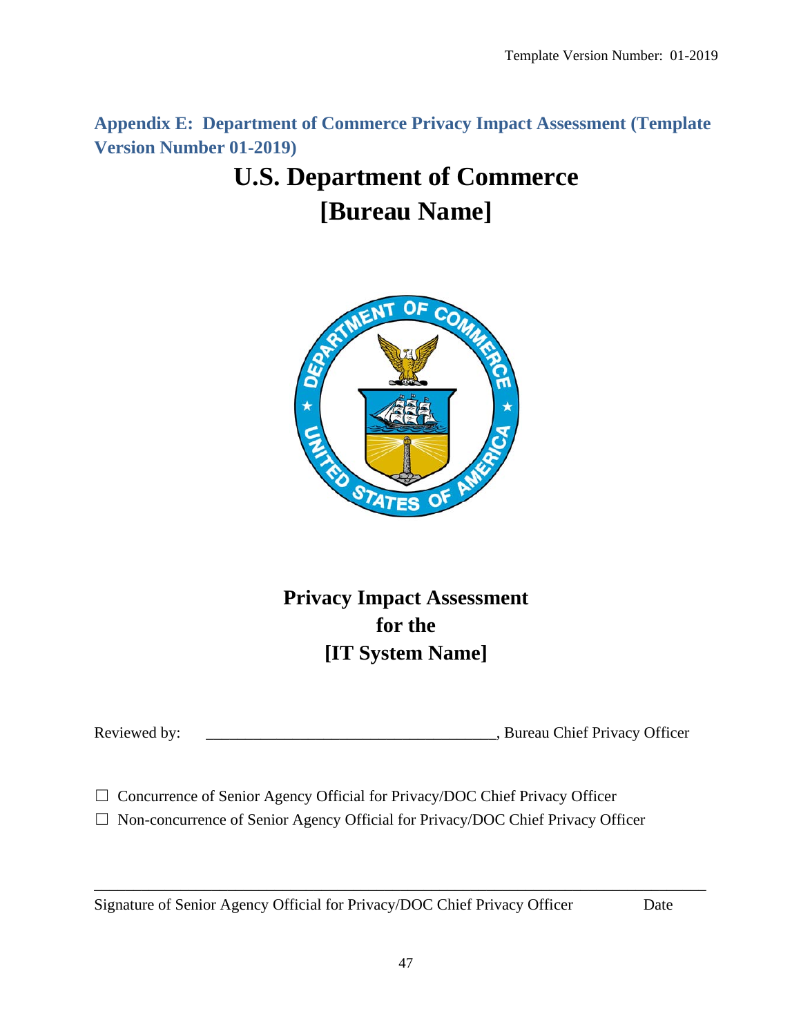Template Version Number: 01-2019

## Appendix E: Department of Commerce Privacy Impact Assessment (Template Version Number 01-2019)

# U.S. Department of Commerce
# [Bureau Name]

## Privacy Impact Assessment
## for the
## [IT System Name]

Reviewed by: ____________________________________, Bureau Chief Privacy Officer

☐ Concurrence of Senior Agency Official for Privacy/DOC Chief Privacy Officer

☐ Non-concurrence of Senior Agency Official for Privacy/DOC Chief Privacy Officer

_____________________________________________________________________________

Signature of Senior Agency Official for Privacy/DOC Chief Privacy Officer Date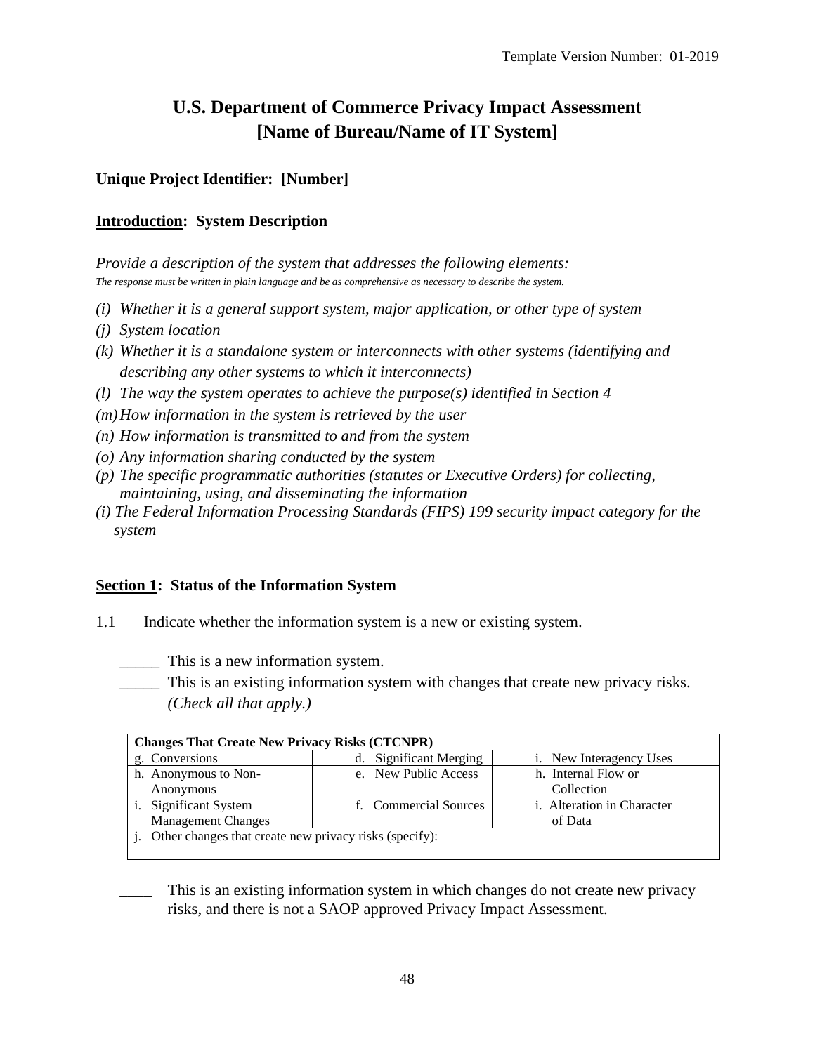Template Version Number: 01-2019

# U.S. Department of Commerce Privacy Impact Assessment [Name of Bureau/Name of IT System]

**Unique Project Identifier: [Number]**

**<u>Introduction</u>: System Description**

*Provide a description of the system that addresses the following elements:*
*The response must be written in plain language and be as comprehensive as necessary to describe the system.*

*(i) Whether it is a general support system, major application, or other type of system*
*(j) System location*
*(k) Whether it is a standalone system or interconnects with other systems (identifying and describing any other systems to which it interconnects)*
*(l) The way the system operates to achieve the purpose(s) identified in Section 4*
*(m) How information in the system is retrieved by the user*
*(n) How information is transmitted to and from the system*
*(o) Any information sharing conducted by the system*
*(p) The specific programmatic authorities (statutes or Executive Orders) for collecting, maintaining, using, and disseminating the information*
*(i) The Federal Information Processing Standards (FIPS) 199 security impact category for the system*

**<u>Section 1</u>: Status of the Information System**

1.1 Indicate whether the information system is a new or existing system.

_____ This is a new information system.
_____ This is an existing information system with changes that create new privacy risks. *(Check all that apply.)*

| Changes That Create New Privacy Risks (CTCNPR) | | | | | |
|---|---|---|---|---|---|
| g. Conversions | | d. Significant Merging | | i. New Interagency Uses | |
| h. Anonymous to Non-Anonymous | | e. New Public Access | | h. Internal Flow or Collection | |
| i. Significant System Management Changes | | f. Commercial Sources | | i. Alteration in Character of Data | |
| j. Other changes that create new privacy risks (specify): | | | | | |

____ This is an existing information system in which changes do not create new privacy risks, and there is not a SAOP approved Privacy Impact Assessment.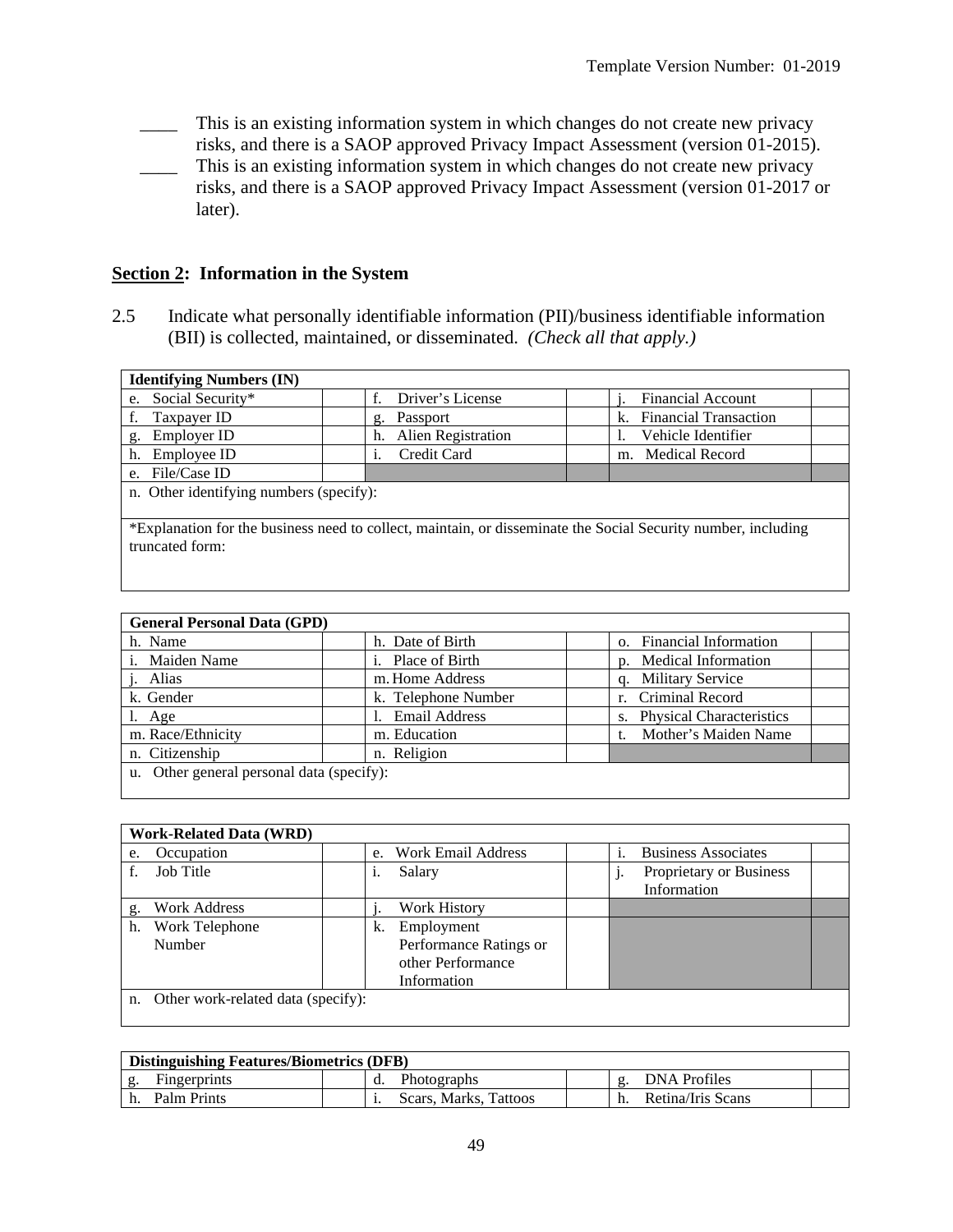____ This is an existing information system in which changes do not create new privacy risks, and there is a SAOP approved Privacy Impact Assessment (version 01-2015).

____ This is an existing information system in which changes do not create new privacy risks, and there is a SAOP approved Privacy Impact Assessment (version 01-2017 or later).

## **Section 2**: Information in the System

2.5 Indicate what personally identifiable information (PII)/business identifiable information (BII) is collected, maintained, or disseminated. *(Check all that apply.)*

| **Identifying Numbers (IN)** | | | | | |
|---|---|---|---|---|---|
| e. Social Security* | | f. Driver's License | | j. Financial Account | |
| f. Taxpayer ID | | g. Passport | | k. Financial Transaction | |
| g. Employer ID | | h. Alien Registration | | l. Vehicle Identifier | |
| h. Employee ID | | i. Credit Card | | m. Medical Record | |
| e. File/Case ID | | | | | |
| n. Other identifying numbers (specify): | | | | | |
| *Explanation for the business need to collect, maintain, or disseminate the Social Security number, including truncated form: | | | | | |

| **General Personal Data (GPD)** | | | | | |
|---|---|---|---|---|---|
| h. Name | | h. Date of Birth | | o. Financial Information | |
| i. Maiden Name | | i. Place of Birth | | p. Medical Information | |
| j. Alias | | m. Home Address | | q. Military Service | |
| k. Gender | | k. Telephone Number | | r. Criminal Record | |
| l. Age | | l. Email Address | | s. Physical Characteristics | |
| m. Race/Ethnicity | | m. Education | | t. Mother's Maiden Name | |
| n. Citizenship | | n. Religion | | | |
| u. Other general personal data (specify): | | | | | |

| **Work-Related Data (WRD)** | | | | | |
|---|---|---|---|---|---|
| e. Occupation | | e. Work Email Address | | i. Business Associates | |
| f. Job Title | | i. Salary | | j. Proprietary or Business Information | |
| g. Work Address | | j. Work History | | | |
| h. Work Telephone Number | | k. Employment Performance Ratings or other Performance Information | | | |
| n. Other work-related data (specify): | | | | | |

| **Distinguishing Features/Biometrics (DFB)** | | | | | |
|---|---|---|---|---|---|
| g. Fingerprints | | d. Photographs | | g. DNA Profiles | |
| h. Palm Prints | | i. Scars, Marks, Tattoos | | h. Retina/Iris Scans | |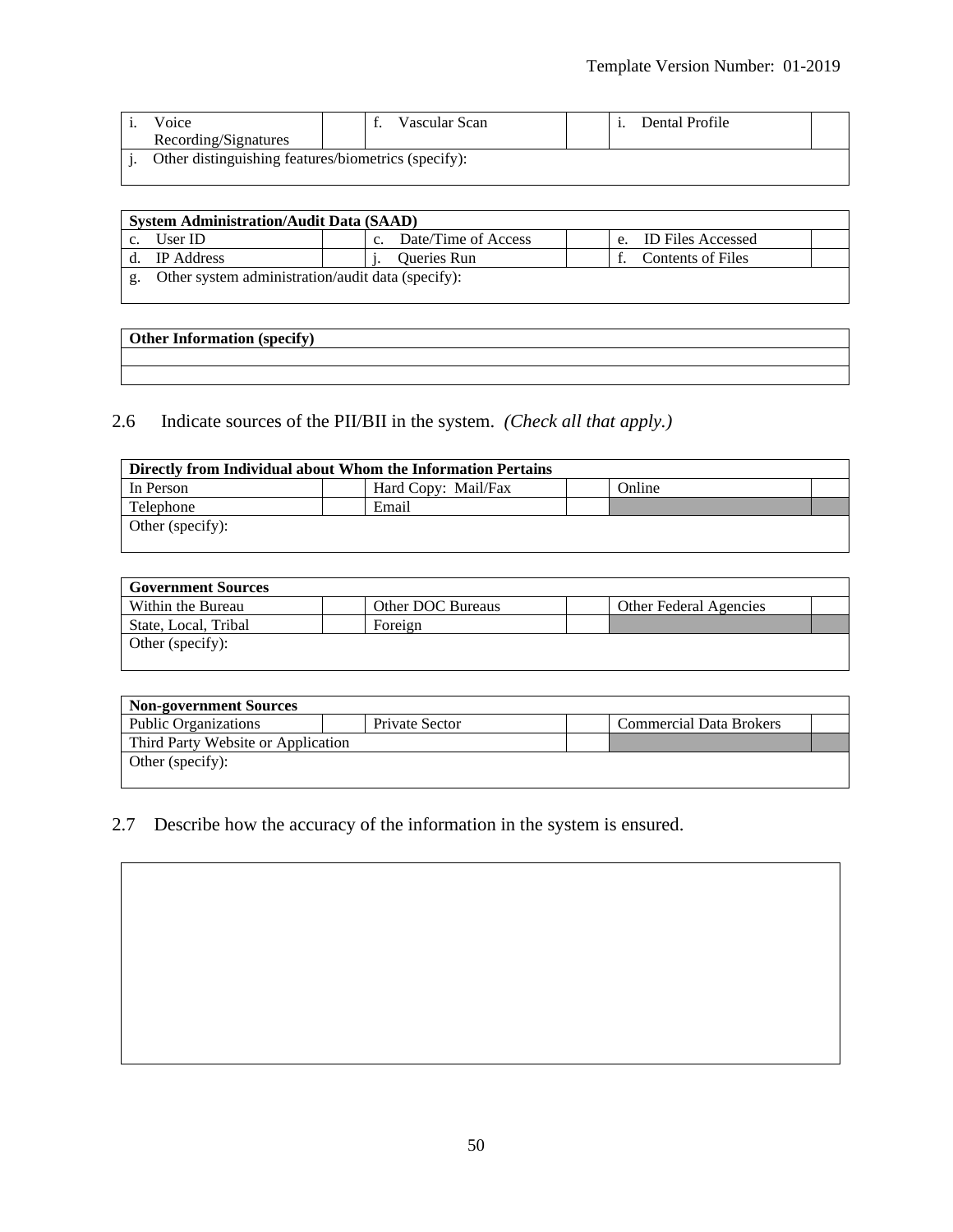| i. Voice Recording/Signatures | | f. Vascular Scan | | i. Dental Profile | |
|---|---|---|---|---|---|
| j. Other distinguishing features/biometrics (specify): | | | | | |

| System Administration/Audit Data (SAAD) | | | | | |
|---|---|---|---|---|---|
| c. User ID | | c. Date/Time of Access | | e. ID Files Accessed | |
| d. IP Address | | j. Queries Run | | f. Contents of Files | |
| g. Other system administration/audit data (specify): | | | | | |

| Other Information (specify) |
|---|
| |
| |

2.6 Indicate sources of the PII/BII in the system. *(Check all that apply.)*

| Directly from Individual about Whom the Information Pertains | | | | | |
|---|---|---|---|---|---|
| In Person | | Hard Copy: Mail/Fax | | Online | |
| Telephone | | Email | | | |
| Other (specify): | | | | | |

| Government Sources | | | | | |
|---|---|---|---|---|---|
| Within the Bureau | | Other DOC Bureaus | | Other Federal Agencies | |
| State, Local, Tribal | | Foreign | | | |
| Other (specify): | | | | | |

| Non-government Sources | | | | | |
|---|---|---|---|---|---|
| Public Organizations | | Private Sector | | Commercial Data Brokers | |
| Third Party Website or Application | | | | | |
| Other (specify): | | | | | |

2.7 Describe how the accuracy of the information in the system is ensured.

| |
|---|
| |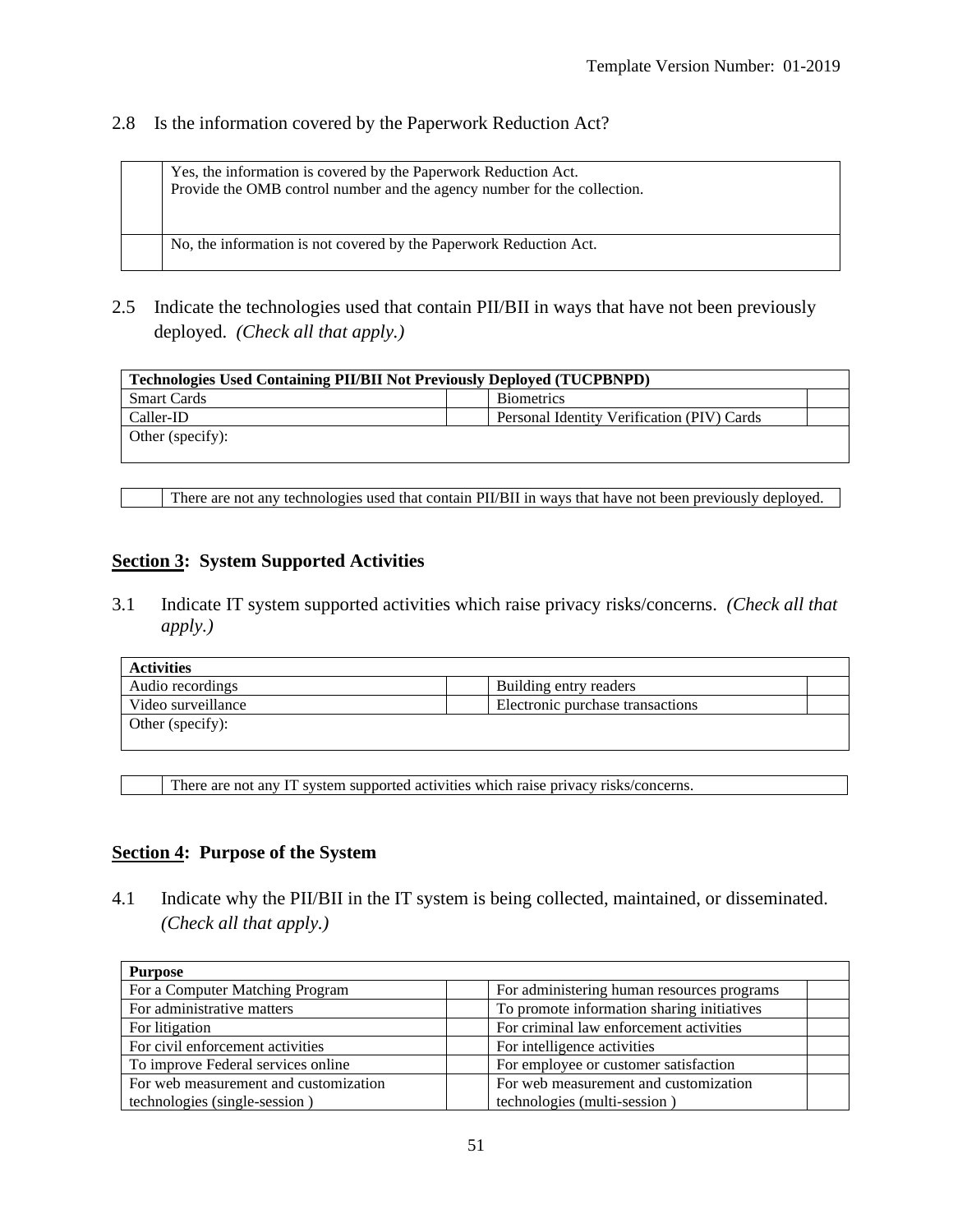2.8 Is the information covered by the Paperwork Reduction Act?

| | |
|---|---|
| | Yes, the information is covered by the Paperwork Reduction Act.<br>Provide the OMB control number and the agency number for the collection. |
| | No, the information is not covered by the Paperwork Reduction Act. |

2.5 Indicate the technologies used that contain PII/BII in ways that have not been previously deployed. *(Check all that apply.)*

| **Technologies Used Containing PII/BII Not Previously Deployed (TUCPBNPD)** | | | |
|---|---|---|---|
| Smart Cards | | Biometrics | |
| Caller-ID | | Personal Identity Verification (PIV) Cards | |
| Other (specify): | | | |

| | |
|---|---|
| | There are not any technologies used that contain PII/BII in ways that have not been previously deployed. |

## Section 3: System Supported Activities

3.1 Indicate IT system supported activities which raise privacy risks/concerns. *(Check all that apply.)*

| **Activities** | | | |
|---|---|---|---|
| Audio recordings | | Building entry readers | |
| Video surveillance | | Electronic purchase transactions | |
| Other (specify): | | | |

| | |
|---|---|
| | There are not any IT system supported activities which raise privacy risks/concerns. |

## Section 4: Purpose of the System

4.1 Indicate why the PII/BII in the IT system is being collected, maintained, or disseminated. *(Check all that apply.)*

| **Purpose** | | | |
|---|---|---|---|
| For a Computer Matching Program | | For administering human resources programs | |
| For administrative matters | | To promote information sharing initiatives | |
| For litigation | | For criminal law enforcement activities | |
| For civil enforcement activities | | For intelligence activities | |
| To improve Federal services online | | For employee or customer satisfaction | |
| For web measurement and customization technologies (single-session ) | | For web measurement and customization technologies (multi-session ) | |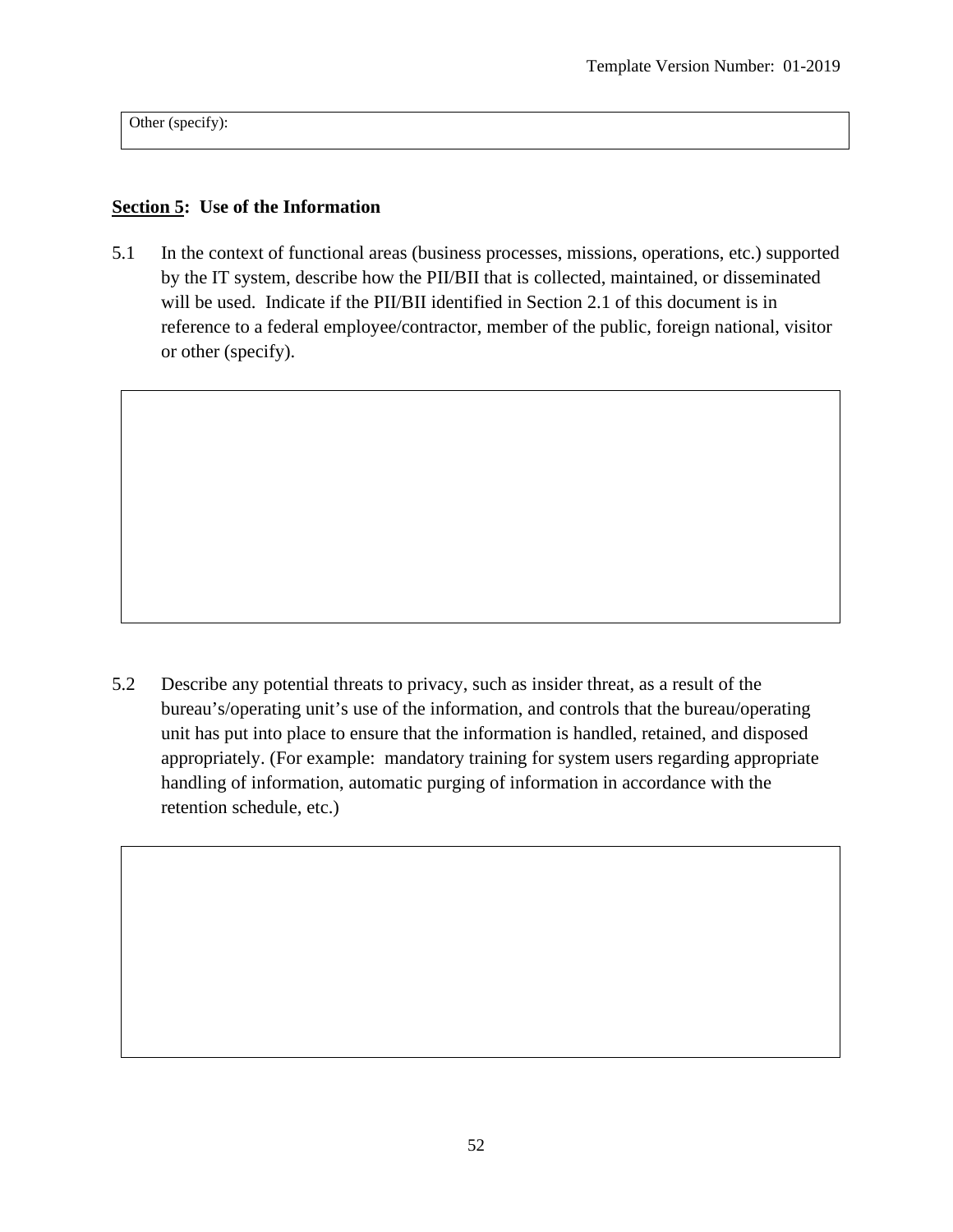| Other (specify): |
| --- |

**Section 5: Use of the Information**

5.1 In the context of functional areas (business processes, missions, operations, etc.) supported by the IT system, describe how the PII/BII that is collected, maintained, or disseminated will be used. Indicate if the PII/BII identified in Section 2.1 of this document is in reference to a federal employee/contractor, member of the public, foreign national, visitor or other (specify).

| |
| --- |
| |

5.2 Describe any potential threats to privacy, such as insider threat, as a result of the bureau's/operating unit's use of the information, and controls that the bureau/operating unit has put into place to ensure that the information is handled, retained, and disposed appropriately. (For example: mandatory training for system users regarding appropriate handling of information, automatic purging of information in accordance with the retention schedule, etc.)

| |
| --- |
| |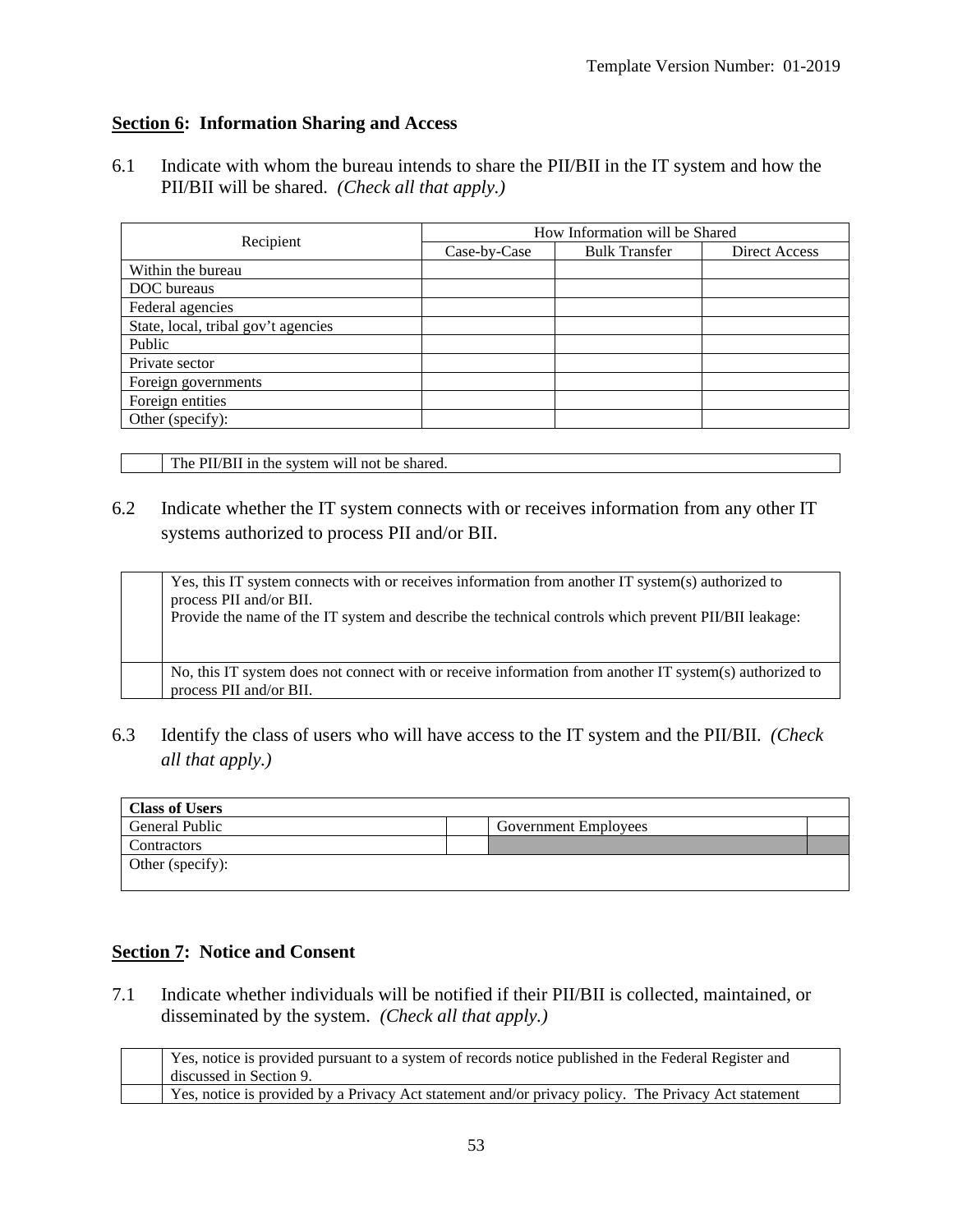## **Section 6: Information Sharing and Access**

6.1 Indicate with whom the bureau intends to share the PII/BII in the IT system and how the PII/BII will be shared. *(Check all that apply.)*

| Recipient | How Information will be Shared | | |
|---|---|---|---|
| | Case-by-Case | Bulk Transfer | Direct Access |
| Within the bureau | | | |
| DOC bureaus | | | |
| Federal agencies | | | |
| State, local, tribal gov't agencies | | | |
| Public | | | |
| Private sector | | | |
| Foreign governments | | | |
| Foreign entities | | | |
| Other (specify): | | | |

| | |
|---|---|
| | The PII/BII in the system will not be shared. |

6.2 Indicate whether the IT system connects with or receives information from any other IT systems authorized to process PII and/or BII.

| | |
|---|---|
| | Yes, this IT system connects with or receives information from another IT system(s) authorized to process PII and/or BII.<br>Provide the name of the IT system and describe the technical controls which prevent PII/BII leakage: |
| | No, this IT system does not connect with or receive information from another IT system(s) authorized to process PII and/or BII. |

6.3 Identify the class of users who will have access to the IT system and the PII/BII. *(Check all that apply.)*

| **Class of Users** | | | |
|---|---|---|---|
| General Public | | Government Employees | |
| Contractors | | | |
| Other (specify): | | | |

## **Section 7: Notice and Consent**

7.1 Indicate whether individuals will be notified if their PII/BII is collected, maintained, or disseminated by the system. *(Check all that apply.)*

| | |
|---|---|
| | Yes, notice is provided pursuant to a system of records notice published in the Federal Register and discussed in Section 9. |
| | Yes, notice is provided by a Privacy Act statement and/or privacy policy. The Privacy Act statement |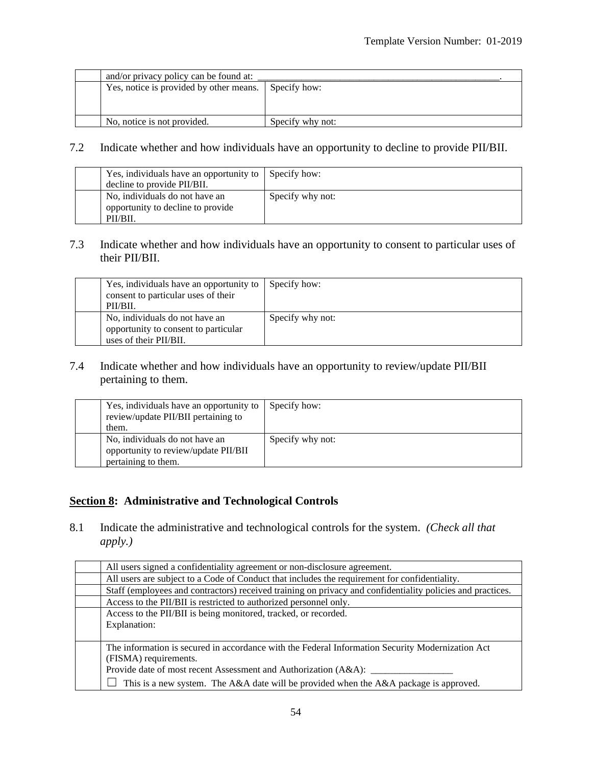|  |  |  |
|---|---|---|
|  | and/or privacy policy can be found at: ________________________________________________. | |
|  | Yes, notice is provided by other means. | Specify how: |
|  | No, notice is not provided. | Specify why not: |

7.2 Indicate whether and how individuals have an opportunity to decline to provide PII/BII.

|  |  |  |
|---|---|---|
|  | Yes, individuals have an opportunity to decline to provide PII/BII. | Specify how: |
|  | No, individuals do not have an opportunity to decline to provide PII/BII. | Specify why not: |

7.3 Indicate whether and how individuals have an opportunity to consent to particular uses of their PII/BII.

|  |  |  |
|---|---|---|
|  | Yes, individuals have an opportunity to consent to particular uses of their PII/BII. | Specify how: |
|  | No, individuals do not have an opportunity to consent to particular uses of their PII/BII. | Specify why not: |

7.4 Indicate whether and how individuals have an opportunity to review/update PII/BII pertaining to them.

|  |  |  |
|---|---|---|
|  | Yes, individuals have an opportunity to review/update PII/BII pertaining to them. | Specify how: |
|  | No, individuals do not have an opportunity to review/update PII/BII pertaining to them. | Specify why not: |

## <u>Section 8</u>: Administrative and Technological Controls

8.1 Indicate the administrative and technological controls for the system. *(Check all that apply.)*

|  |  |
|---|---|
|  | All users signed a confidentiality agreement or non-disclosure agreement. |
|  | All users are subject to a Code of Conduct that includes the requirement for confidentiality. |
|  | Staff (employees and contractors) received training on privacy and confidentiality policies and practices. |
|  | Access to the PII/BII is restricted to authorized personnel only. |
|  | Access to the PII/BII is being monitored, tracked, or recorded.<br>Explanation: |
|  | The information is secured in accordance with the Federal Information Security Modernization Act (FISMA) requirements.<br>Provide date of most recent Assessment and Authorization (A&A): ________________<br>☐ This is a new system. The A&A date will be provided when the A&A package is approved. |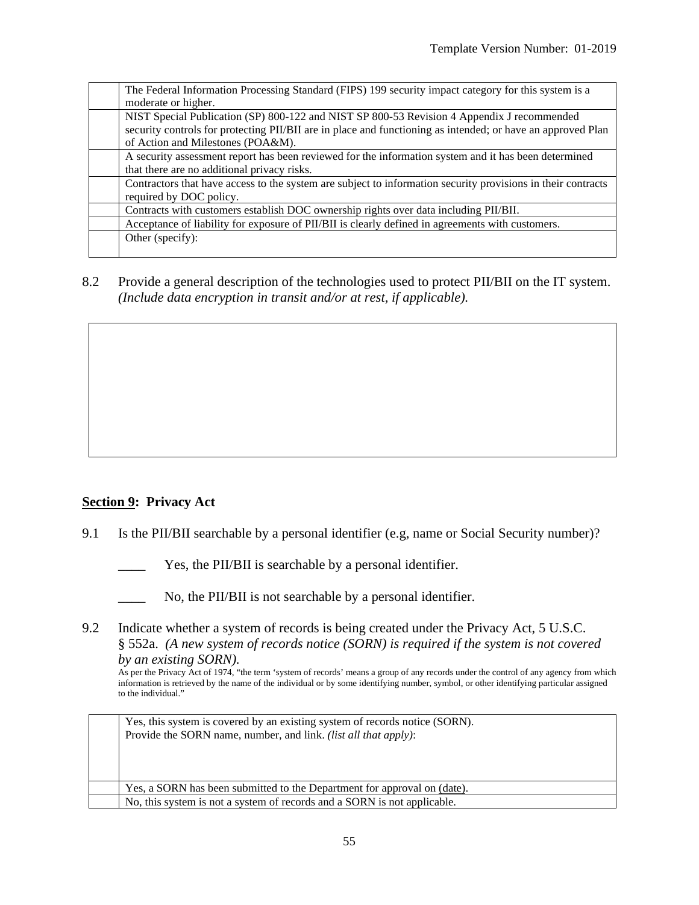| | |
|---|---|
| | The Federal Information Processing Standard (FIPS) 199 security impact category for this system is a moderate or higher. |
| | NIST Special Publication (SP) 800-122 and NIST SP 800-53 Revision 4 Appendix J recommended security controls for protecting PII/BII are in place and functioning as intended; or have an approved Plan of Action and Milestones (POA&M). |
| | A security assessment report has been reviewed for the information system and it has been determined that there are no additional privacy risks. |
| | Contractors that have access to the system are subject to information security provisions in their contracts required by DOC policy. |
| | Contracts with customers establish DOC ownership rights over data including PII/BII. |
| | Acceptance of liability for exposure of PII/BII is clearly defined in agreements with customers. |
| | Other (specify): |

8.2 Provide a general description of the technologies used to protect PII/BII on the IT system. *(Include data encryption in transit and/or at rest, if applicable).*

| |
|---|
| |

## Section 9: Privacy Act

9.1 Is the PII/BII searchable by a personal identifier (e.g, name or Social Security number)?

____ Yes, the PII/BII is searchable by a personal identifier.

____ No, the PII/BII is not searchable by a personal identifier.

9.2 Indicate whether a system of records is being created under the Privacy Act, 5 U.S.C. § 552a. *(A new system of records notice (SORN) is required if the system is not covered by an existing SORN).*

As per the Privacy Act of 1974, "the term 'system of records' means a group of any records under the control of any agency from which information is retrieved by the name of the individual or by some identifying number, symbol, or other identifying particular assigned to the individual."

| | |
|---|---|
| | Yes, this system is covered by an existing system of records notice (SORN). Provide the SORN name, number, and link. *(list all that apply)*: |
| | Yes, a SORN has been submitted to the Department for approval on (date). |
| | No, this system is not a system of records and a SORN is not applicable. |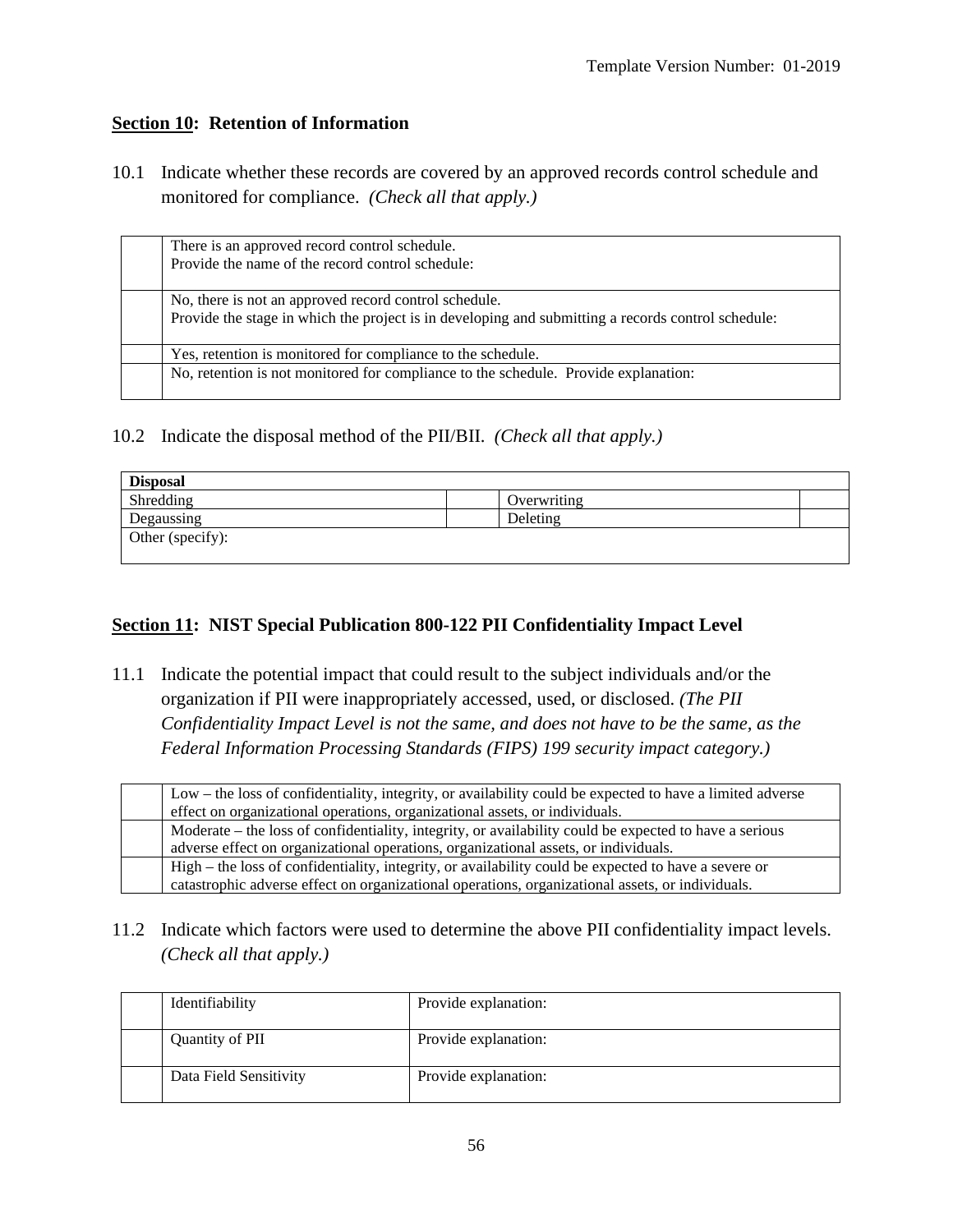## **Section 10**: Retention of Information

10.1 Indicate whether these records are covered by an approved records control schedule and monitored for compliance. *(Check all that apply.)*

| | |
|---|---|
| | There is an approved record control schedule.<br>Provide the name of the record control schedule: |
| | No, there is not an approved record control schedule.<br>Provide the stage in which the project is in developing and submitting a records control schedule: |
| | Yes, retention is monitored for compliance to the schedule. |
| | No, retention is not monitored for compliance to the schedule. Provide explanation: |

10.2 Indicate the disposal method of the PII/BII. *(Check all that apply.)*

| **Disposal** | | | |
|---|---|---|---|
| Shredding | | Overwriting | |
| Degaussing | | Deleting | |
| Other (specify): | | | |

## **Section 11**: NIST Special Publication 800-122 PII Confidentiality Impact Level

11.1 Indicate the potential impact that could result to the subject individuals and/or the organization if PII were inappropriately accessed, used, or disclosed. *(The PII Confidentiality Impact Level is not the same, and does not have to be the same, as the Federal Information Processing Standards (FIPS) 199 security impact category.)*

| | |
|---|---|
| | Low – the loss of confidentiality, integrity, or availability could be expected to have a limited adverse effect on organizational operations, organizational assets, or individuals. |
| | Moderate – the loss of confidentiality, integrity, or availability could be expected to have a serious adverse effect on organizational operations, organizational assets, or individuals. |
| | High – the loss of confidentiality, integrity, or availability could be expected to have a severe or catastrophic adverse effect on organizational operations, organizational assets, or individuals. |

11.2 Indicate which factors were used to determine the above PII confidentiality impact levels. *(Check all that apply.)*

| | | |
|---|---|---|
| | Identifiability | Provide explanation: |
| | Quantity of PII | Provide explanation: |
| | Data Field Sensitivity | Provide explanation: |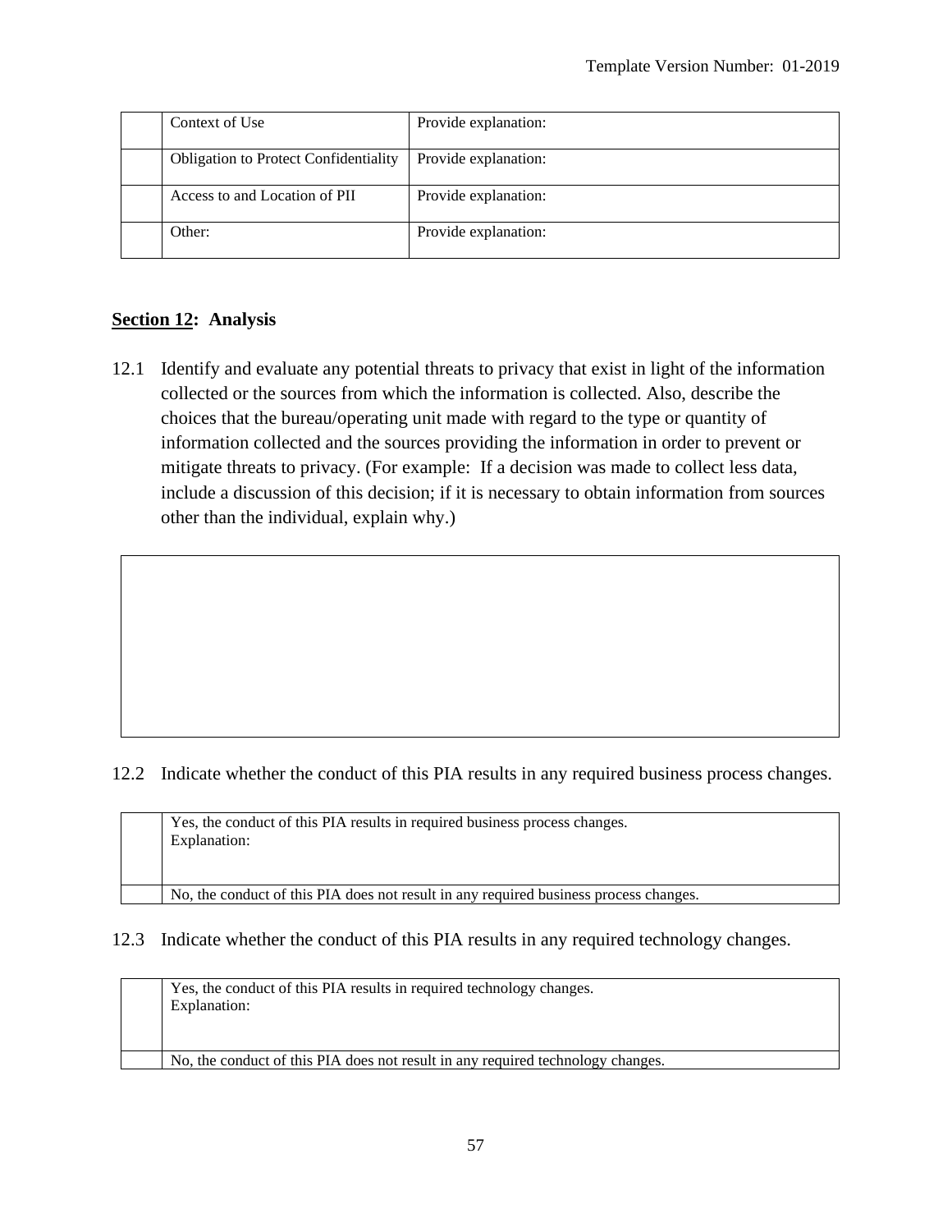| | | |
|---|---|---|
| | Context of Use | Provide explanation: |
| | Obligation to Protect Confidentiality | Provide explanation: |
| | Access to and Location of PII | Provide explanation: |
| | Other: | Provide explanation: |

## Section 12: Analysis

12.1 Identify and evaluate any potential threats to privacy that exist in light of the information collected or the sources from which the information is collected. Also, describe the choices that the bureau/operating unit made with regard to the type or quantity of information collected and the sources providing the information in order to prevent or mitigate threats to privacy. (For example: If a decision was made to collect less data, include a discussion of this decision; if it is necessary to obtain information from sources other than the individual, explain why.)

| |
|---|
| |

12.2 Indicate whether the conduct of this PIA results in any required business process changes.

| | |
|---|---|
| | Yes, the conduct of this PIA results in required business process changes.<br>Explanation: |
| | No, the conduct of this PIA does not result in any required business process changes. |

12.3 Indicate whether the conduct of this PIA results in any required technology changes.

| | |
|---|---|
| | Yes, the conduct of this PIA results in required technology changes.<br>Explanation: |
| | No, the conduct of this PIA does not result in any required technology changes. |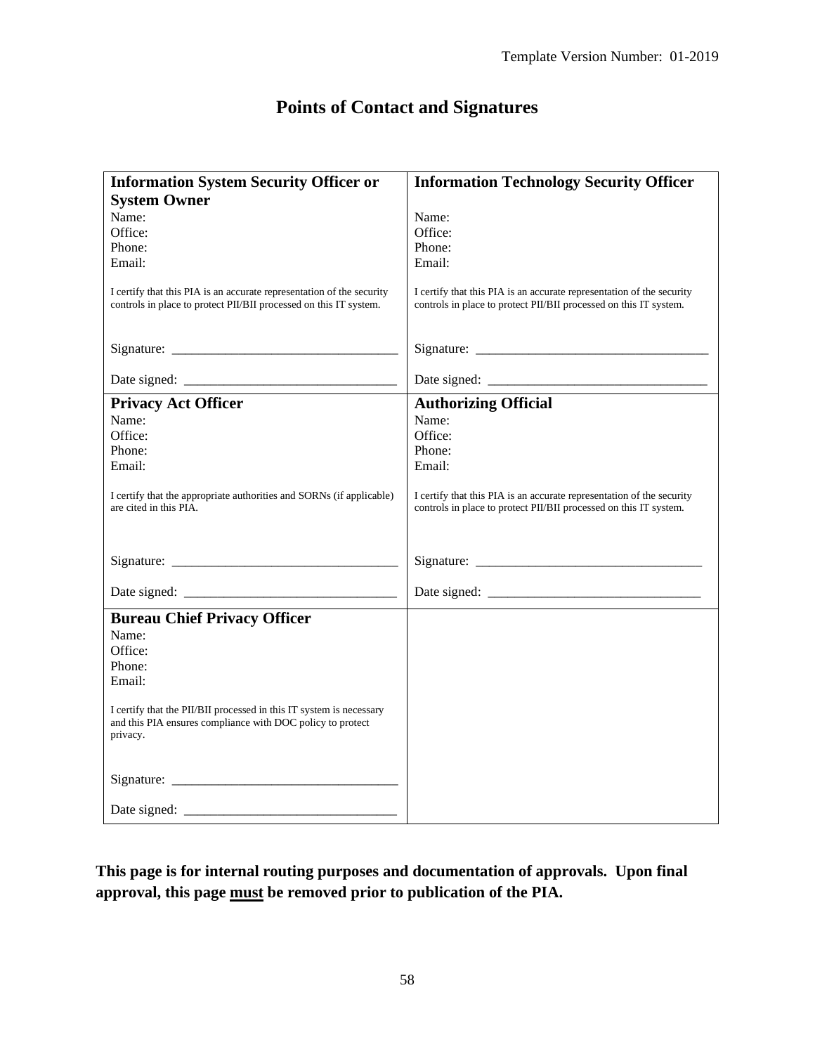# Points of Contact and Signatures

| **Information System Security Officer or System Owner**<br>Name:<br>Office:<br>Phone:<br>Email:<br><br>I certify that this PIA is an accurate representation of the security controls in place to protect PII/BII processed on this IT system.<br><br>Signature: ________________________________<br><br>Date signed: ______________________________ | **Information Technology Security Officer**<br>Name:<br>Office:<br>Phone:<br>Email:<br><br>I certify that this PIA is an accurate representation of the security controls in place to protect PII/BII processed on this IT system.<br><br>Signature: ________________________________<br><br>Date signed: ______________________________ |
|---|---|
| **Privacy Act Officer**<br>Name:<br>Office:<br>Phone:<br>Email:<br><br>I certify that the appropriate authorities and SORNs (if applicable) are cited in this PIA.<br><br>Signature: ________________________________<br><br>Date signed: ______________________________ | **Authorizing Official**<br>Name:<br>Office:<br>Phone:<br>Email:<br><br>I certify that this PIA is an accurate representation of the security controls in place to protect PII/BII processed on this IT system.<br><br>Signature: ________________________________<br><br>Date signed: ______________________________ |
| **Bureau Chief Privacy Officer**<br>Name:<br>Office:<br>Phone:<br>Email:<br><br>I certify that the PII/BII processed in this IT system is necessary and this PIA ensures compliance with DOC policy to protect privacy.<br><br>Signature: ________________________________<br><br>Date signed: ______________________________ | |

**This page is for internal routing purposes and documentation of approvals. Upon final approval, this page <u>must</u> be removed prior to publication of the PIA.**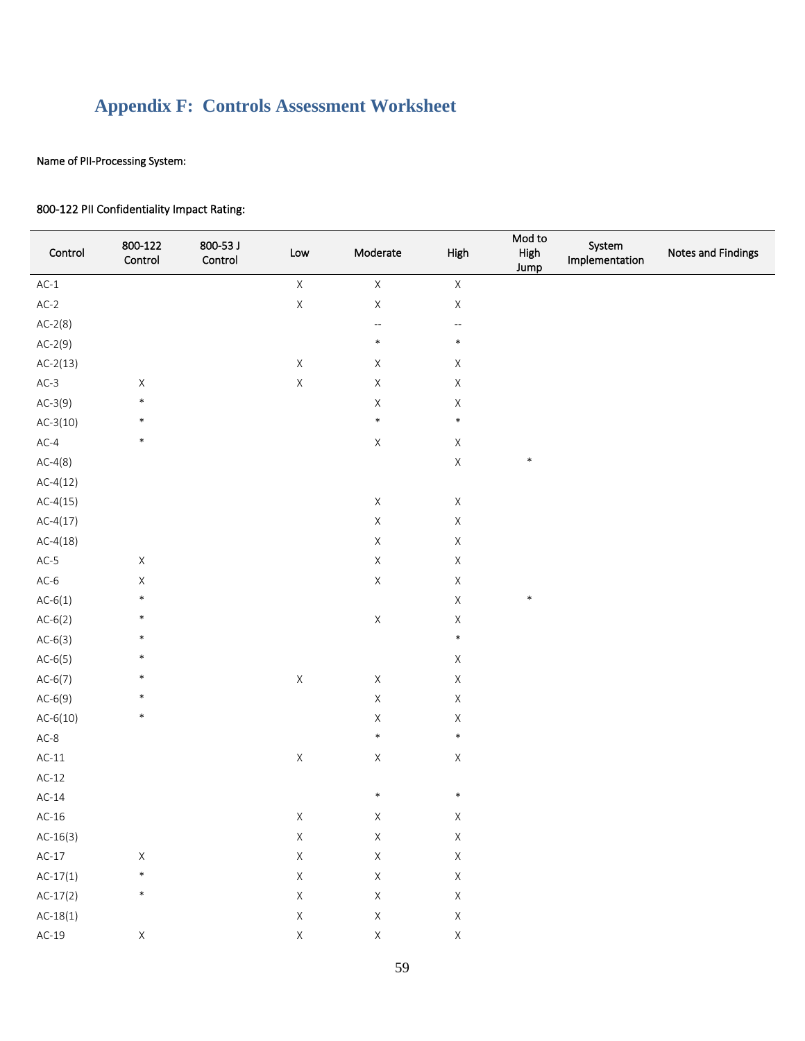# Appendix F: Controls Assessment Worksheet

Name of PII-Processing System:

800-122 PII Confidentiality Impact Rating:

| Control | 800-122 Control | 800-53 J Control | Low | Moderate | High | Mod to High Jump | System Implementation | Notes and Findings |
|---|---|---|---|---|---|---|---|---|
| AC-1 | | | X | X | X | | | |
| AC-2 | | | X | X | X | | | |
| AC-2(8) | | | | -- | -- | | | |
| AC-2(9) | | | | * | * | | | |
| AC-2(13) | | | X | X | X | | | |
| AC-3 | X | | X | X | X | | | |
| AC-3(9) | * | | | X | X | | | |
| AC-3(10) | * | | | * | * | | | |
| AC-4 | * | | | X | X | | | |
| AC-4(8) | | | | | X | * | | |
| AC-4(12) | | | | | | | | |
| AC-4(15) | | | | X | X | | | |
| AC-4(17) | | | | X | X | | | |
| AC-4(18) | | | | X | X | | | |
| AC-5 | X | | | X | X | | | |
| AC-6 | X | | | X | X | | | |
| AC-6(1) | * | | | | X | * | | |
| AC-6(2) | * | | | X | X | | | |
| AC-6(3) | * | | | | * | | | |
| AC-6(5) | * | | | | X | | | |
| AC-6(7) | * | | X | X | X | | | |
| AC-6(9) | * | | | X | X | | | |
| AC-6(10) | * | | | X | X | | | |
| AC-8 | | | | * | * | | | |
| AC-11 | | | X | X | X | | | |
| AC-12 | | | | | | | | |
| AC-14 | | | | * | * | | | |
| AC-16 | | | X | X | X | | | |
| AC-16(3) | | | X | X | X | | | |
| AC-17 | X | | X | X | X | | | |
| AC-17(1) | * | | X | X | X | | | |
| AC-17(2) | * | | X | X | X | | | |
| AC-18(1) | | | X | X | X | | | |
| AC-19 | X | | X | X | X | | | |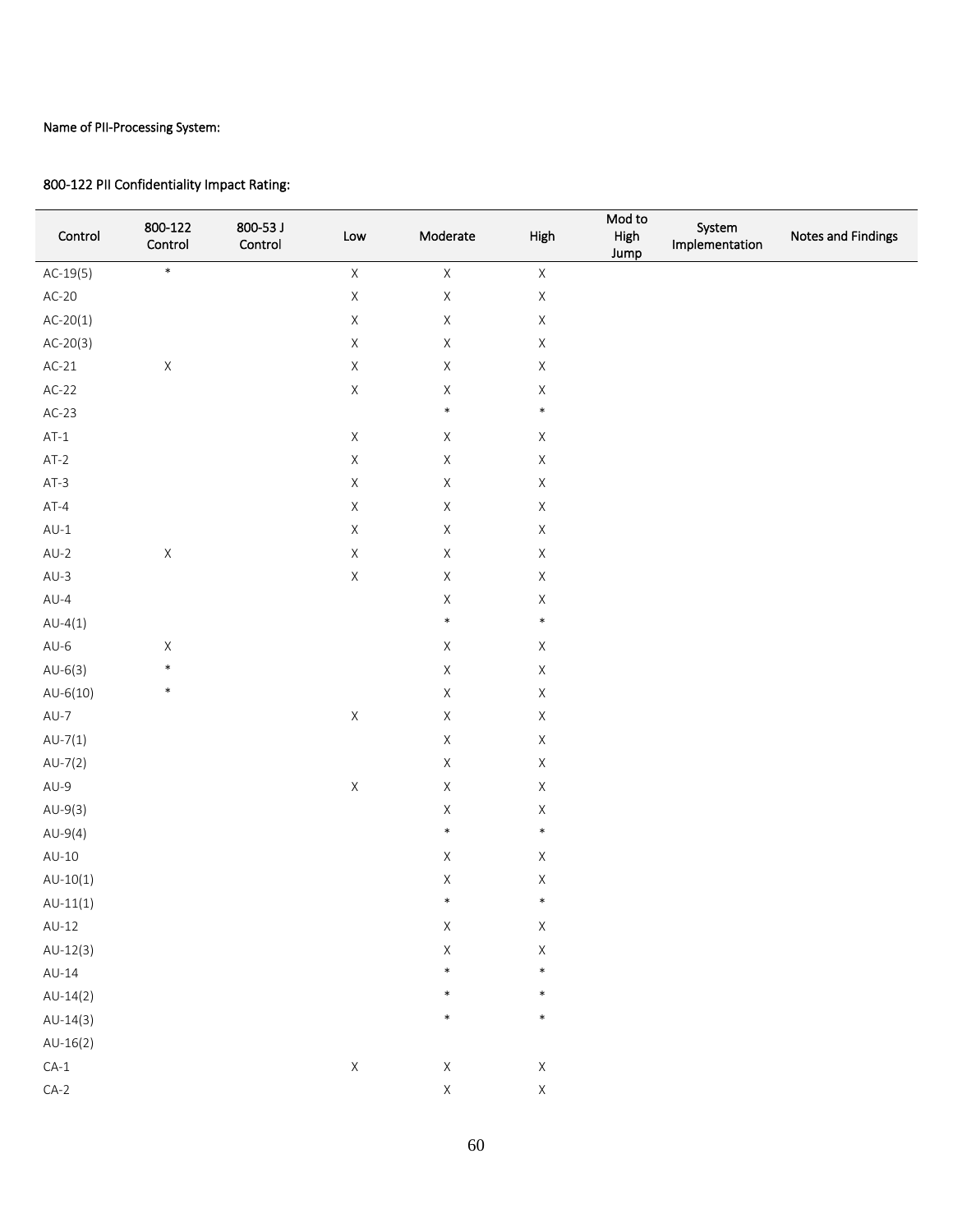Name of PII-Processing System:

800-122 PII Confidentiality Impact Rating:

| Control | 800-122 Control | 800-53 J Control | Low | Moderate | High | Mod to High Jump | System Implementation | Notes and Findings |
|---|---|---|---|---|---|---|---|---|
| AC-19(5) | * | | X | X | X | | | |
| AC-20 | | | X | X | X | | | |
| AC-20(1) | | | X | X | X | | | |
| AC-20(3) | | | X | X | X | | | |
| AC-21 | X | | X | X | X | | | |
| AC-22 | | | X | X | X | | | |
| AC-23 | | | | * | * | | | |
| AT-1 | | | X | X | X | | | |
| AT-2 | | | X | X | X | | | |
| AT-3 | | | X | X | X | | | |
| AT-4 | | | X | X | X | | | |
| AU-1 | | | X | X | X | | | |
| AU-2 | X | | X | X | X | | | |
| AU-3 | | | X | X | X | | | |
| AU-4 | | | | X | X | | | |
| AU-4(1) | | | | * | * | | | |
| AU-6 | X | | | X | X | | | |
| AU-6(3) | * | | | X | X | | | |
| AU-6(10) | * | | | X | X | | | |
| AU-7 | | | X | X | X | | | |
| AU-7(1) | | | | X | X | | | |
| AU-7(2) | | | | X | X | | | |
| AU-9 | | | X | X | X | | | |
| AU-9(3) | | | | X | X | | | |
| AU-9(4) | | | | * | * | | | |
| AU-10 | | | | X | X | | | |
| AU-10(1) | | | | X | X | | | |
| AU-11(1) | | | | * | * | | | |
| AU-12 | | | | X | X | | | |
| AU-12(3) | | | | X | X | | | |
| AU-14 | | | | * | * | | | |
| AU-14(2) | | | | * | * | | | |
| AU-14(3) | | | | * | * | | | |
| AU-16(2) | | | | | | | | |
| CA-1 | | | X | X | X | | | |
| CA-2 | | | | X | X | | | |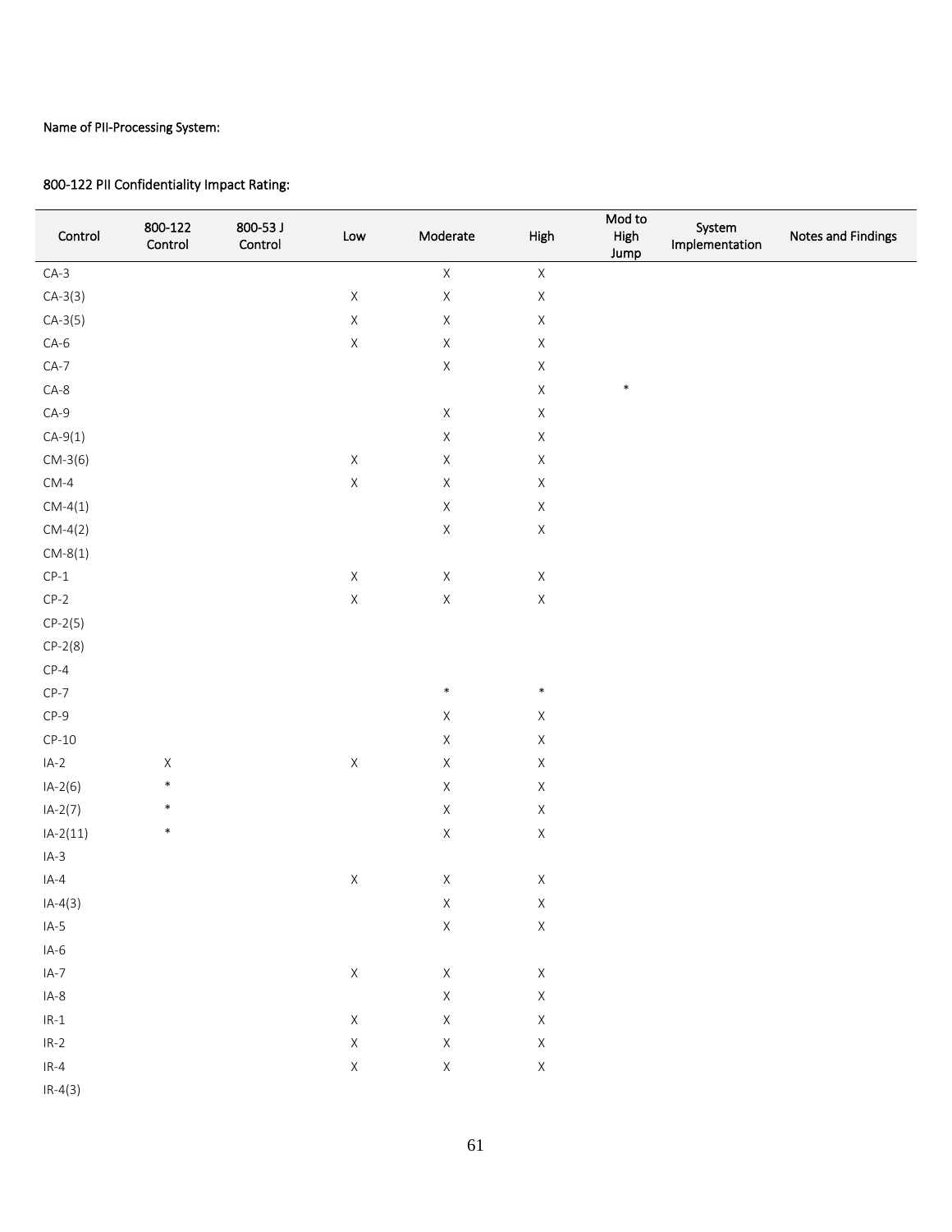Name of PII-Processing System:

800-122 PII Confidentiality Impact Rating:

| Control | 800-122 Control | 800-53 J Control | Low | Moderate | High | Mod to High Jump | System Implementation | Notes and Findings |
|---|---|---|---|---|---|---|---|---|
| CA-3 | | | | X | X | | | |
| CA-3(3) | | | X | X | X | | | |
| CA-3(5) | | | X | X | X | | | |
| CA-6 | | | X | X | X | | | |
| CA-7 | | | | X | X | | | |
| CA-8 | | | | | X | * | | |
| CA-9 | | | | X | X | | | |
| CA-9(1) | | | | X | X | | | |
| CM-3(6) | | | X | X | X | | | |
| CM-4 | | | X | X | X | | | |
| CM-4(1) | | | | X | X | | | |
| CM-4(2) | | | | X | X | | | |
| CM-8(1) | | | | | | | | |
| CP-1 | | | X | X | X | | | |
| CP-2 | | | X | X | X | | | |
| CP-2(5) | | | | | | | | |
| CP-2(8) | | | | | | | | |
| CP-4 | | | | | | | | |
| CP-7 | | | | * | * | | | |
| CP-9 | | | | X | X | | | |
| CP-10 | | | | X | X | | | |
| IA-2 | X | | X | X | X | | | |
| IA-2(6) | * | | | X | X | | | |
| IA-2(7) | * | | | X | X | | | |
| IA-2(11) | * | | | X | X | | | |
| IA-3 | | | | | | | | |
| IA-4 | | | X | X | X | | | |
| IA-4(3) | | | | X | X | | | |
| IA-5 | | | | X | X | | | |
| IA-6 | | | | | | | | |
| IA-7 | | | X | X | X | | | |
| IA-8 | | | | X | X | | | |
| IR-1 | | | X | X | X | | | |
| IR-2 | | | X | X | X | | | |
| IR-4 | | | X | X | X | | | |
| IR-4(3) | | | | | | | | |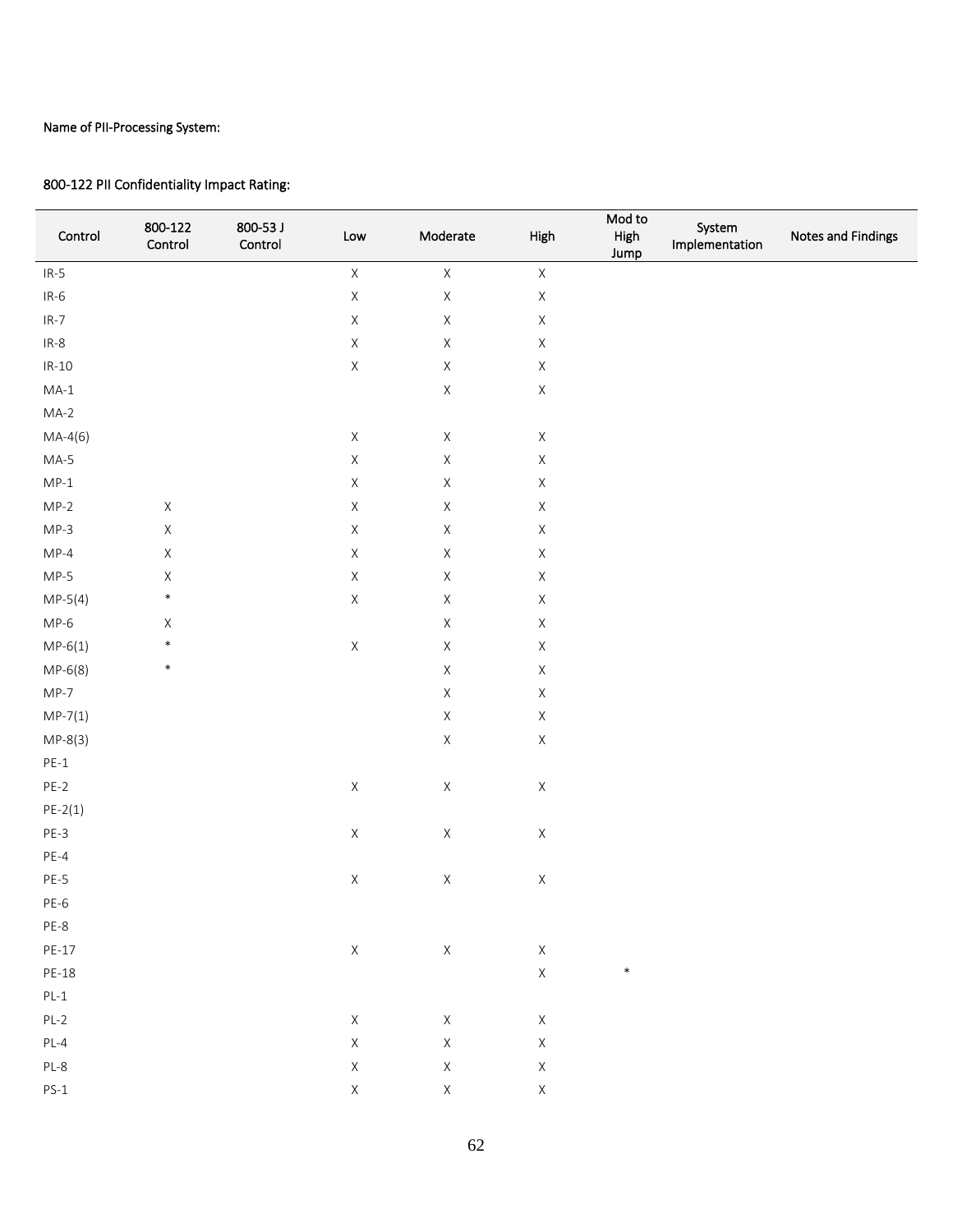Name of PII-Processing System:

800-122 PII Confidentiality Impact Rating:

| Control | 800-122 Control | 800-53 J Control | Low | Moderate | High | Mod to High Jump | System Implementation | Notes and Findings |
|---|---|---|---|---|---|---|---|---|
| IR-5 | | | X | X | X | | | |
| IR-6 | | | X | X | X | | | |
| IR-7 | | | X | X | X | | | |
| IR-8 | | | X | X | X | | | |
| IR-10 | | | X | X | X | | | |
| MA-1 | | | | X | X | | | |
| MA-2 | | | | | | | | |
| MA-4(6) | | | X | X | X | | | |
| MA-5 | | | X | X | X | | | |
| MP-1 | | | X | X | X | | | |
| MP-2 | X | | X | X | X | | | |
| MP-3 | X | | X | X | X | | | |
| MP-4 | X | | X | X | X | | | |
| MP-5 | X | | X | X | X | | | |
| MP-5(4) | * | | X | X | X | | | |
| MP-6 | X | | | X | X | | | |
| MP-6(1) | * | | X | X | X | | | |
| MP-6(8) | * | | | X | X | | | |
| MP-7 | | | | X | X | | | |
| MP-7(1) | | | | X | X | | | |
| MP-8(3) | | | | X | X | | | |
| PE-1 | | | | | | | | |
| PE-2 | | | X | X | X | | | |
| PE-2(1) | | | | | | | | |
| PE-3 | | | X | X | X | | | |
| PE-4 | | | | | | | | |
| PE-5 | | | X | X | X | | | |
| PE-6 | | | | | | | | |
| PE-8 | | | | | | | | |
| PE-17 | | | X | X | X | | | |
| PE-18 | | | | | X | * | | |
| PL-1 | | | | | | | | |
| PL-2 | | | X | X | X | | | |
| PL-4 | | | X | X | X | | | |
| PL-8 | | | X | X | X | | | |
| PS-1 | | | X | X | X | | | |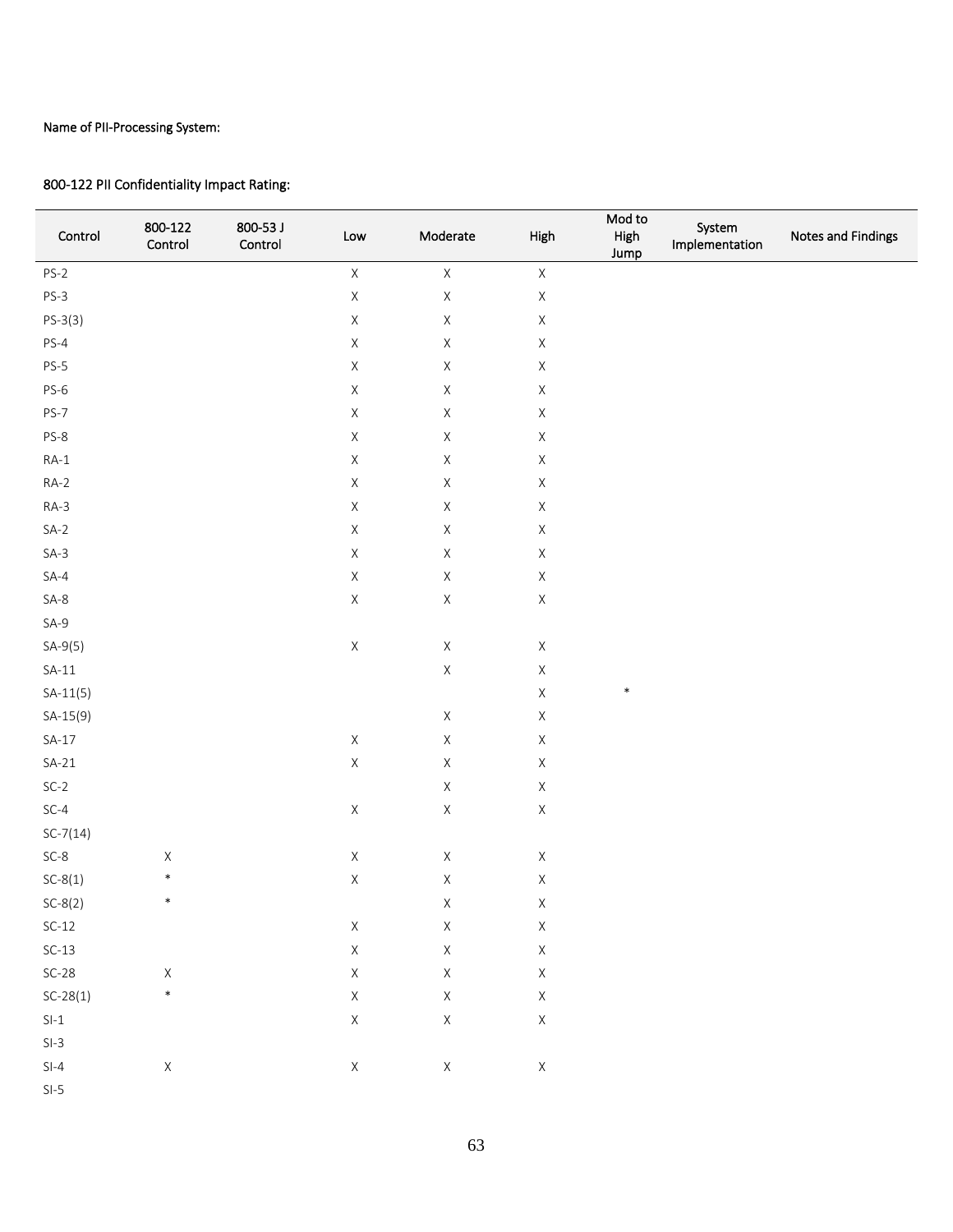Name of PII-Processing System:

800-122 PII Confidentiality Impact Rating:

| Control | 800-122 Control | 800-53 J Control | Low | Moderate | High | Mod to High Jump | System Implementation | Notes and Findings |
|---|---|---|---|---|---|---|---|---|
| PS-2 | | | X | X | X | | | |
| PS-3 | | | X | X | X | | | |
| PS-3(3) | | | X | X | X | | | |
| PS-4 | | | X | X | X | | | |
| PS-5 | | | X | X | X | | | |
| PS-6 | | | X | X | X | | | |
| PS-7 | | | X | X | X | | | |
| PS-8 | | | X | X | X | | | |
| RA-1 | | | X | X | X | | | |
| RA-2 | | | X | X | X | | | |
| RA-3 | | | X | X | X | | | |
| SA-2 | | | X | X | X | | | |
| SA-3 | | | X | X | X | | | |
| SA-4 | | | X | X | X | | | |
| SA-8 | | | X | X | X | | | |
| SA-9 | | | | | | | | |
| SA-9(5) | | | X | X | X | | | |
| SA-11 | | | | X | X | | | |
| SA-11(5) | | | | | X | * | | |
| SA-15(9) | | | | X | X | | | |
| SA-17 | | | X | X | X | | | |
| SA-21 | | | X | X | X | | | |
| SC-2 | | | | X | X | | | |
| SC-4 | | | X | X | X | | | |
| SC-7(14) | | | | | | | | |
| SC-8 | X | | X | X | X | | | |
| SC-8(1) | * | | X | X | X | | | |
| SC-8(2) | * | | | X | X | | | |
| SC-12 | | | X | X | X | | | |
| SC-13 | | | X | X | X | | | |
| SC-28 | X | | X | X | X | | | |
| SC-28(1) | * | | X | X | X | | | |
| SI-1 | | | X | X | X | | | |
| SI-3 | | | | | | | | |
| SI-4 | X | | X | X | X | | | |
| SI-5 | | | | | | | | |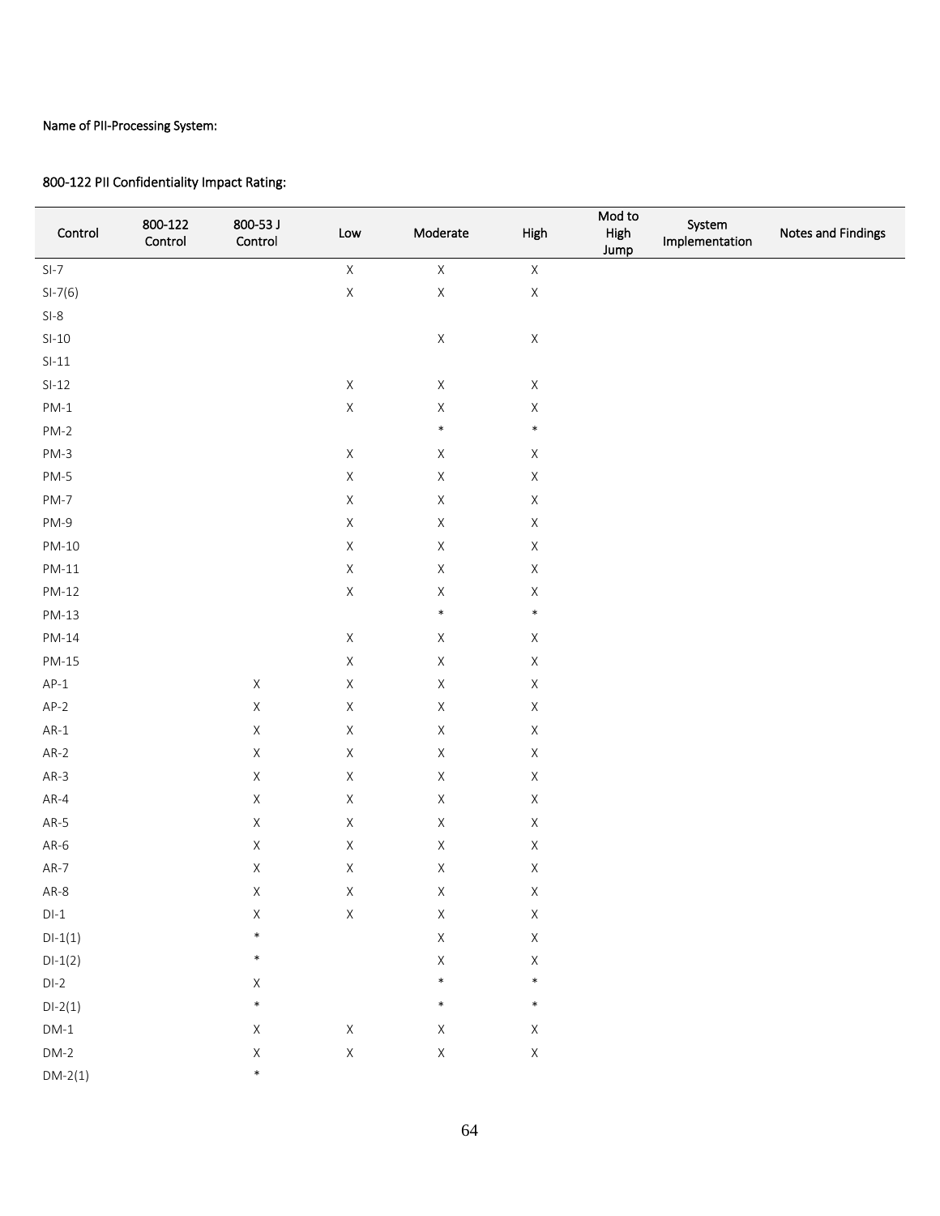Name of PII-Processing System:

800-122 PII Confidentiality Impact Rating:

| Control | 800-122 Control | 800-53 J Control | Low | Moderate | High | Mod to High Jump | System Implementation | Notes and Findings |
|---|---|---|---|---|---|---|---|---|
| SI-7 | | | X | X | X | | | |
| SI-7(6) | | | X | X | X | | | |
| SI-8 | | | | | | | | |
| SI-10 | | | | X | X | | | |
| SI-11 | | | | | | | | |
| SI-12 | | | X | X | X | | | |
| PM-1 | | | X | X | X | | | |
| PM-2 | | | | * | * | | | |
| PM-3 | | | X | X | X | | | |
| PM-5 | | | X | X | X | | | |
| PM-7 | | | X | X | X | | | |
| PM-9 | | | X | X | X | | | |
| PM-10 | | | X | X | X | | | |
| PM-11 | | | X | X | X | | | |
| PM-12 | | | X | X | X | | | |
| PM-13 | | | | * | * | | | |
| PM-14 | | | X | X | X | | | |
| PM-15 | | | X | X | X | | | |
| AP-1 | | X | X | X | X | | | |
| AP-2 | | X | X | X | X | | | |
| AR-1 | | X | X | X | X | | | |
| AR-2 | | X | X | X | X | | | |
| AR-3 | | X | X | X | X | | | |
| AR-4 | | X | X | X | X | | | |
| AR-5 | | X | X | X | X | | | |
| AR-6 | | X | X | X | X | | | |
| AR-7 | | X | X | X | X | | | |
| AR-8 | | X | X | X | X | | | |
| DI-1 | | X | X | X | X | | | |
| DI-1(1) | | * | | X | X | | | |
| DI-1(2) | | * | | X | X | | | |
| DI-2 | | X | | * | * | | | |
| DI-2(1) | | * | | * | * | | | |
| DM-1 | | X | X | X | X | | | |
| DM-2 | | X | X | X | X | | | |
| DM-2(1) | | * | | | | | | |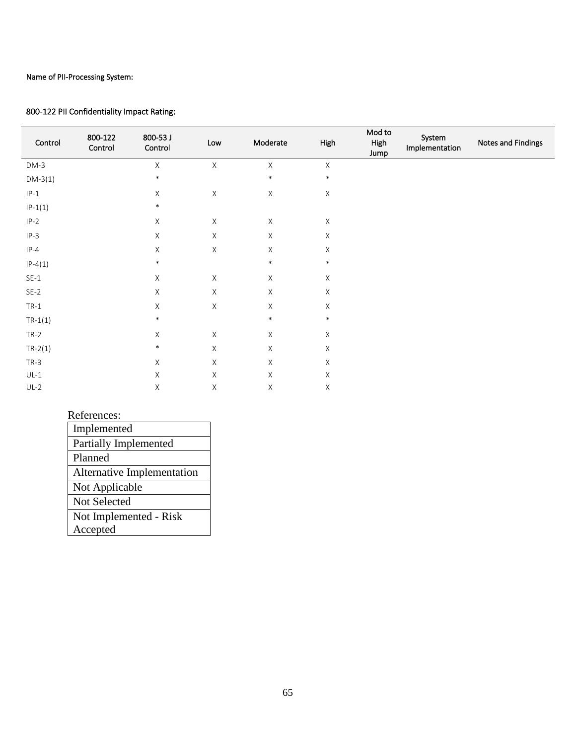Name of PII-Processing System:

800-122 PII Confidentiality Impact Rating:

| Control | 800-122 Control | 800-53 J Control | Low | Moderate | High | Mod to High Jump | System Implementation | Notes and Findings |
|---|---|---|---|---|---|---|---|---|
| DM-3 | | X | X | X | X | | | |
| DM-3(1) | | * | | * | * | | | |
| IP-1 | | X | X | X | X | | | |
| IP-1(1) | | * | | | | | | |
| IP-2 | | X | X | X | X | | | |
| IP-3 | | X | X | X | X | | | |
| IP-4 | | X | X | X | X | | | |
| IP-4(1) | | * | | * | * | | | |
| SE-1 | | X | X | X | X | | | |
| SE-2 | | X | X | X | X | | | |
| TR-1 | | X | X | X | X | | | |
| TR-1(1) | | * | | * | * | | | |
| TR-2 | | X | X | X | X | | | |
| TR-2(1) | | * | X | X | X | | | |
| TR-3 | | X | X | X | X | | | |
| UL-1 | | X | X | X | X | | | |
| UL-2 | | X | X | X | X | | | |

References:

| Implemented |
|---|
| Partially Implemented |
| Planned |
| Alternative Implementation |
| Not Applicable |
| Not Selected |
| Not Implemented - Risk Accepted |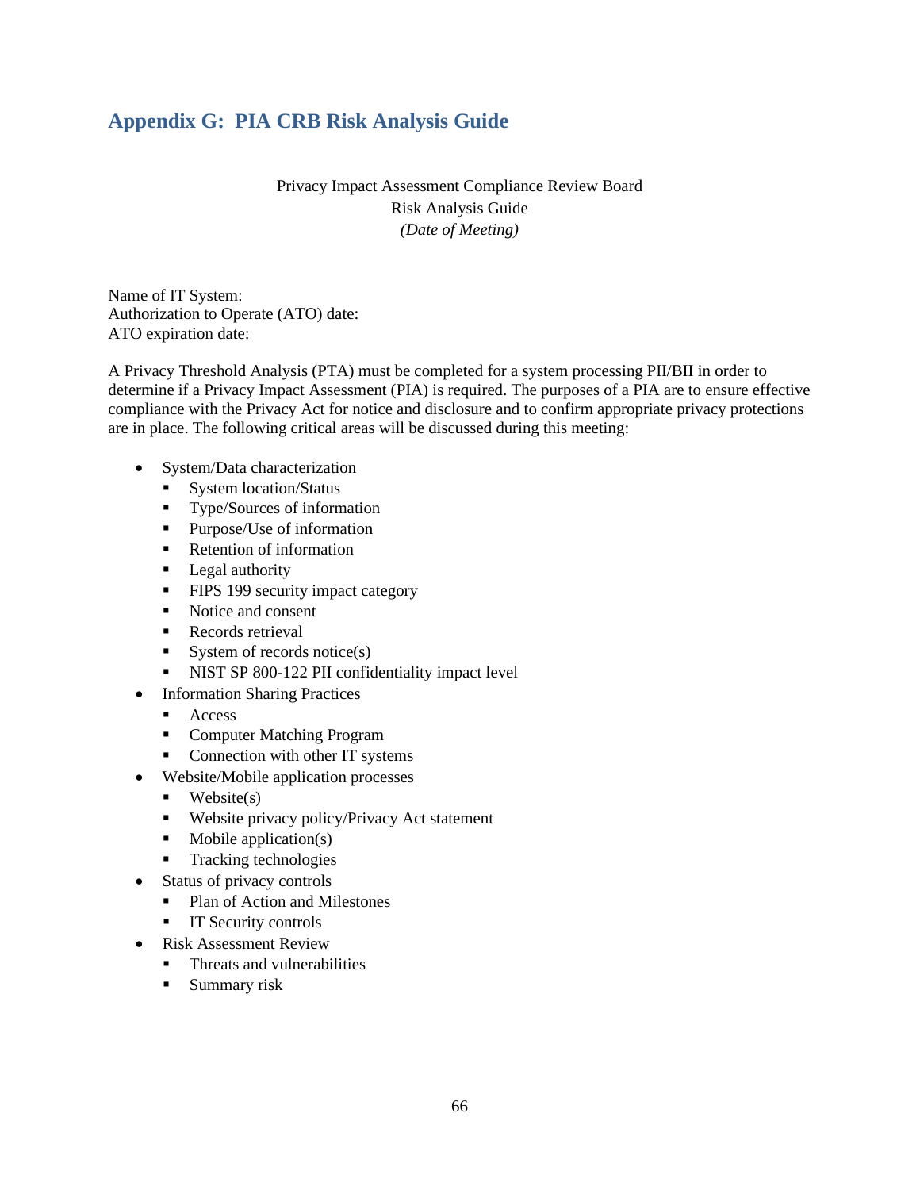## Appendix G: PIA CRB Risk Analysis Guide

Privacy Impact Assessment Compliance Review Board
Risk Analysis Guide
*(Date of Meeting)*

Name of IT System:
Authorization to Operate (ATO) date:
ATO expiration date:

A Privacy Threshold Analysis (PTA) must be completed for a system processing PII/BII in order to determine if a Privacy Impact Assessment (PIA) is required. The purposes of a PIA are to ensure effective compliance with the Privacy Act for notice and disclosure and to confirm appropriate privacy protections are in place. The following critical areas will be discussed during this meeting:

- System/Data characterization
  - System location/Status
  - Type/Sources of information
  - Purpose/Use of information
  - Retention of information
  - Legal authority
  - FIPS 199 security impact category
  - Notice and consent
  - Records retrieval
  - System of records notice(s)
  - NIST SP 800-122 PII confidentiality impact level
- Information Sharing Practices
  - Access
  - Computer Matching Program
  - Connection with other IT systems
- Website/Mobile application processes
  - Website(s)
  - Website privacy policy/Privacy Act statement
  - Mobile application(s)
  - Tracking technologies
- Status of privacy controls
  - Plan of Action and Milestones
  - IT Security controls
- Risk Assessment Review
  - Threats and vulnerabilities
  - Summary risk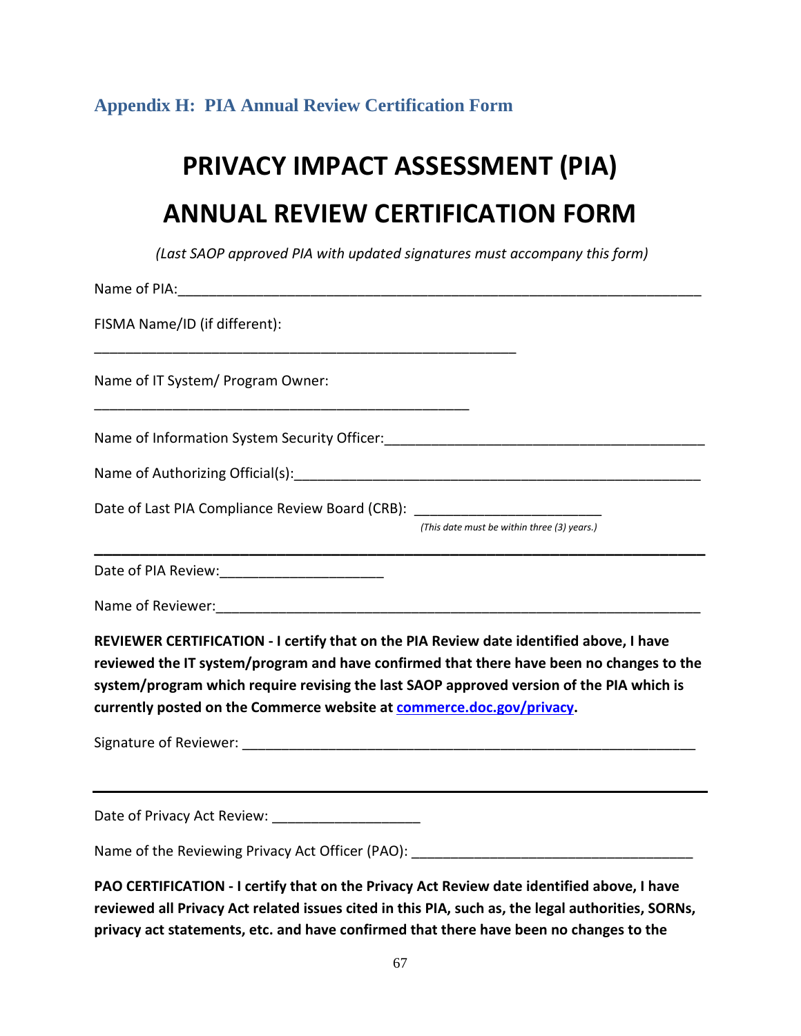## Appendix H: PIA Annual Review Certification Form

# PRIVACY IMPACT ASSESSMENT (PIA)

# ANNUAL REVIEW CERTIFICATION FORM

*(Last SAOP approved PIA with updated signatures must accompany this form)*

Name of PIA:___________________________________________________________________

FISMA Name/ID (if different):

______________________________________________________

Name of IT System/ Program Owner:

________________________________________________

Name of Information System Security Officer:_________________________________________

Name of Authorizing Official(s):____________________________________________________

Date of Last PIA Compliance Review Board (CRB): _______________________

*(This date must be within three (3) years.)*

---

Date of PIA Review:_____________________

Name of Reviewer:_______________________________________________________________

**REVIEWER CERTIFICATION - I certify that on the PIA Review date identified above, I have reviewed the IT system/program and have confirmed that there have been no changes to the system/program which require revising the last SAOP approved version of the PIA which is currently posted on the Commerce website at [commerce.doc.gov/privacy](commerce.doc.gov/privacy).**

Signature of Reviewer: __________________________________________________________

---

Date of Privacy Act Review: ___________________

Name of the Reviewing Privacy Act Officer (PAO): ___________________________________

**PAO CERTIFICATION - I certify that on the Privacy Act Review date identified above, I have reviewed all Privacy Act related issues cited in this PIA, such as, the legal authorities, SORNs, privacy act statements, etc. and have confirmed that there have been no changes to the**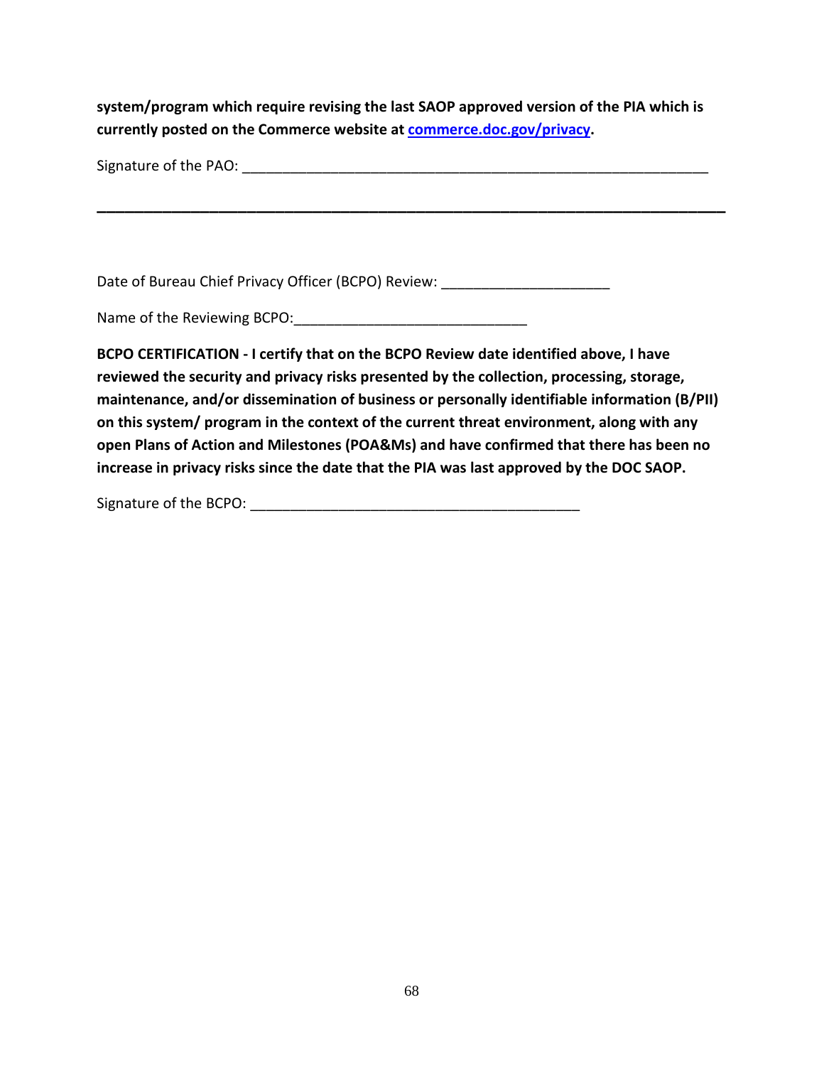**system/program which require revising the last SAOP approved version of the PIA which is currently posted on the Commerce website at [commerce.doc.gov/privacy](commerce.doc.gov/privacy).**

Signature of the PAO: ___________________________________________________________

---

Date of Bureau Chief Privacy Officer (BCPO) Review: ____________________

Name of the Reviewing BCPO:____________________________

**BCPO CERTIFICATION - I certify that on the BCPO Review date identified above, I have reviewed the security and privacy risks presented by the collection, processing, storage, maintenance, and/or dissemination of business or personally identifiable information (B/PII) on this system/ program in the context of the current threat environment, along with any open Plans of Action and Milestones (POA&Ms) and have confirmed that there has been no increase in privacy risks since the date that the PIA was last approved by the DOC SAOP.**

Signature of the BCPO: ________________________________________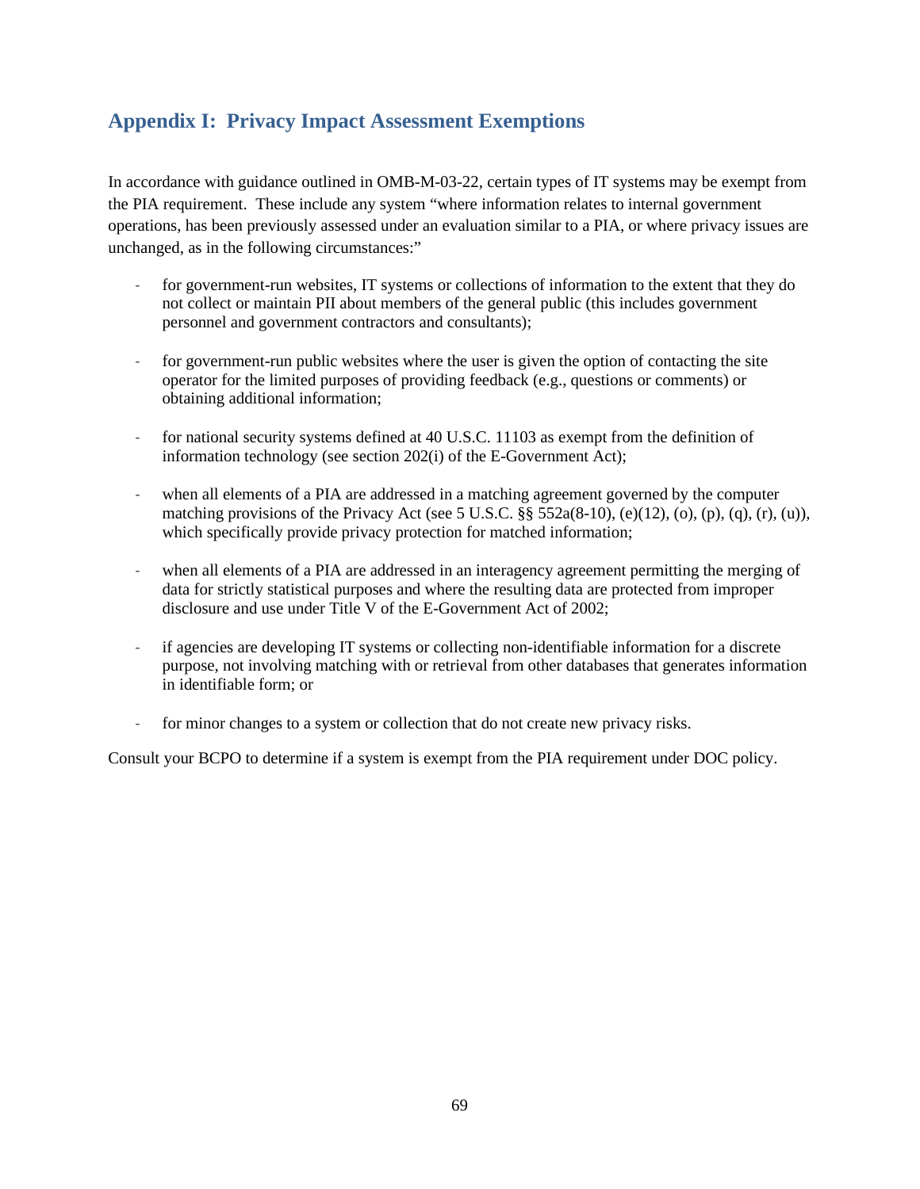## Appendix I: Privacy Impact Assessment Exemptions

In accordance with guidance outlined in OMB-M-03-22, certain types of IT systems may be exempt from the PIA requirement. These include any system "where information relates to internal government operations, has been previously assessed under an evaluation similar to a PIA, or where privacy issues are unchanged, as in the following circumstances:"

- for government-run websites, IT systems or collections of information to the extent that they do not collect or maintain PII about members of the general public (this includes government personnel and government contractors and consultants);

- for government-run public websites where the user is given the option of contacting the site operator for the limited purposes of providing feedback (e.g., questions or comments) or obtaining additional information;

- for national security systems defined at 40 U.S.C. 11103 as exempt from the definition of information technology (see section 202(i) of the E-Government Act);

- when all elements of a PIA are addressed in a matching agreement governed by the computer matching provisions of the Privacy Act (see 5 U.S.C. §§ 552a(8-10), (e)(12), (o), (p), (q), (r), (u)), which specifically provide privacy protection for matched information;

- when all elements of a PIA are addressed in an interagency agreement permitting the merging of data for strictly statistical purposes and where the resulting data are protected from improper disclosure and use under Title V of the E-Government Act of 2002;

- if agencies are developing IT systems or collecting non-identifiable information for a discrete purpose, not involving matching with or retrieval from other databases that generates information in identifiable form; or

- for minor changes to a system or collection that do not create new privacy risks.

Consult your BCPO to determine if a system is exempt from the PIA requirement under DOC policy.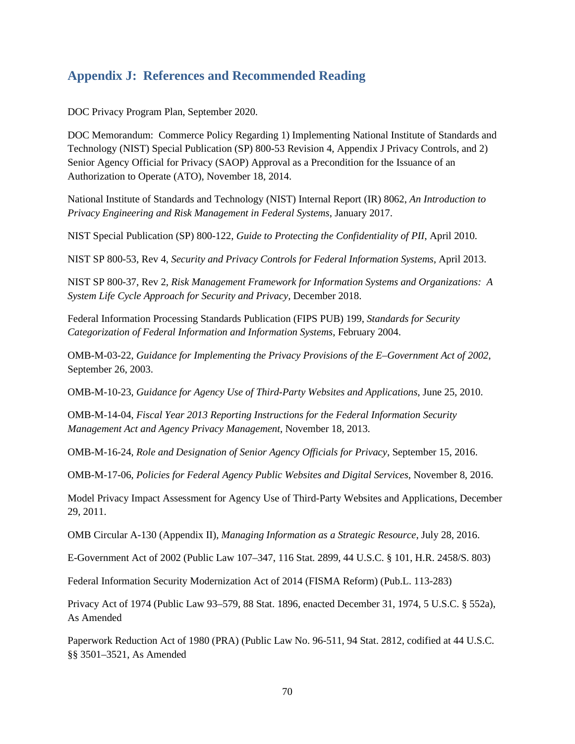## Appendix J: References and Recommended Reading

DOC Privacy Program Plan, September 2020.

DOC Memorandum: Commerce Policy Regarding 1) Implementing National Institute of Standards and Technology (NIST) Special Publication (SP) 800-53 Revision 4, Appendix J Privacy Controls, and 2) Senior Agency Official for Privacy (SAOP) Approval as a Precondition for the Issuance of an Authorization to Operate (ATO), November 18, 2014.

National Institute of Standards and Technology (NIST) Internal Report (IR) 8062, *An Introduction to Privacy Engineering and Risk Management in Federal Systems*, January 2017.

NIST Special Publication (SP) 800-122, *Guide to Protecting the Confidentiality of PII*, April 2010.

NIST SP 800-53, Rev 4, *Security and Privacy Controls for Federal Information Systems*, April 2013.

NIST SP 800-37, Rev 2, *Risk Management Framework for Information Systems and Organizations: A System Life Cycle Approach for Security and Privacy*, December 2018.

Federal Information Processing Standards Publication (FIPS PUB) 199, *Standards for Security Categorization of Federal Information and Information Systems*, February 2004.

OMB-M-03-22, *Guidance for Implementing the Privacy Provisions of the E–Government Act of 2002*, September 26, 2003.

OMB-M-10-23, *Guidance for Agency Use of Third-Party Websites and Applications*, June 25, 2010.

OMB-M-14-04, *Fiscal Year 2013 Reporting Instructions for the Federal Information Security Management Act and Agency Privacy Management*, November 18, 2013.

OMB-M-16-24, *Role and Designation of Senior Agency Officials for Privacy*, September 15, 2016.

OMB-M-17-06, *Policies for Federal Agency Public Websites and Digital Services*, November 8, 2016.

Model Privacy Impact Assessment for Agency Use of Third-Party Websites and Applications, December 29, 2011.

OMB Circular A-130 (Appendix II), *Managing Information as a Strategic Resource*, July 28, 2016.

E-Government Act of 2002 (Public Law 107–347, 116 Stat. 2899, 44 U.S.C. § 101, H.R. 2458/S. 803)

Federal Information Security Modernization Act of 2014 (FISMA Reform) (Pub.L. 113-283)

Privacy Act of 1974 (Public Law 93–579, 88 Stat. 1896, enacted December 31, 1974, 5 U.S.C. § 552a), As Amended

Paperwork Reduction Act of 1980 (PRA) (Public Law No. 96-511, 94 Stat. 2812, codified at 44 U.S.C. §§ 3501–3521, As Amended